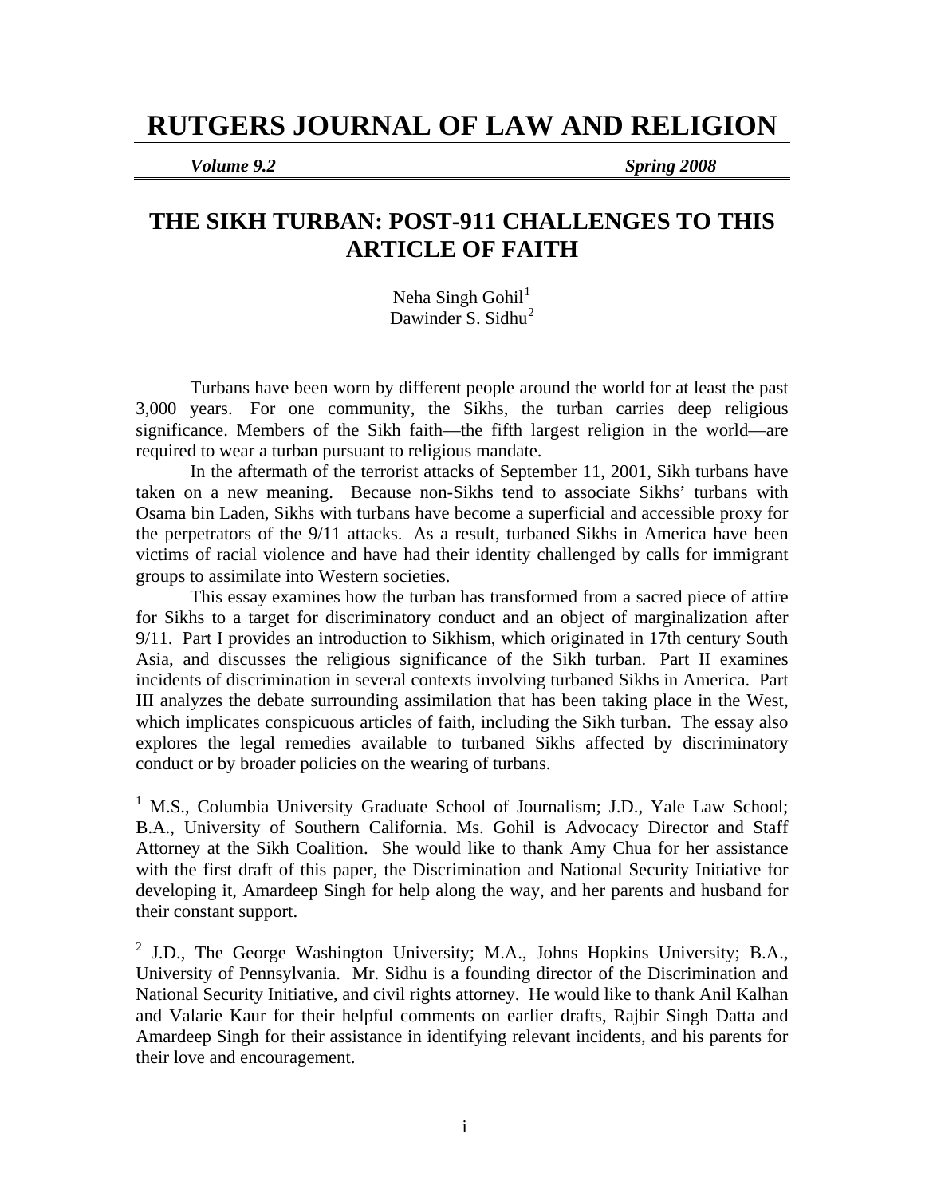# RUTGERS JOURNAL OF LAW AND RELIGION

*Volume 9.2* *Spring 2008*

## THE SIKH TURBAN: POST-911 CHALLENGES TO THIS ARTICLE OF FAITH

Neha Singh Gohil[1]
Dawinder S. Sidhu[2]

Turbans have been worn by different people around the world for at least the past 3,000 years. For one community, the Sikhs, the turban carries deep religious significance. Members of the Sikh faith—the fifth largest religion in the world—are required to wear a turban pursuant to religious mandate.

In the aftermath of the terrorist attacks of September 11, 2001, Sikh turbans have taken on a new meaning. Because non-Sikhs tend to associate Sikhs' turbans with Osama bin Laden, Sikhs with turbans have become a superficial and accessible proxy for the perpetrators of the 9/11 attacks. As a result, turbaned Sikhs in America have been victims of racial violence and have had their identity challenged by calls for immigrant groups to assimilate into Western societies.

This essay examines how the turban has transformed from a sacred piece of attire for Sikhs to a target for discriminatory conduct and an object of marginalization after 9/11. Part I provides an introduction to Sikhism, which originated in 17th century South Asia, and discusses the religious significance of the Sikh turban. Part II examines incidents of discrimination in several contexts involving turbaned Sikhs in America. Part III analyzes the debate surrounding assimilation that has been taking place in the West, which implicates conspicuous articles of faith, including the Sikh turban. The essay also explores the legal remedies available to turbaned Sikhs affected by discriminatory conduct or by broader policies on the wearing of turbans.

---

[1] M.S., Columbia University Graduate School of Journalism; J.D., Yale Law School; B.A., University of Southern California. Ms. Gohil is Advocacy Director and Staff Attorney at the Sikh Coalition. She would like to thank Amy Chua for her assistance with the first draft of this paper, the Discrimination and National Security Initiative for developing it, Amardeep Singh for help along the way, and her parents and husband for their constant support.

[2] J.D., The George Washington University; M.A., Johns Hopkins University; B.A., University of Pennsylvania. Mr. Sidhu is a founding director of the Discrimination and National Security Initiative, and civil rights attorney. He would like to thank Anil Kalhan and Valarie Kaur for their helpful comments on earlier drafts, Rajbir Singh Datta and Amardeep Singh for their assistance in identifying relevant incidents, and his parents for their love and encouragement.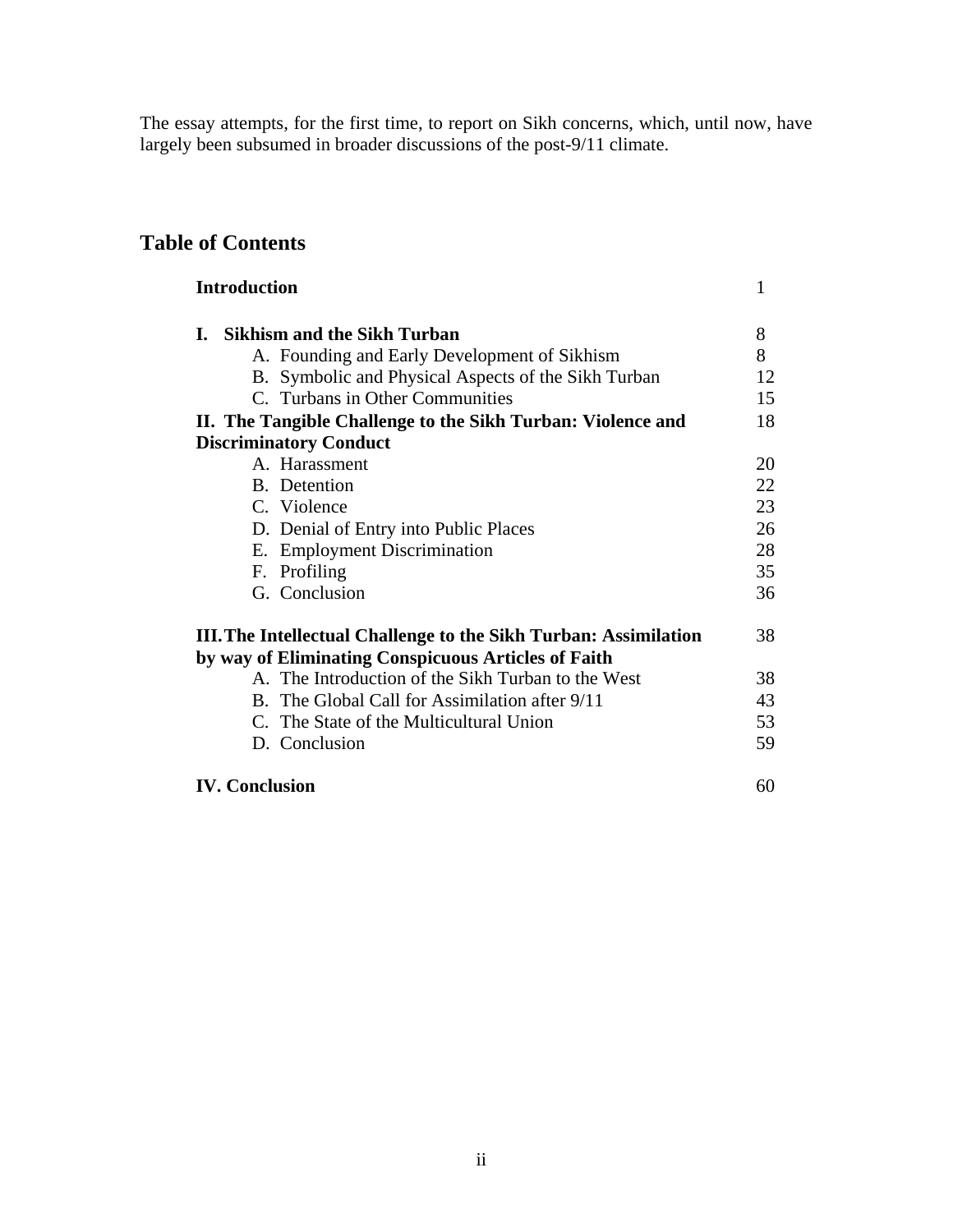The essay attempts, for the first time, to report on Sikh concerns, which, until now, have largely been subsumed in broader discussions of the post-9/11 climate.

## Table of Contents

| | |
|---|---|
| **Introduction** | 1 |
| **I. Sikhism and the Sikh Turban** | 8 |
| A. Founding and Early Development of Sikhism | 8 |
| B. Symbolic and Physical Aspects of the Sikh Turban | 12 |
| C. Turbans in Other Communities | 15 |
| **II. The Tangible Challenge to the Sikh Turban: Violence and Discriminatory Conduct** | 18 |
| A. Harassment | 20 |
| B. Detention | 22 |
| C. Violence | 23 |
| D. Denial of Entry into Public Places | 26 |
| E. Employment Discrimination | 28 |
| F. Profiling | 35 |
| G. Conclusion | 36 |
| **III. The Intellectual Challenge to the Sikh Turban: Assimilation by way of Eliminating Conspicuous Articles of Faith** | 38 |
| A. The Introduction of the Sikh Turban to the West | 38 |
| B. The Global Call for Assimilation after 9/11 | 43 |
| C. The State of the Multicultural Union | 53 |
| D. Conclusion | 59 |
| **IV. Conclusion** | 60 |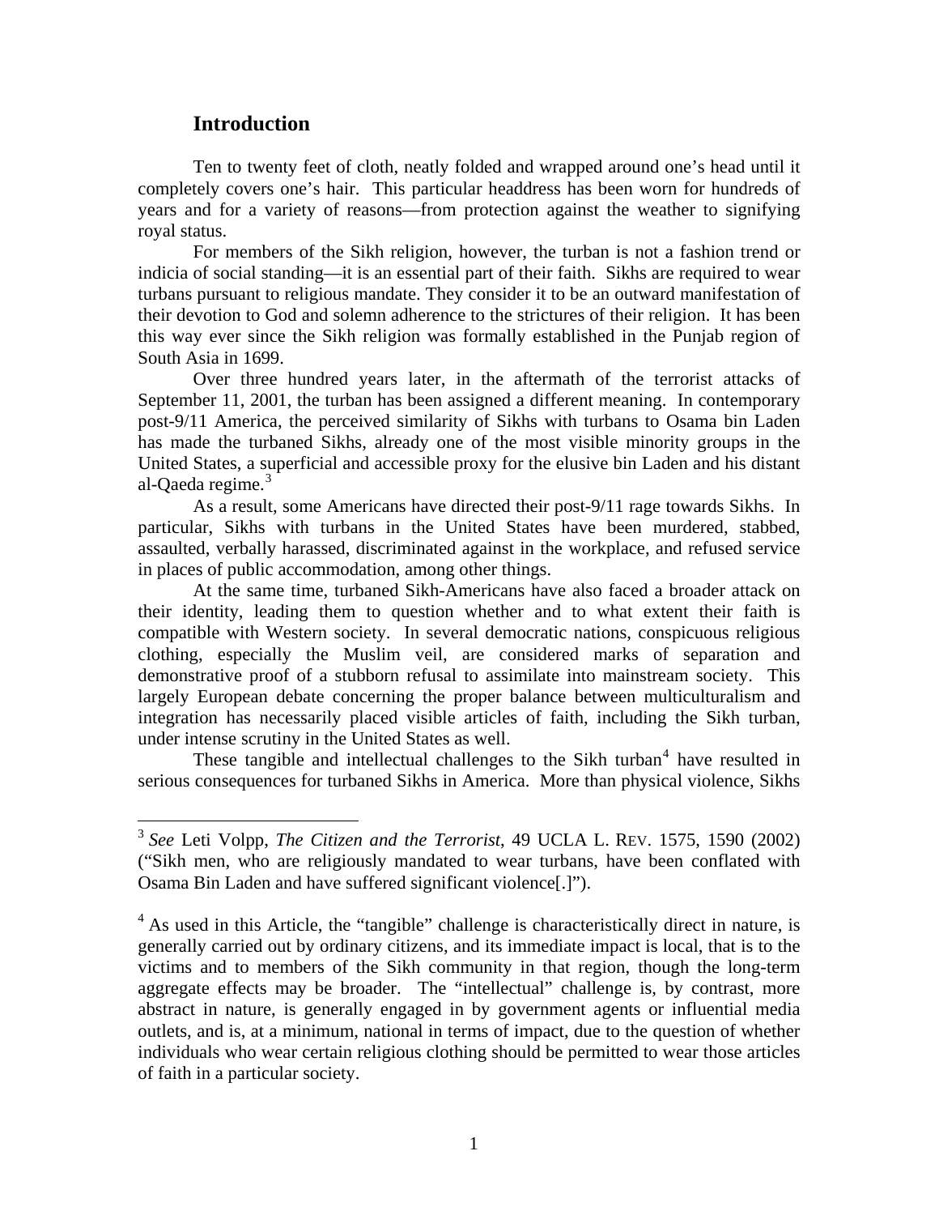## Introduction

Ten to twenty feet of cloth, neatly folded and wrapped around one's head until it completely covers one's hair. This particular headdress has been worn for hundreds of years and for a variety of reasons—from protection against the weather to signifying royal status.

For members of the Sikh religion, however, the turban is not a fashion trend or indicia of social standing—it is an essential part of their faith. Sikhs are required to wear turbans pursuant to religious mandate. They consider it to be an outward manifestation of their devotion to God and solemn adherence to the strictures of their religion. It has been this way ever since the Sikh religion was formally established in the Punjab region of South Asia in 1699.

Over three hundred years later, in the aftermath of the terrorist attacks of September 11, 2001, the turban has been assigned a different meaning. In contemporary post-9/11 America, the perceived similarity of Sikhs with turbans to Osama bin Laden has made the turbaned Sikhs, already one of the most visible minority groups in the United States, a superficial and accessible proxy for the elusive bin Laden and his distant al-Qaeda regime.[3]

As a result, some Americans have directed their post-9/11 rage towards Sikhs. In particular, Sikhs with turbans in the United States have been murdered, stabbed, assaulted, verbally harassed, discriminated against in the workplace, and refused service in places of public accommodation, among other things.

At the same time, turbaned Sikh-Americans have also faced a broader attack on their identity, leading them to question whether and to what extent their faith is compatible with Western society. In several democratic nations, conspicuous religious clothing, especially the Muslim veil, are considered marks of separation and demonstrative proof of a stubborn refusal to assimilate into mainstream society. This largely European debate concerning the proper balance between multiculturalism and integration has necessarily placed visible articles of faith, including the Sikh turban, under intense scrutiny in the United States as well.

These tangible and intellectual challenges to the Sikh turban[4] have resulted in serious consequences for turbaned Sikhs in America. More than physical violence, Sikhs

---

[3] *See* Leti Volpp, *The Citizen and the Terrorist*, 49 UCLA L. REV. 1575, 1590 (2002) ("Sikh men, who are religiously mandated to wear turbans, have been conflated with Osama Bin Laden and have suffered significant violence[.]").

[4] As used in this Article, the "tangible" challenge is characteristically direct in nature, is generally carried out by ordinary citizens, and its immediate impact is local, that is to the victims and to members of the Sikh community in that region, though the long-term aggregate effects may be broader. The "intellectual" challenge is, by contrast, more abstract in nature, is generally engaged in by government agents or influential media outlets, and is, at a minimum, national in terms of impact, due to the question of whether individuals who wear certain religious clothing should be permitted to wear those articles of faith in a particular society.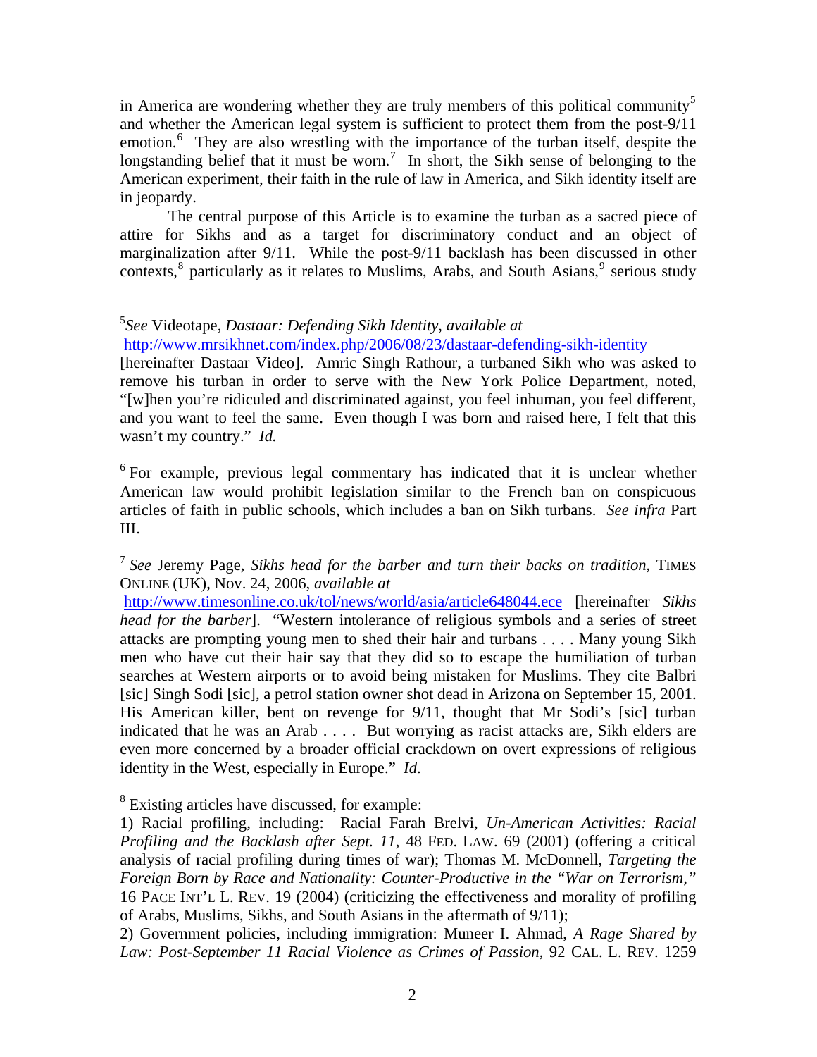in America are wondering whether they are truly members of this political community[5] and whether the American legal system is sufficient to protect them from the post-9/11 emotion.[6] They are also wrestling with the importance of the turban itself, despite the longstanding belief that it must be worn.[7] In short, the Sikh sense of belonging to the American experiment, their faith in the rule of law in America, and Sikh identity itself are in jeopardy.

The central purpose of this Article is to examine the turban as a sacred piece of attire for Sikhs and as a target for discriminatory conduct and an object of marginalization after 9/11. While the post-9/11 backlash has been discussed in other contexts,[8] particularly as it relates to Muslims, Arabs, and South Asians,[9] serious study

---

[5] *See* Videotape, *Dastaar: Defending Sikh Identity*, *available at* http://www.mrsikhnet.com/index.php/2006/08/23/dastaar-defending-sikh-identity [hereinafter Dastaar Video]. Amric Singh Rathour, a turbaned Sikh who was asked to remove his turban in order to serve with the New York Police Department, noted, "[w]hen you're ridiculed and discriminated against, you feel inhuman, you feel different, and you want to feel the same. Even though I was born and raised here, I felt that this wasn't my country." *Id.*

[6] For example, previous legal commentary has indicated that it is unclear whether American law would prohibit legislation similar to the French ban on conspicuous articles of faith in public schools, which includes a ban on Sikh turbans. *See infra* Part III.

[7] *See* Jeremy Page, *Sikhs head for the barber and turn their backs on tradition*, TIMES ONLINE (UK), Nov. 24, 2006, *available at* http://www.timesonline.co.uk/tol/news/world/asia/article648044.ece [hereinafter *Sikhs head for the barber*]. "Western intolerance of religious symbols and a series of street attacks are prompting young men to shed their hair and turbans . . . . Many young Sikh men who have cut their hair say that they did so to escape the humiliation of turban searches at Western airports or to avoid being mistaken for Muslims. They cite Balbri [sic] Singh Sodi [sic], a petrol station owner shot dead in Arizona on September 15, 2001. His American killer, bent on revenge for 9/11, thought that Mr Sodi's [sic] turban indicated that he was an Arab . . . . But worrying as racist attacks are, Sikh elders are even more concerned by a broader official crackdown on overt expressions of religious identity in the West, especially in Europe." *Id.*

[8] Existing articles have discussed, for example:

1) Racial profiling, including: Racial Farah Brelvi, *Un-American Activities: Racial Profiling and the Backlash after Sept. 11*, 48 FED. LAW. 69 (2001) (offering a critical analysis of racial profiling during times of war); Thomas M. McDonnell, *Targeting the Foreign Born by Race and Nationality: Counter-Productive in the "War on Terrorism,"* 16 PACE INT'L L. REV. 19 (2004) (criticizing the effectiveness and morality of profiling of Arabs, Muslims, Sikhs, and South Asians in the aftermath of 9/11);

2) Government policies, including immigration: Muneer I. Ahmad, *A Rage Shared by Law: Post-September 11 Racial Violence as Crimes of Passion*, 92 CAL. L. REV. 1259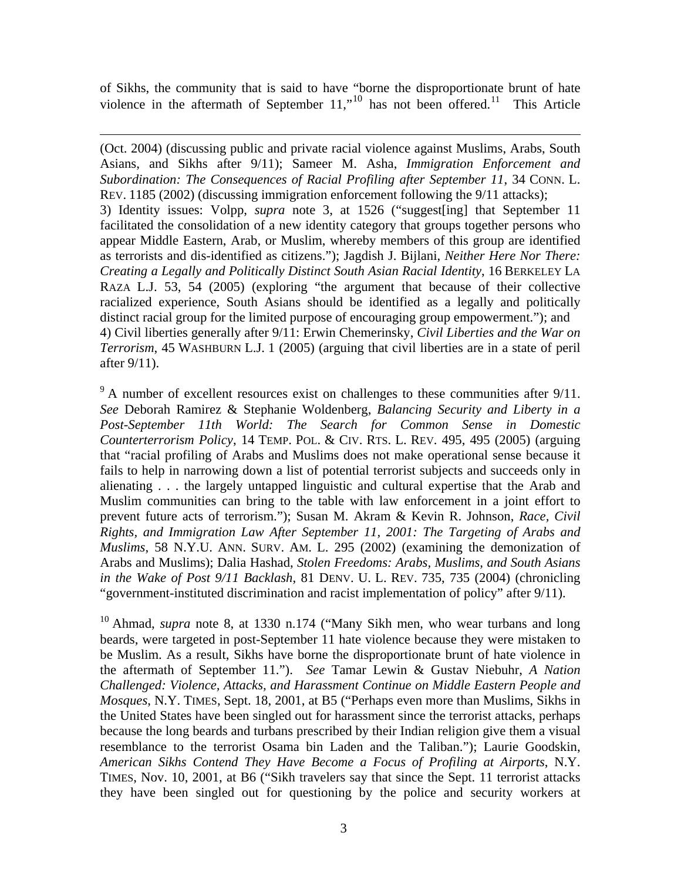of Sikhs, the community that is said to have "borne the disproportionate brunt of hate violence in the aftermath of September 11,"[10] has not been offered.[11] This Article

---

(Oct. 2004) (discussing public and private racial violence against Muslims, Arabs, South Asians, and Sikhs after 9/11); Sameer M. Asha, *Immigration Enforcement and Subordination: The Consequences of Racial Profiling after September 11*, 34 CONN. L. REV. 1185 (2002) (discussing immigration enforcement following the 9/11 attacks);
3) Identity issues: Volpp, *supra* note 3, at 1526 ("suggest[ing] that September 11 facilitated the consolidation of a new identity category that groups together persons who appear Middle Eastern, Arab, or Muslim, whereby members of this group are identified as terrorists and dis-identified as citizens."); Jagdish J. Bijlani, *Neither Here Nor There: Creating a Legally and Politically Distinct South Asian Racial Identity*, 16 BERKELEY LA RAZA L.J. 53, 54 (2005) (exploring "the argument that because of their collective racialized experience, South Asians should be identified as a legally and politically distinct racial group for the limited purpose of encouraging group empowerment."); and
4) Civil liberties generally after 9/11: Erwin Chemerinsky, *Civil Liberties and the War on Terrorism*, 45 WASHBURN L.J. 1 (2005) (arguing that civil liberties are in a state of peril after 9/11).

[9] A number of excellent resources exist on challenges to these communities after 9/11. *See* Deborah Ramirez & Stephanie Woldenberg, *Balancing Security and Liberty in a Post-September 11th World: The Search for Common Sense in Domestic Counterterrorism Policy*, 14 TEMP. POL. & CIV. RTS. L. REV. 495, 495 (2005) (arguing that "racial profiling of Arabs and Muslims does not make operational sense because it fails to help in narrowing down a list of potential terrorist subjects and succeeds only in alienating . . . the largely untapped linguistic and cultural expertise that the Arab and Muslim communities can bring to the table with law enforcement in a joint effort to prevent future acts of terrorism."); Susan M. Akram & Kevin R. Johnson, *Race, Civil Rights, and Immigration Law After September 11, 2001: The Targeting of Arabs and Muslims*, 58 N.Y.U. ANN. SURV. AM. L. 295 (2002) (examining the demonization of Arabs and Muslims); Dalia Hashad, *Stolen Freedoms: Arabs, Muslims, and South Asians in the Wake of Post 9/11 Backlash*, 81 DENV. U. L. REV. 735, 735 (2004) (chronicling "government-instituted discrimination and racist implementation of policy" after 9/11).

[10] Ahmad, *supra* note 8, at 1330 n.174 ("Many Sikh men, who wear turbans and long beards, were targeted in post-September 11 hate violence because they were mistaken to be Muslim. As a result, Sikhs have borne the disproportionate brunt of hate violence in the aftermath of September 11."). *See* Tamar Lewin & Gustav Niebuhr, *A Nation Challenged: Violence, Attacks, and Harassment Continue on Middle Eastern People and Mosques*, N.Y. TIMES, Sept. 18, 2001, at B5 ("Perhaps even more than Muslims, Sikhs in the United States have been singled out for harassment since the terrorist attacks, perhaps because the long beards and turbans prescribed by their Indian religion give them a visual resemblance to the terrorist Osama bin Laden and the Taliban."); Laurie Goodskin, *American Sikhs Contend They Have Become a Focus of Profiling at Airports*, N.Y. TIMES, Nov. 10, 2001, at B6 ("Sikh travelers say that since the Sept. 11 terrorist attacks they have been singled out for questioning by the police and security workers at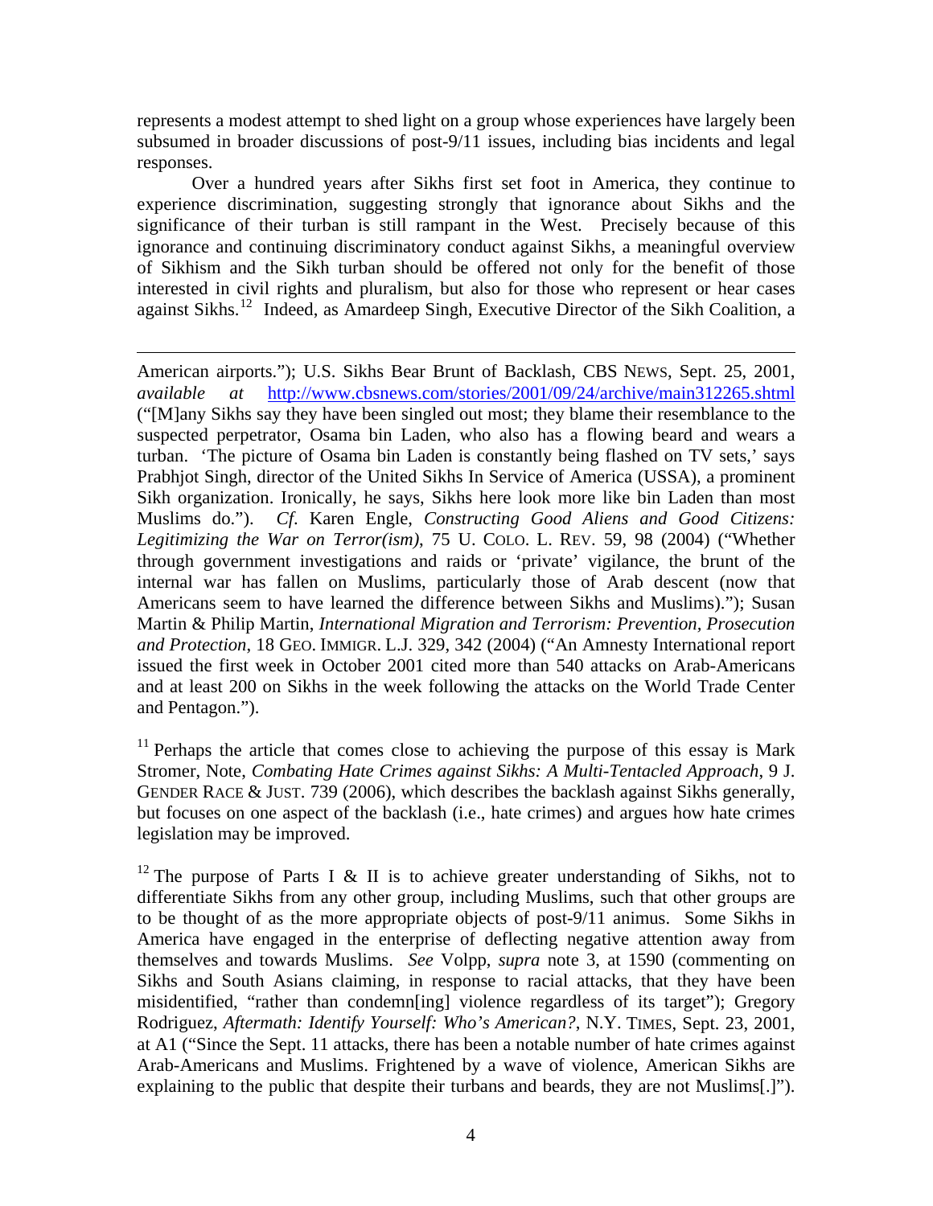represents a modest attempt to shed light on a group whose experiences have largely been subsumed in broader discussions of post-9/11 issues, including bias incidents and legal responses.

Over a hundred years after Sikhs first set foot in America, they continue to experience discrimination, suggesting strongly that ignorance about Sikhs and the significance of their turban is still rampant in the West. Precisely because of this ignorance and continuing discriminatory conduct against Sikhs, a meaningful overview of Sikhism and the Sikh turban should be offered not only for the benefit of those interested in civil rights and pluralism, but also for those who represent or hear cases against Sikhs.[12] Indeed, as Amardeep Singh, Executive Director of the Sikh Coalition, a

---

American airports."); U.S. Sikhs Bear Brunt of Backlash, CBS NEWS, Sept. 25, 2001, *available at* http://www.cbsnews.com/stories/2001/09/24/archive/main312265.shtml ("[M]any Sikhs say they have been singled out most; they blame their resemblance to the suspected perpetrator, Osama bin Laden, who also has a flowing beard and wears a turban. 'The picture of Osama bin Laden is constantly being flashed on TV sets,' says Prabhjot Singh, director of the United Sikhs In Service of America (USSA), a prominent Sikh organization. Ironically, he says, Sikhs here look more like bin Laden than most Muslims do."). *Cf.* Karen Engle, *Constructing Good Aliens and Good Citizens: Legitimizing the War on Terror(ism)*, 75 U. COLO. L. REV. 59, 98 (2004) ("Whether through government investigations and raids or 'private' vigilance, the brunt of the internal war has fallen on Muslims, particularly those of Arab descent (now that Americans seem to have learned the difference between Sikhs and Muslims)."); Susan Martin & Philip Martin, *International Migration and Terrorism: Prevention, Prosecution and Protection*, 18 GEO. IMMIGR. L.J. 329, 342 (2004) ("An Amnesty International report issued the first week in October 2001 cited more than 540 attacks on Arab-Americans and at least 200 on Sikhs in the week following the attacks on the World Trade Center and Pentagon.").

[11] Perhaps the article that comes close to achieving the purpose of this essay is Mark Stromer, Note, *Combating Hate Crimes against Sikhs: A Multi-Tentacled Approach*, 9 J. GENDER RACE & JUST. 739 (2006), which describes the backlash against Sikhs generally, but focuses on one aspect of the backlash (i.e., hate crimes) and argues how hate crimes legislation may be improved.

[12] The purpose of Parts I & II is to achieve greater understanding of Sikhs, not to differentiate Sikhs from any other group, including Muslims, such that other groups are to be thought of as the more appropriate objects of post-9/11 animus. Some Sikhs in America have engaged in the enterprise of deflecting negative attention away from themselves and towards Muslims. *See* Volpp, *supra* note 3, at 1590 (commenting on Sikhs and South Asians claiming, in response to racial attacks, that they have been misidentified, "rather than condemn[ing] violence regardless of its target"); Gregory Rodriguez, *Aftermath: Identify Yourself: Who's American?*, N.Y. TIMES, Sept. 23, 2001, at A1 ("Since the Sept. 11 attacks, there has been a notable number of hate crimes against Arab-Americans and Muslims. Frightened by a wave of violence, American Sikhs are explaining to the public that despite their turbans and beards, they are not Muslims[.]").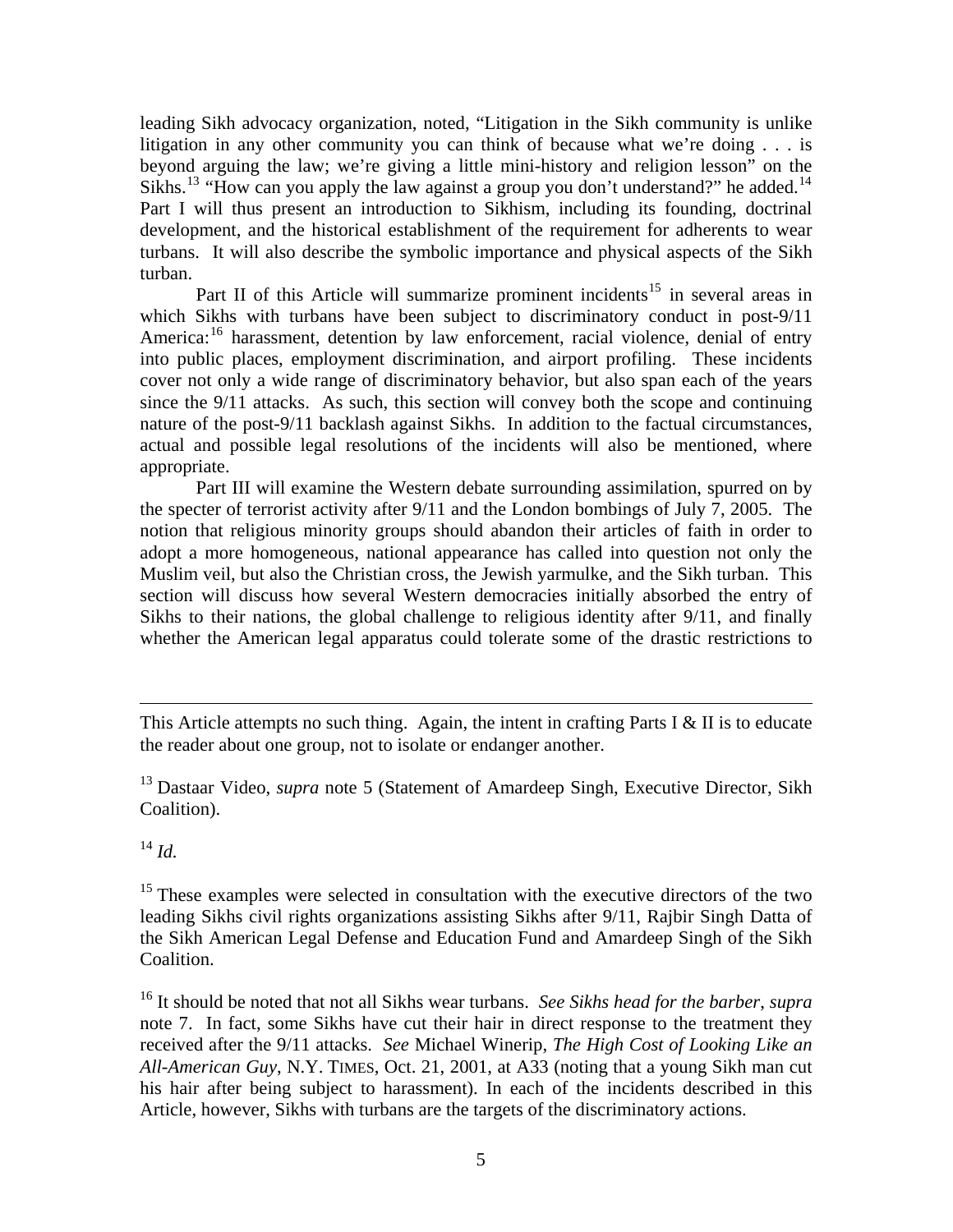leading Sikh advocacy organization, noted, "Litigation in the Sikh community is unlike litigation in any other community you can think of because what we're doing . . . is beyond arguing the law; we're giving a little mini-history and religion lesson" on the Sikhs.[13] "How can you apply the law against a group you don't understand?" he added.[14] Part I will thus present an introduction to Sikhism, including its founding, doctrinal development, and the historical establishment of the requirement for adherents to wear turbans. It will also describe the symbolic importance and physical aspects of the Sikh turban.

Part II of this Article will summarize prominent incidents[15] in several areas in which Sikhs with turbans have been subject to discriminatory conduct in post-9/11 America:[16] harassment, detention by law enforcement, racial violence, denial of entry into public places, employment discrimination, and airport profiling. These incidents cover not only a wide range of discriminatory behavior, but also span each of the years since the 9/11 attacks. As such, this section will convey both the scope and continuing nature of the post-9/11 backlash against Sikhs. In addition to the factual circumstances, actual and possible legal resolutions of the incidents will also be mentioned, where appropriate.

Part III will examine the Western debate surrounding assimilation, spurred on by the specter of terrorist activity after 9/11 and the London bombings of July 7, 2005. The notion that religious minority groups should abandon their articles of faith in order to adopt a more homogeneous, national appearance has called into question not only the Muslim veil, but also the Christian cross, the Jewish yarmulke, and the Sikh turban. This section will discuss how several Western democracies initially absorbed the entry of Sikhs to their nations, the global challenge to religious identity after 9/11, and finally whether the American legal apparatus could tolerate some of the drastic restrictions to

---

This Article attempts no such thing. Again, the intent in crafting Parts I & II is to educate the reader about one group, not to isolate or endanger another.

[13] Dastaar Video, *supra* note 5 (Statement of Amardeep Singh, Executive Director, Sikh Coalition).

[14] *Id.*

[15] These examples were selected in consultation with the executive directors of the two leading Sikhs civil rights organizations assisting Sikhs after 9/11, Rajbir Singh Datta of the Sikh American Legal Defense and Education Fund and Amardeep Singh of the Sikh Coalition.

[16] It should be noted that not all Sikhs wear turbans. *See Sikhs head for the barber*, *supra* note 7. In fact, some Sikhs have cut their hair in direct response to the treatment they received after the 9/11 attacks. *See* Michael Winerip, *The High Cost of Looking Like an All-American Guy*, N.Y. TIMES, Oct. 21, 2001, at A33 (noting that a young Sikh man cut his hair after being subject to harassment). In each of the incidents described in this Article, however, Sikhs with turbans are the targets of the discriminatory actions.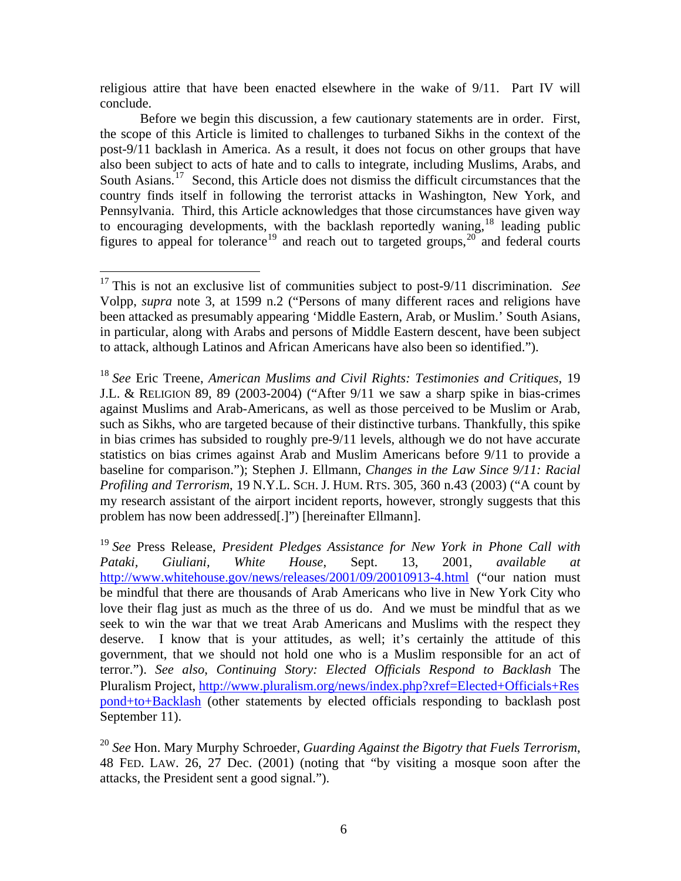religious attire that have been enacted elsewhere in the wake of 9/11. Part IV will conclude.

Before we begin this discussion, a few cautionary statements are in order. First, the scope of this Article is limited to challenges to turbaned Sikhs in the context of the post-9/11 backlash in America. As a result, it does not focus on other groups that have also been subject to acts of hate and to calls to integrate, including Muslims, Arabs, and South Asians.[17] Second, this Article does not dismiss the difficult circumstances that the country finds itself in following the terrorist attacks in Washington, New York, and Pennsylvania. Third, this Article acknowledges that those circumstances have given way to encouraging developments, with the backlash reportedly waning,[18] leading public figures to appeal for tolerance[19] and reach out to targeted groups,[20] and federal courts

---

[17] This is not an exclusive list of communities subject to post-9/11 discrimination. *See* Volpp, *supra* note 3, at 1599 n.2 ("Persons of many different races and religions have been attacked as presumably appearing 'Middle Eastern, Arab, or Muslim.' South Asians, in particular, along with Arabs and persons of Middle Eastern descent, have been subject to attack, although Latinos and African Americans have also been so identified.").

[18] *See* Eric Treene, *American Muslims and Civil Rights: Testimonies and Critiques*, 19 J.L. & RELIGION 89, 89 (2003-2004) ("After 9/11 we saw a sharp spike in bias-crimes against Muslims and Arab-Americans, as well as those perceived to be Muslim or Arab, such as Sikhs, who are targeted because of their distinctive turbans. Thankfully, this spike in bias crimes has subsided to roughly pre-9/11 levels, although we do not have accurate statistics on bias crimes against Arab and Muslim Americans before 9/11 to provide a baseline for comparison."); Stephen J. Ellmann, *Changes in the Law Since 9/11: Racial Profiling and Terrorism*, 19 N.Y.L. SCH. J. HUM. RTS. 305, 360 n.43 (2003) ("A count by my research assistant of the airport incident reports, however, strongly suggests that this problem has now been addressed[.]") [hereinafter Ellmann].

[19] *See* Press Release, *President Pledges Assistance for New York in Phone Call with Pataki, Giuliani*, *White House*, Sept. 13, 2001, *available at* http://www.whitehouse.gov/news/releases/2001/09/20010913-4.html ("our nation must be mindful that there are thousands of Arab Americans who live in New York City who love their flag just as much as the three of us do. And we must be mindful that as we seek to win the war that we treat Arab Americans and Muslims with the respect they deserve. I know that is your attitudes, as well; it's certainly the attitude of this government, that we should not hold one who is a Muslim responsible for an act of terror."). *See also*, *Continuing Story: Elected Officials Respond to Backlash* The Pluralism Project, http://www.pluralism.org/news/index.php?xref=Elected+Officials+Respond+to+Backlash (other statements by elected officials responding to backlash post September 11).

[20] *See* Hon. Mary Murphy Schroeder, *Guarding Against the Bigotry that Fuels Terrorism*, 48 FED. LAW. 26, 27 Dec. (2001) (noting that "by visiting a mosque soon after the attacks, the President sent a good signal.").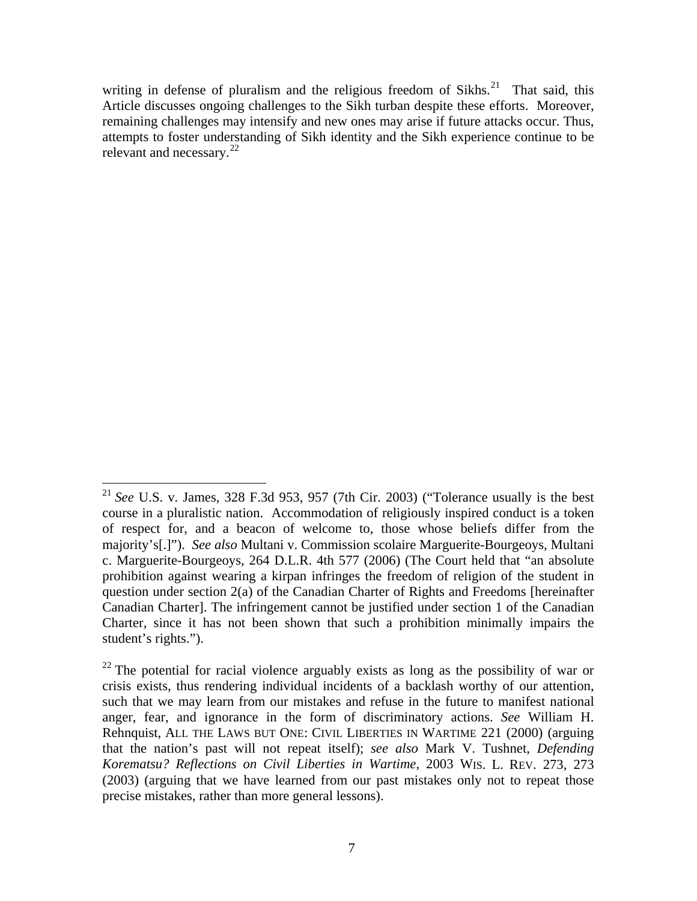writing in defense of pluralism and the religious freedom of Sikhs.[21] That said, this Article discusses ongoing challenges to the Sikh turban despite these efforts. Moreover, remaining challenges may intensify and new ones may arise if future attacks occur. Thus, attempts to foster understanding of Sikh identity and the Sikh experience continue to be relevant and necessary.[22]

---

[21] *See* U.S. v. James, 328 F.3d 953, 957 (7th Cir. 2003) ("Tolerance usually is the best course in a pluralistic nation. Accommodation of religiously inspired conduct is a token of respect for, and a beacon of welcome to, those whose beliefs differ from the majority's[.]"). *See also* Multani v. Commission scolaire Marguerite-Bourgeoys, Multani c. Marguerite-Bourgeoys, 264 D.L.R. 4th 577 (2006) (The Court held that "an absolute prohibition against wearing a kirpan infringes the freedom of religion of the student in question under section 2(a) of the Canadian Charter of Rights and Freedoms [hereinafter Canadian Charter]. The infringement cannot be justified under section 1 of the Canadian Charter, since it has not been shown that such a prohibition minimally impairs the student's rights.").

[22] The potential for racial violence arguably exists as long as the possibility of war or crisis exists, thus rendering individual incidents of a backlash worthy of our attention, such that we may learn from our mistakes and refuse in the future to manifest national anger, fear, and ignorance in the form of discriminatory actions. *See* William H. Rehnquist, ALL THE LAWS BUT ONE: CIVIL LIBERTIES IN WARTIME 221 (2000) (arguing that the nation's past will not repeat itself); *see also* Mark V. Tushnet, *Defending Korematsu? Reflections on Civil Liberties in Wartime*, 2003 WIS. L. REV. 273, 273 (2003) (arguing that we have learned from our past mistakes only not to repeat those precise mistakes, rather than more general lessons).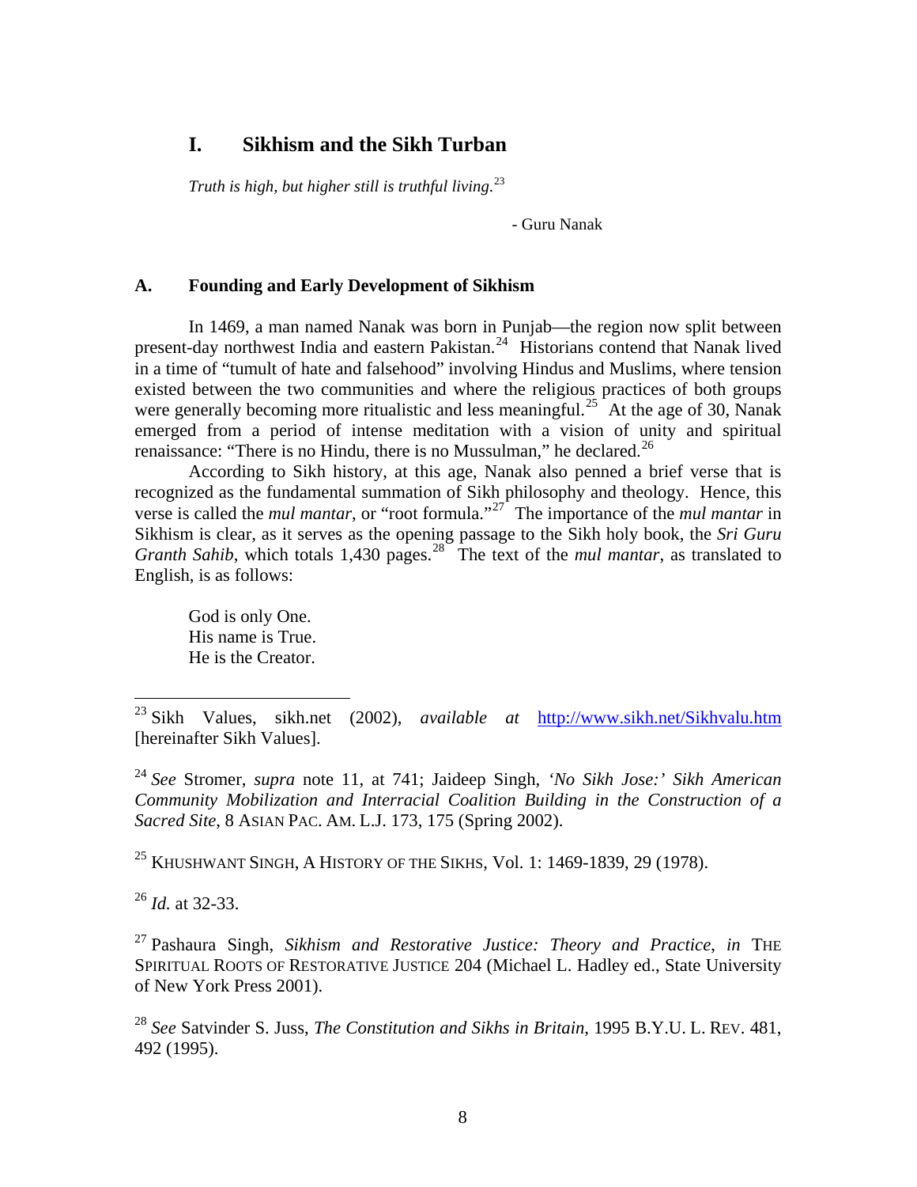## I. Sikhism and the Sikh Turban

*Truth is high, but higher still is truthful living.*[23]

- Guru Nanak

### A. Founding and Early Development of Sikhism

In 1469, a man named Nanak was born in Punjab—the region now split between present-day northwest India and eastern Pakistan.[24] Historians contend that Nanak lived in a time of "tumult of hate and falsehood" involving Hindus and Muslims, where tension existed between the two communities and where the religious practices of both groups were generally becoming more ritualistic and less meaningful.[25] At the age of 30, Nanak emerged from a period of intense meditation with a vision of unity and spiritual renaissance: "There is no Hindu, there is no Mussulman," he declared.[26]

According to Sikh history, at this age, Nanak also penned a brief verse that is recognized as the fundamental summation of Sikh philosophy and theology. Hence, this verse is called the *mul mantar*, or "root formula."[27] The importance of the *mul mantar* in Sikhism is clear, as it serves as the opening passage to the Sikh holy book, the *Sri Guru Granth Sahib*, which totals 1,430 pages.[28] The text of the *mul mantar*, as translated to English, is as follows:

> God is only One.
> His name is True.
> He is the Creator.

---

[23] Sikh Values, sikh.net (2002), *available at* http://www.sikh.net/Sikhvalu.htm [hereinafter Sikh Values].

[24] *See* Stromer, *supra* note 11, at 741; Jaideep Singh, *'No Sikh Jose:' Sikh American Community Mobilization and Interracial Coalition Building in the Construction of a Sacred Site*, 8 ASIAN PAC. AM. L.J. 173, 175 (Spring 2002).

[25] KHUSHWANT SINGH, A HISTORY OF THE SIKHS, Vol. 1: 1469-1839, 29 (1978).

[26] *Id.* at 32-33.

[27] Pashaura Singh, *Sikhism and Restorative Justice: Theory and Practice*, *in* THE SPIRITUAL ROOTS OF RESTORATIVE JUSTICE 204 (Michael L. Hadley ed., State University of New York Press 2001).

[28] *See* Satvinder S. Juss, *The Constitution and Sikhs in Britain*, 1995 B.Y.U. L. REV. 481, 492 (1995).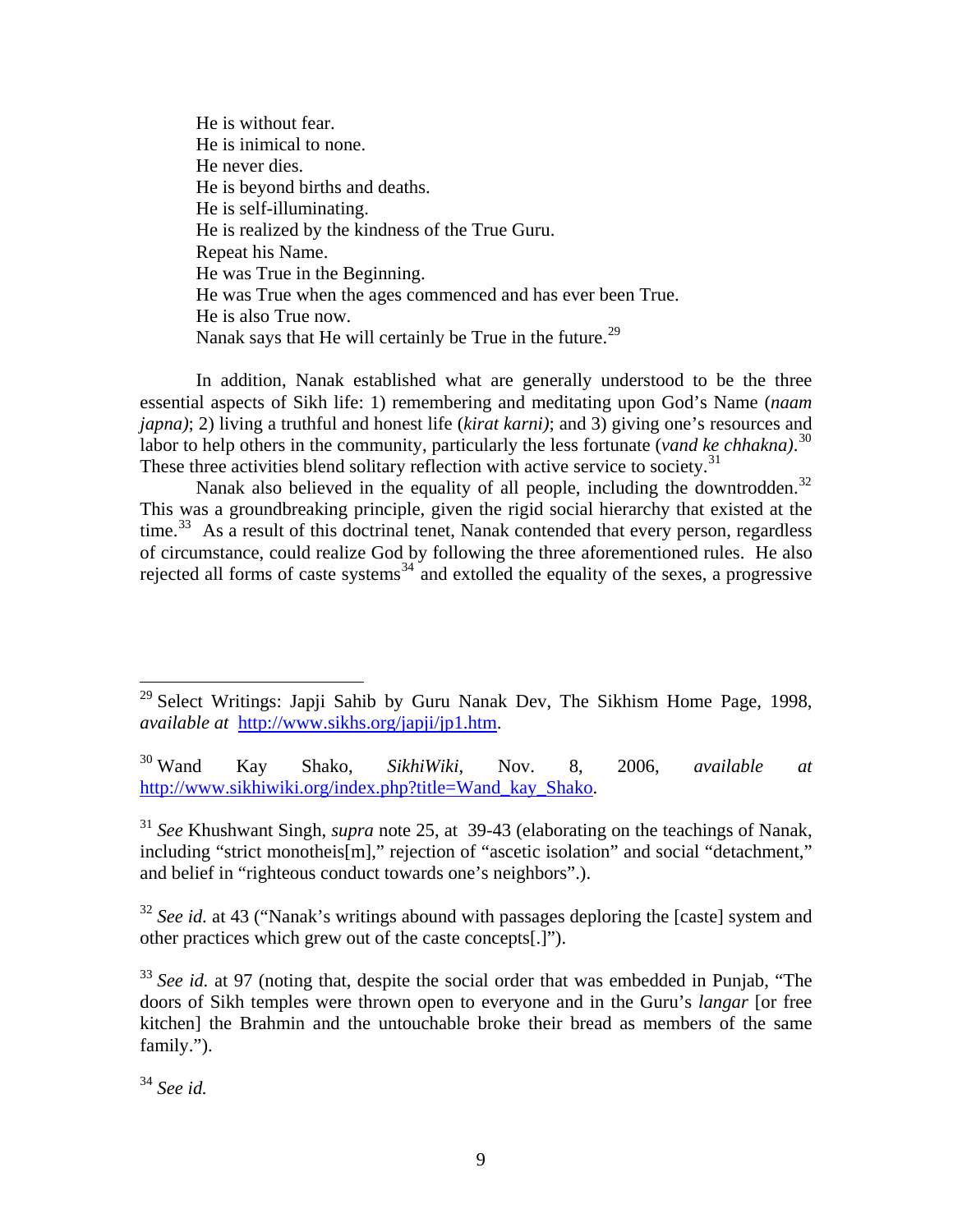He is without fear.
He is inimical to none.
He never dies.
He is beyond births and deaths.
He is self-illuminating.
He is realized by the kindness of the True Guru.
Repeat his Name.
He was True in the Beginning.
He was True when the ages commenced and has ever been True.
He is also True now.
Nanak says that He will certainly be True in the future.[29]

In addition, Nanak established what are generally understood to be the three essential aspects of Sikh life: 1) remembering and meditating upon God's Name (*naam japna)*; 2) living a truthful and honest life (*kirat karni)*; and 3) giving one's resources and labor to help others in the community, particularly the less fortunate (*vand ke chhakna)*.[30] These three activities blend solitary reflection with active service to society.[31]

Nanak also believed in the equality of all people, including the downtrodden.[32] This was a groundbreaking principle, given the rigid social hierarchy that existed at the time.[33] As a result of this doctrinal tenet, Nanak contended that every person, regardless of circumstance, could realize God by following the three aforementioned rules. He also rejected all forms of caste systems[34] and extolled the equality of the sexes, a progressive

---

[29] Select Writings: Japji Sahib by Guru Nanak Dev, The Sikhism Home Page, 1998, *available at* http://www.sikhs.org/japji/jp1.htm.

[30] Wand Kay Shako, *SikhiWiki*, Nov. 8, 2006, *available at* http://www.sikhiwiki.org/index.php?title=Wand_kay_Shako.

[31] *See* Khushwant Singh, *supra* note 25, at 39-43 (elaborating on the teachings of Nanak, including "strict monotheis[m]," rejection of "ascetic isolation" and social "detachment," and belief in "righteous conduct towards one's neighbors".).

[32] *See id.* at 43 ("Nanak's writings abound with passages deploring the [caste] system and other practices which grew out of the caste concepts[.]").

[33] *See id.* at 97 (noting that, despite the social order that was embedded in Punjab, "The doors of Sikh temples were thrown open to everyone and in the Guru's *langar* [or free kitchen] the Brahmin and the untouchable broke their bread as members of the same family.").

[34] *See id.*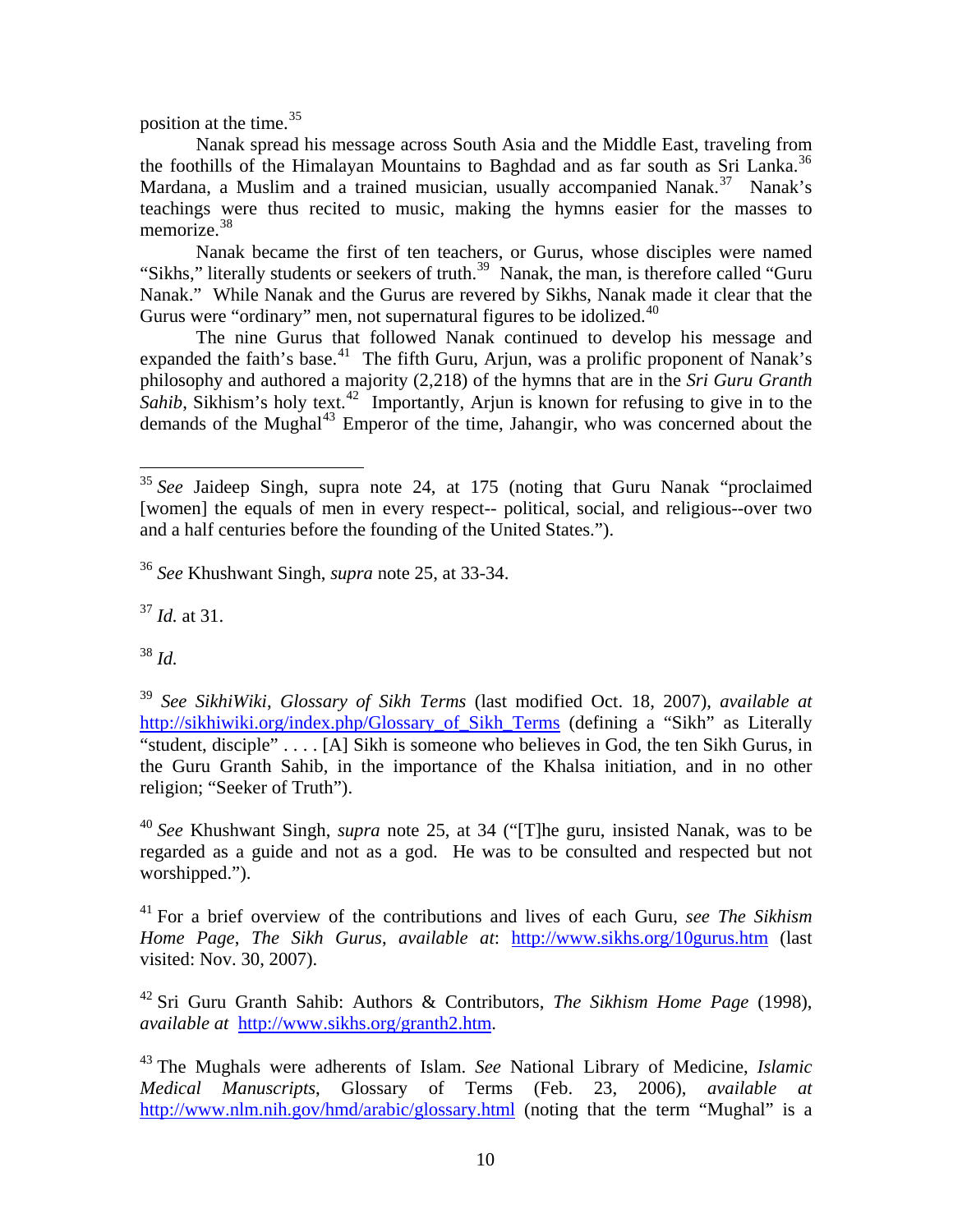position at the time.[35]

Nanak spread his message across South Asia and the Middle East, traveling from the foothills of the Himalayan Mountains to Baghdad and as far south as Sri Lanka.[36] Mardana, a Muslim and a trained musician, usually accompanied Nanak.[37] Nanak's teachings were thus recited to music, making the hymns easier for the masses to memorize.[38]

Nanak became the first of ten teachers, or Gurus, whose disciples were named "Sikhs," literally students or seekers of truth.[39] Nanak, the man, is therefore called "Guru Nanak." While Nanak and the Gurus are revered by Sikhs, Nanak made it clear that the Gurus were "ordinary" men, not supernatural figures to be idolized.[40]

The nine Gurus that followed Nanak continued to develop his message and expanded the faith's base.[41] The fifth Guru, Arjun, was a prolific proponent of Nanak's philosophy and authored a majority (2,218) of the hymns that are in the *Sri Guru Granth Sahib*, Sikhism's holy text.[42] Importantly, Arjun is known for refusing to give in to the demands of the Mughal[43] Emperor of the time, Jahangir, who was concerned about the

---

[35] *See* Jaideep Singh, supra note 24, at 175 (noting that Guru Nanak "proclaimed [women] the equals of men in every respect-- political, social, and religious--over two and a half centuries before the founding of the United States.").

[36] *See* Khushwant Singh, *supra* note 25, at 33-34.

[37] *Id.* at 31.

[38] *Id.*

[39] *See SikhiWiki*, *Glossary of Sikh Terms* (last modified Oct. 18, 2007), *available at* http://sikhiwiki.org/index.php/Glossary_of_Sikh_Terms (defining a "Sikh" as Literally "student, disciple" . . . . [A] Sikh is someone who believes in God, the ten Sikh Gurus, in the Guru Granth Sahib, in the importance of the Khalsa initiation, and in no other religion; "Seeker of Truth").

[40] *See* Khushwant Singh, *supra* note 25, at 34 ("[T]he guru, insisted Nanak, was to be regarded as a guide and not as a god. He was to be consulted and respected but not worshipped.").

[41] For a brief overview of the contributions and lives of each Guru, *see The Sikhism Home Page*, *The Sikh Gurus*, *available at*: http://www.sikhs.org/10gurus.htm (last visited: Nov. 30, 2007).

[42] Sri Guru Granth Sahib: Authors & Contributors, *The Sikhism Home Page* (1998), *available at* http://www.sikhs.org/granth2.htm.

[43] The Mughals were adherents of Islam. *See* National Library of Medicine, *Islamic Medical Manuscripts*, Glossary of Terms (Feb. 23, 2006), *available at* http://www.nlm.nih.gov/hmd/arabic/glossary.html (noting that the term "Mughal" is a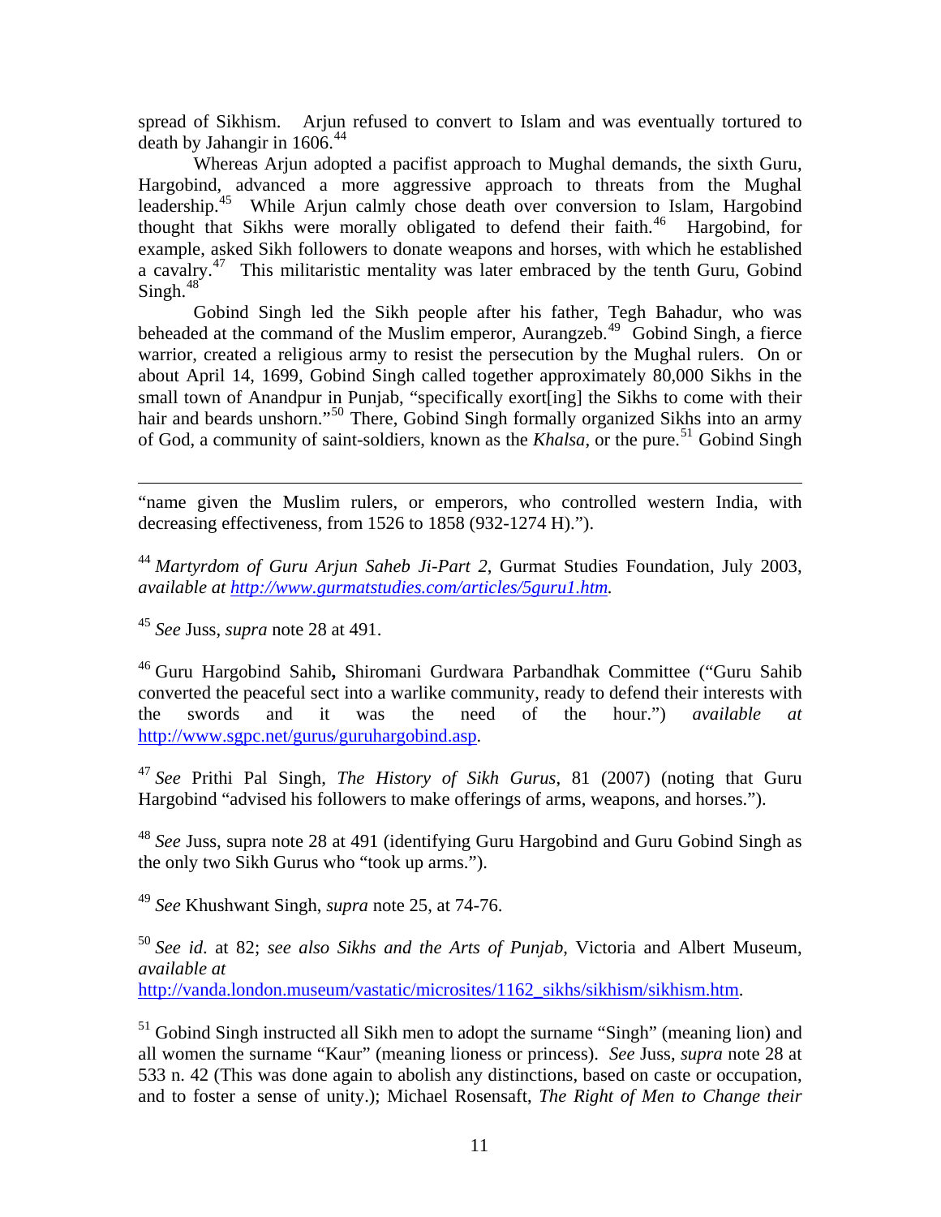spread of Sikhism. Arjun refused to convert to Islam and was eventually tortured to death by Jahangir in 1606.[44]

Whereas Arjun adopted a pacifist approach to Mughal demands, the sixth Guru, Hargobind, advanced a more aggressive approach to threats from the Mughal leadership.[45] While Arjun calmly chose death over conversion to Islam, Hargobind thought that Sikhs were morally obligated to defend their faith.[46] Hargobind, for example, asked Sikh followers to donate weapons and horses, with which he established a cavalry.[47] This militaristic mentality was later embraced by the tenth Guru, Gobind Singh.[48]

Gobind Singh led the Sikh people after his father, Tegh Bahadur, who was beheaded at the command of the Muslim emperor, Aurangzeb.[49] Gobind Singh, a fierce warrior, created a religious army to resist the persecution by the Mughal rulers. On or about April 14, 1699, Gobind Singh called together approximately 80,000 Sikhs in the small town of Anandpur in Punjab, "specifically exort[ing] the Sikhs to come with their hair and beards unshorn."[50] There, Gobind Singh formally organized Sikhs into an army of God, a community of saint-soldiers, known as the *Khalsa*, or the pure.[51] Gobind Singh

---

"name given the Muslim rulers, or emperors, who controlled western India, with decreasing effectiveness, from 1526 to 1858 (932-1274 H).").

[44] *Martyrdom of Guru Arjun Saheb Ji-Part 2*, Gurmat Studies Foundation, July 2003, *available at http://www.gurmatstudies.com/articles/5guru1.htm.*

[45] *See* Juss, *supra* note 28 at 491.

[46] Guru Hargobind Sahib**,** Shiromani Gurdwara Parbandhak Committee ("Guru Sahib converted the peaceful sect into a warlike community, ready to defend their interests with the swords and it was the need of the hour.") *available at* http://www.sgpc.net/gurus/guruhargobind.asp.

[47] *See* Prithi Pal Singh, *The History of Sikh Gurus*, 81 (2007) (noting that Guru Hargobind "advised his followers to make offerings of arms, weapons, and horses.").

[48] *See* Juss, supra note 28 at 491 (identifying Guru Hargobind and Guru Gobind Singh as the only two Sikh Gurus who "took up arms.").

[49] *See* Khushwant Singh, *supra* note 25, at 74-76.

[50] *See id.* at 82; *see also Sikhs and the Arts of Punjab*, Victoria and Albert Museum, *available at* http://vanda.london.museum/vastatic/microsites/1162_sikhs/sikhism/sikhism.htm.

[51] Gobind Singh instructed all Sikh men to adopt the surname "Singh" (meaning lion) and all women the surname "Kaur" (meaning lioness or princess). *See* Juss, *supra* note 28 at 533 n. 42 (This was done again to abolish any distinctions, based on caste or occupation, and to foster a sense of unity.); Michael Rosensaft, *The Right of Men to Change their*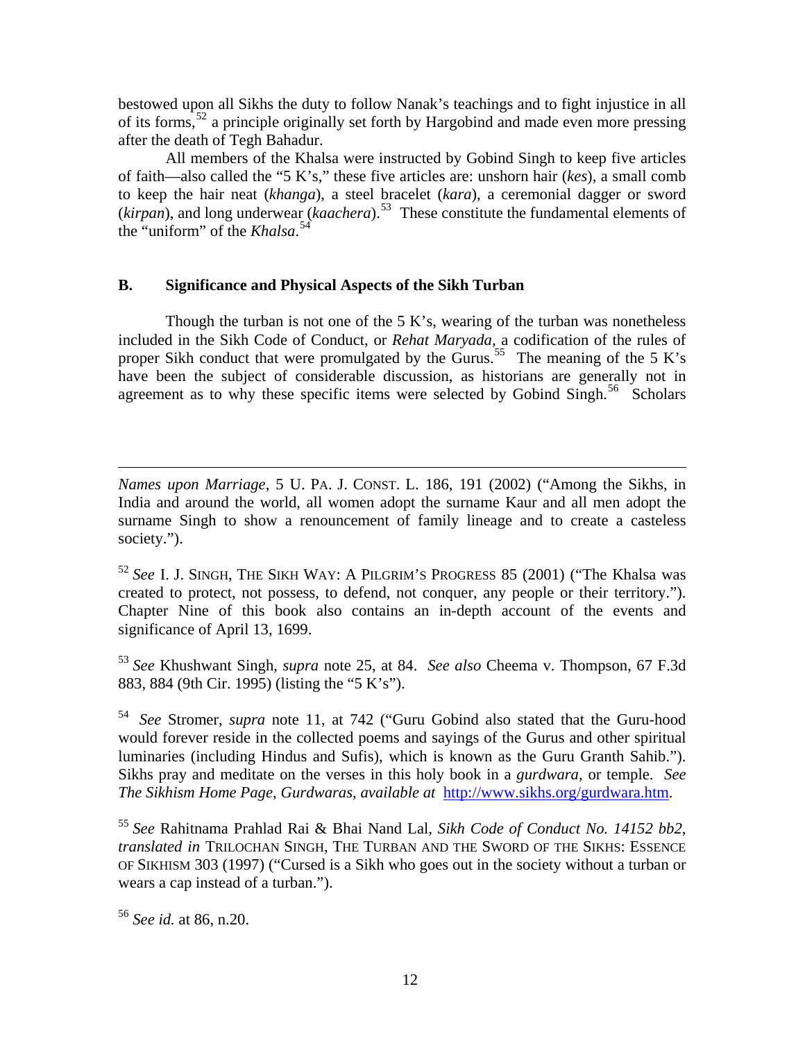bestowed upon all Sikhs the duty to follow Nanak's teachings and to fight injustice in all of its forms,[52] a principle originally set forth by Hargobind and made even more pressing after the death of Tegh Bahadur.

All members of the Khalsa were instructed by Gobind Singh to keep five articles of faith—also called the "5 K's," these five articles are: unshorn hair (*kes*), a small comb to keep the hair neat (*khanga*), a steel bracelet (*kara*), a ceremonial dagger or sword (*kirpan*), and long underwear (*kaachera*).[53] These constitute the fundamental elements of the "uniform" of the *Khalsa*.[54]

### B. Significance and Physical Aspects of the Sikh Turban

Though the turban is not one of the 5 K's, wearing of the turban was nonetheless included in the Sikh Code of Conduct, or *Rehat Maryada*, a codification of the rules of proper Sikh conduct that were promulgated by the Gurus.[55] The meaning of the 5 K's have been the subject of considerable discussion, as historians are generally not in agreement as to why these specific items were selected by Gobind Singh.[56] Scholars

---

*Names upon Marriage*, 5 U. PA. J. CONST. L. 186, 191 (2002) ("Among the Sikhs, in India and around the world, all women adopt the surname Kaur and all men adopt the surname Singh to show a renouncement of family lineage and to create a casteless society.").

[52] *See* I. J. SINGH, THE SIKH WAY: A PILGRIM'S PROGRESS 85 (2001) ("The Khalsa was created to protect, not possess, to defend, not conquer, any people or their territory."). Chapter Nine of this book also contains an in-depth account of the events and significance of April 13, 1699.

[53] *See* Khushwant Singh, *supra* note 25, at 84. *See also* Cheema v. Thompson, 67 F.3d 883, 884 (9th Cir. 1995) (listing the "5 K's").

[54] *See* Stromer, *supra* note 11, at 742 ("Guru Gobind also stated that the Guru-hood would forever reside in the collected poems and sayings of the Gurus and other spiritual luminaries (including Hindus and Sufis), which is known as the Guru Granth Sahib."). Sikhs pray and meditate on the verses in this holy book in a *gurdwara*, or temple. *See The Sikhism Home Page, Gurdwaras*, *available at* http://www.sikhs.org/gurdwara.htm.

[55] *See* Rahitnama Prahlad Rai & Bhai Nand Lal, *Sikh Code of Conduct No. 14152 bb2*, *translated in* TRILOCHAN SINGH, THE TURBAN AND THE SWORD OF THE SIKHS: ESSENCE OF SIKHISM 303 (1997) ("Cursed is a Sikh who goes out in the society without a turban or wears a cap instead of a turban.").

[56] *See id.* at 86, n.20.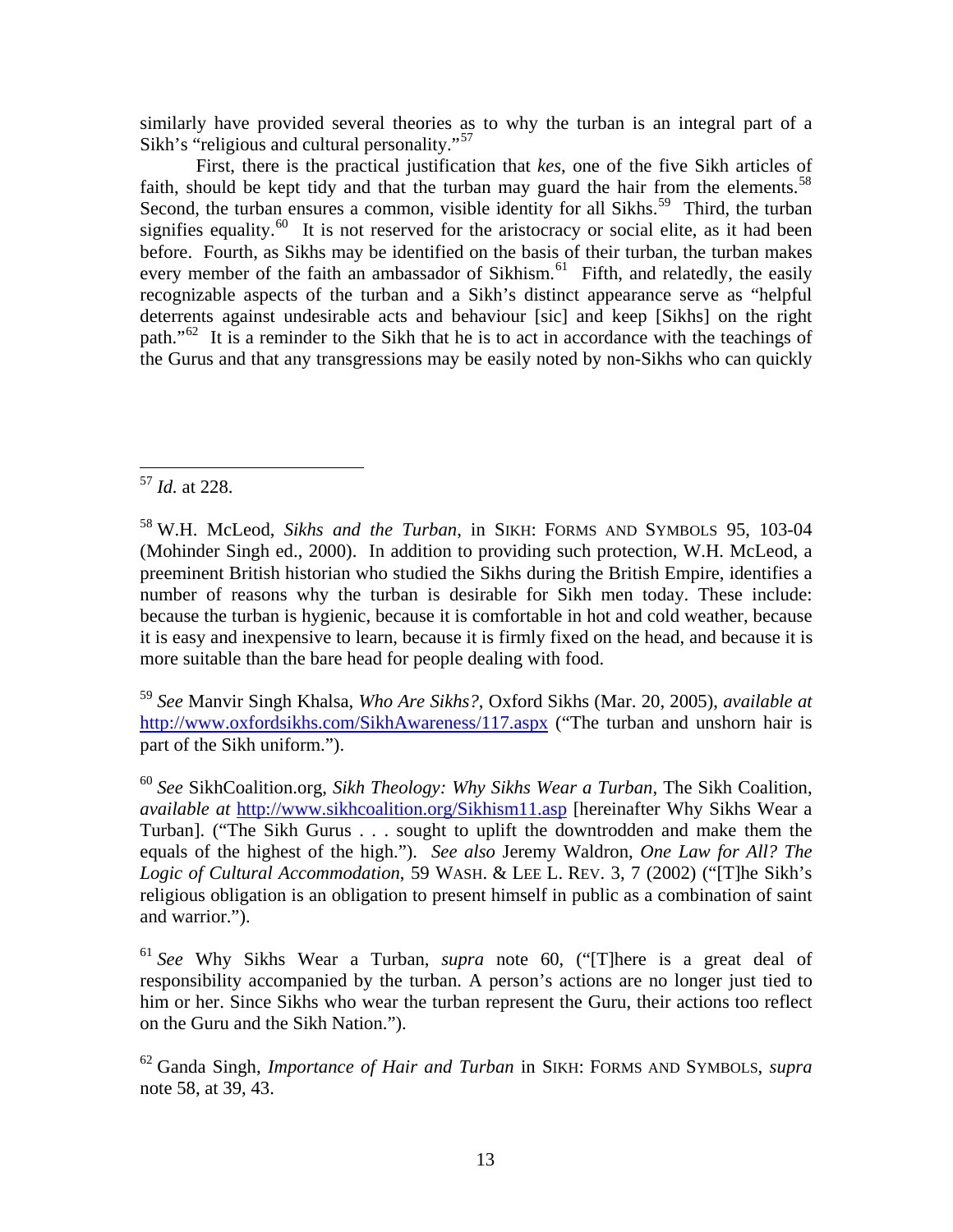similarly have provided several theories as to why the turban is an integral part of a Sikh's "religious and cultural personality."[57]

First, there is the practical justification that *kes*, one of the five Sikh articles of faith, should be kept tidy and that the turban may guard the hair from the elements.[58] Second, the turban ensures a common, visible identity for all Sikhs.[59] Third, the turban signifies equality.[60] It is not reserved for the aristocracy or social elite, as it had been before. Fourth, as Sikhs may be identified on the basis of their turban, the turban makes every member of the faith an ambassador of Sikhism.[61] Fifth, and relatedly, the easily recognizable aspects of the turban and a Sikh's distinct appearance serve as "helpful deterrents against undesirable acts and behaviour [sic] and keep [Sikhs] on the right path."[62] It is a reminder to the Sikh that he is to act in accordance with the teachings of the Gurus and that any transgressions may be easily noted by non-Sikhs who can quickly

---

[57] *Id.* at 228.

[58] W.H. McLeod, *Sikhs and the Turban*, in SIKH: FORMS AND SYMBOLS 95, 103-04 (Mohinder Singh ed., 2000). In addition to providing such protection, W.H. McLeod, a preeminent British historian who studied the Sikhs during the British Empire, identifies a number of reasons why the turban is desirable for Sikh men today. These include: because the turban is hygienic, because it is comfortable in hot and cold weather, because it is easy and inexpensive to learn, because it is firmly fixed on the head, and because it is more suitable than the bare head for people dealing with food.

[59] *See* Manvir Singh Khalsa, *Who Are Sikhs?*, Oxford Sikhs (Mar. 20, 2005), *available at* http://www.oxfordsikhs.com/SikhAwareness/117.aspx ("The turban and unshorn hair is part of the Sikh uniform.").

[60] *See* SikhCoalition.org, *Sikh Theology: Why Sikhs Wear a Turban*, The Sikh Coalition, *available at* http://www.sikhcoalition.org/Sikhism11.asp [hereinafter Why Sikhs Wear a Turban]. ("The Sikh Gurus . . . sought to uplift the downtrodden and make them the equals of the highest of the high."). *See also* Jeremy Waldron, *One Law for All? The Logic of Cultural Accommodation*, 59 WASH. & LEE L. REV. 3, 7 (2002) ("[T]he Sikh's religious obligation is an obligation to present himself in public as a combination of saint and warrior.").

[61] *See* Why Sikhs Wear a Turban, *supra* note 60, ("[T]here is a great deal of responsibility accompanied by the turban. A person's actions are no longer just tied to him or her. Since Sikhs who wear the turban represent the Guru, their actions too reflect on the Guru and the Sikh Nation.").

[62] Ganda Singh, *Importance of Hair and Turban* in SIKH: FORMS AND SYMBOLS, *supra* note 58, at 39, 43.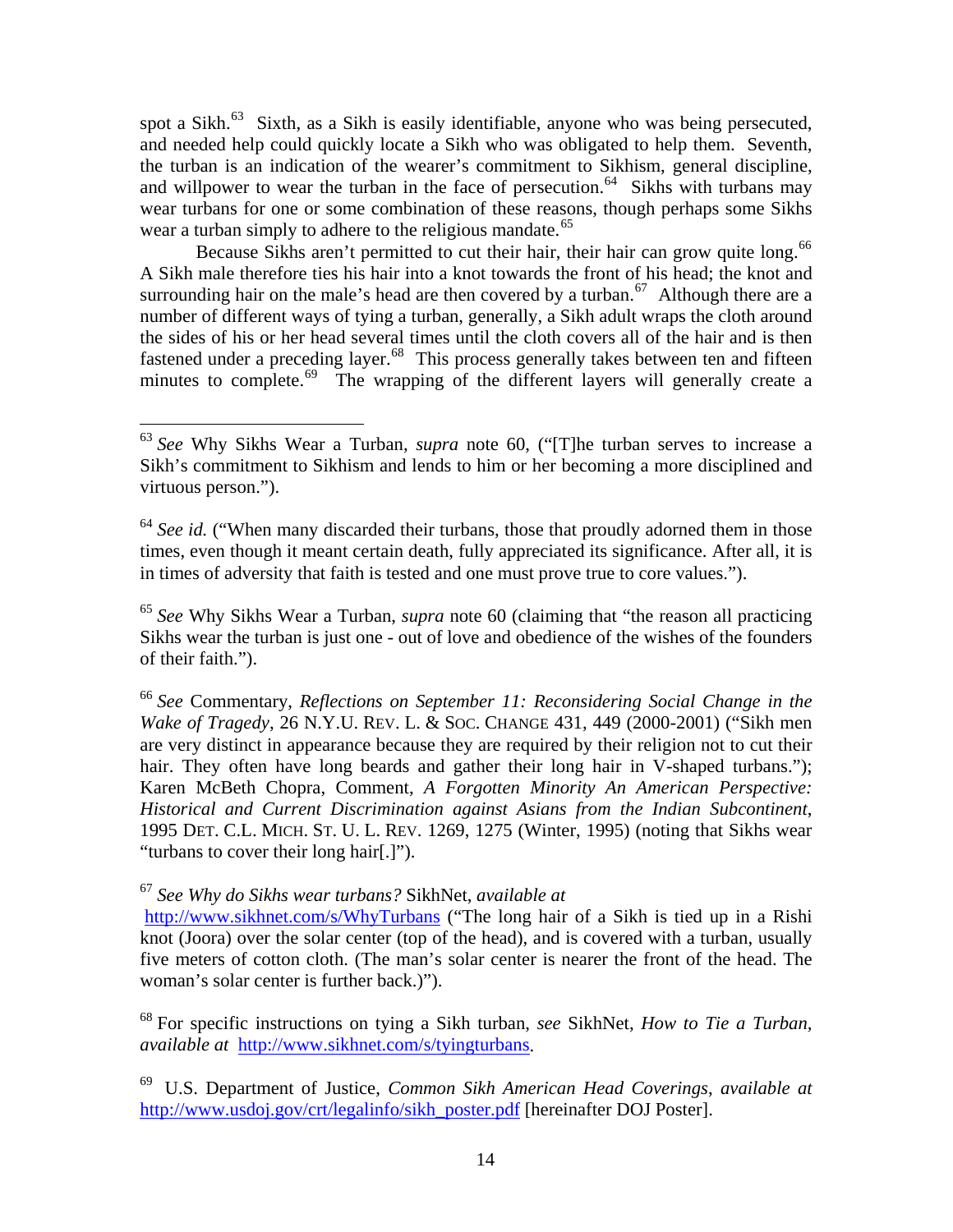spot a Sikh.[63] Sixth, as a Sikh is easily identifiable, anyone who was being persecuted, and needed help could quickly locate a Sikh who was obligated to help them. Seventh, the turban is an indication of the wearer's commitment to Sikhism, general discipline, and willpower to wear the turban in the face of persecution.[64] Sikhs with turbans may wear turbans for one or some combination of these reasons, though perhaps some Sikhs wear a turban simply to adhere to the religious mandate.[65]

Because Sikhs aren't permitted to cut their hair, their hair can grow quite long.[66] A Sikh male therefore ties his hair into a knot towards the front of his head; the knot and surrounding hair on the male's head are then covered by a turban.[67] Although there are a number of different ways of tying a turban, generally, a Sikh adult wraps the cloth around the sides of his or her head several times until the cloth covers all of the hair and is then fastened under a preceding layer.[68] This process generally takes between ten and fifteen minutes to complete.[69] The wrapping of the different layers will generally create a

---

[63] *See* Why Sikhs Wear a Turban, *supra* note 60, ("[T]he turban serves to increase a Sikh's commitment to Sikhism and lends to him or her becoming a more disciplined and virtuous person.").

[64] *See id.* ("When many discarded their turbans, those that proudly adorned them in those times, even though it meant certain death, fully appreciated its significance. After all, it is in times of adversity that faith is tested and one must prove true to core values.").

[65] *See* Why Sikhs Wear a Turban, *supra* note 60 (claiming that "the reason all practicing Sikhs wear the turban is just one - out of love and obedience of the wishes of the founders of their faith.").

[66] *See* Commentary, *Reflections on September 11: Reconsidering Social Change in the Wake of Tragedy*, 26 N.Y.U. REV. L. & SOC. CHANGE 431, 449 (2000-2001) ("Sikh men are very distinct in appearance because they are required by their religion not to cut their hair. They often have long beards and gather their long hair in V-shaped turbans."); Karen McBeth Chopra, Comment, *A Forgotten Minority An American Perspective: Historical and Current Discrimination against Asians from the Indian Subcontinent*, 1995 DET. C.L. MICH. ST. U. L. REV. 1269, 1275 (Winter, 1995) (noting that Sikhs wear "turbans to cover their long hair[.]").

[67] *See Why do Sikhs wear turbans?* SikhNet, *available at* http://www.sikhnet.com/s/WhyTurbans ("The long hair of a Sikh is tied up in a Rishi knot (Joora) over the solar center (top of the head), and is covered with a turban, usually five meters of cotton cloth. (The man's solar center is nearer the front of the head. The woman's solar center is further back.)").

[68] For specific instructions on tying a Sikh turban, *see* SikhNet, *How to Tie a Turban, available at* http://www.sikhnet.com/s/tyingturbans.

[69] U.S. Department of Justice, *Common Sikh American Head Coverings*, *available at* http://www.usdoj.gov/crt/legalinfo/sikh_poster.pdf [hereinafter DOJ Poster].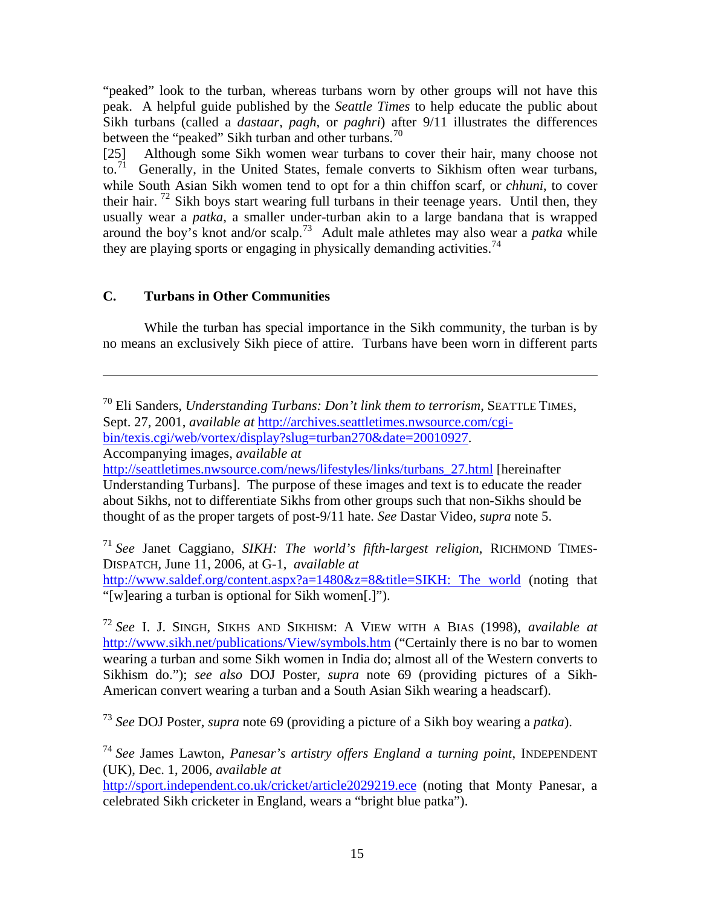"peaked" look to the turban, whereas turbans worn by other groups will not have this peak. A helpful guide published by the *Seattle Times* to help educate the public about Sikh turbans (called a *dastaar*, *pagh*, or *paghri*) after 9/11 illustrates the differences between the "peaked" Sikh turban and other turbans.[70]

[25] Although some Sikh women wear turbans to cover their hair, many choose not to.[71] Generally, in the United States, female converts to Sikhism often wear turbans, while South Asian Sikh women tend to opt for a thin chiffon scarf, or *chhuni*, to cover their hair.[72] Sikh boys start wearing full turbans in their teenage years. Until then, they usually wear a *patka*, a smaller under-turban akin to a large bandana that is wrapped around the boy's knot and/or scalp.[73] Adult male athletes may also wear a *patka* while they are playing sports or engaging in physically demanding activities.[74]

### C. Turbans in Other Communities

While the turban has special importance in the Sikh community, the turban is by no means an exclusively Sikh piece of attire. Turbans have been worn in different parts

---

[70] Eli Sanders, *Understanding Turbans: Don't link them to terrorism*, SEATTLE TIMES, Sept. 27, 2001, *available at* http://archives.seattletimes.nwsource.com/cgi-bin/texis.cgi/web/vortex/display?slug=turban270&date=20010927. Accompanying images, *available at* http://seattletimes.nwsource.com/news/lifestyles/links/turbans_27.html [hereinafter Understanding Turbans]. The purpose of these images and text is to educate the reader about Sikhs, not to differentiate Sikhs from other groups such that non-Sikhs should be thought of as the proper targets of post-9/11 hate. *See* Dastar Video, *supra* note 5.

[71] *See* Janet Caggiano, *SIKH: The world's fifth-largest religion*, RICHMOND TIMES-DISPATCH, June 11, 2006, at G-1, *available at* http://www.saldef.org/content.aspx?a=1480&z=8&title=SIKH:_The_world (noting that "[w]earing a turban is optional for Sikh women[.]").

[72] *See* I. J. SINGH, SIKHS AND SIKHISM: A VIEW WITH A BIAS (1998), *available at* http://www.sikh.net/publications/View/symbols.htm ("Certainly there is no bar to women wearing a turban and some Sikh women in India do; almost all of the Western converts to Sikhism do."); *see also* DOJ Poster, *supra* note 69 (providing pictures of a Sikh-American convert wearing a turban and a South Asian Sikh wearing a headscarf).

[73] *See* DOJ Poster, *supra* note 69 (providing a picture of a Sikh boy wearing a *patka*).

[74] *See* James Lawton, *Panesar's artistry offers England a turning point*, INDEPENDENT (UK), Dec. 1, 2006, *available at* http://sport.independent.co.uk/cricket/article2029219.ece (noting that Monty Panesar, a celebrated Sikh cricketer in England, wears a "bright blue patka").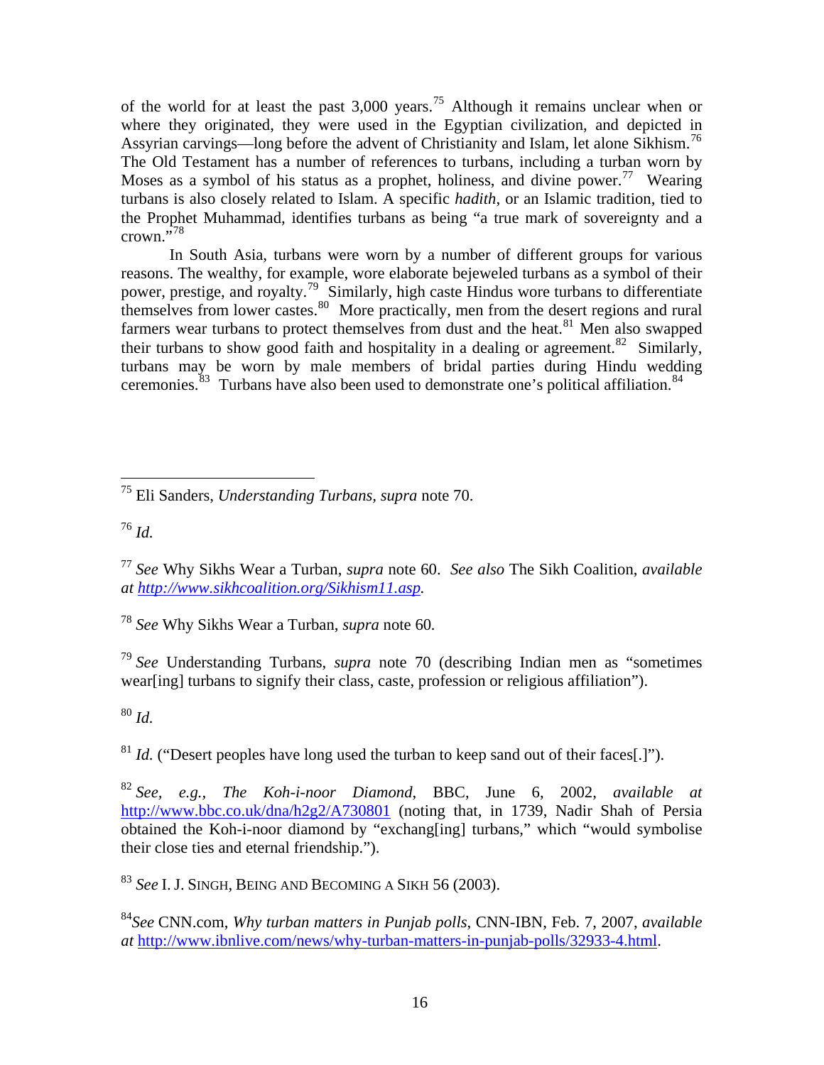of the world for at least the past 3,000 years.[75] Although it remains unclear when or where they originated, they were used in the Egyptian civilization, and depicted in Assyrian carvings—long before the advent of Christianity and Islam, let alone Sikhism.[76] The Old Testament has a number of references to turbans, including a turban worn by Moses as a symbol of his status as a prophet, holiness, and divine power.[77] Wearing turbans is also closely related to Islam. A specific *hadith*, or an Islamic tradition, tied to the Prophet Muhammad, identifies turbans as being "a true mark of sovereignty and a crown."[78]

In South Asia, turbans were worn by a number of different groups for various reasons. The wealthy, for example, wore elaborate bejeweled turbans as a symbol of their power, prestige, and royalty.[79] Similarly, high caste Hindus wore turbans to differentiate themselves from lower castes.[80] More practically, men from the desert regions and rural farmers wear turbans to protect themselves from dust and the heat.[81] Men also swapped their turbans to show good faith and hospitality in a dealing or agreement.[82] Similarly, turbans may be worn by male members of bridal parties during Hindu wedding ceremonies.[83] Turbans have also been used to demonstrate one's political affiliation.[84]

---

[75] Eli Sanders, *Understanding Turbans, supra* note 70.

[76] *Id.*

[77] *See* Why Sikhs Wear a Turban, *supra* note 60. *See also* The Sikh Coalition, *available at http://www.sikhcoalition.org/Sikhism11.asp.*

[78] *See* Why Sikhs Wear a Turban, *supra* note 60.

[79] *See* Understanding Turbans, *supra* note 70 (describing Indian men as "sometimes wear[ing] turbans to signify their class, caste, profession or religious affiliation").

[80] *Id.*

[81] *Id.* ("Desert peoples have long used the turban to keep sand out of their faces[.]").

[82] *See, e.g., The Koh-i-noor Diamond*, BBC, June 6, 2002, *available at* http://www.bbc.co.uk/dna/h2g2/A730801 (noting that, in 1739, Nadir Shah of Persia obtained the Koh-i-noor diamond by "exchang[ing] turbans," which "would symbolise their close ties and eternal friendship.").

[83] *See* I. J. SINGH, BEING AND BECOMING A SIKH 56 (2003).

[84] *See* CNN.com, *Why turban matters in Punjab polls*, CNN-IBN, Feb. 7, 2007, *available at* http://www.ibnlive.com/news/why-turban-matters-in-punjab-polls/32933-4.html.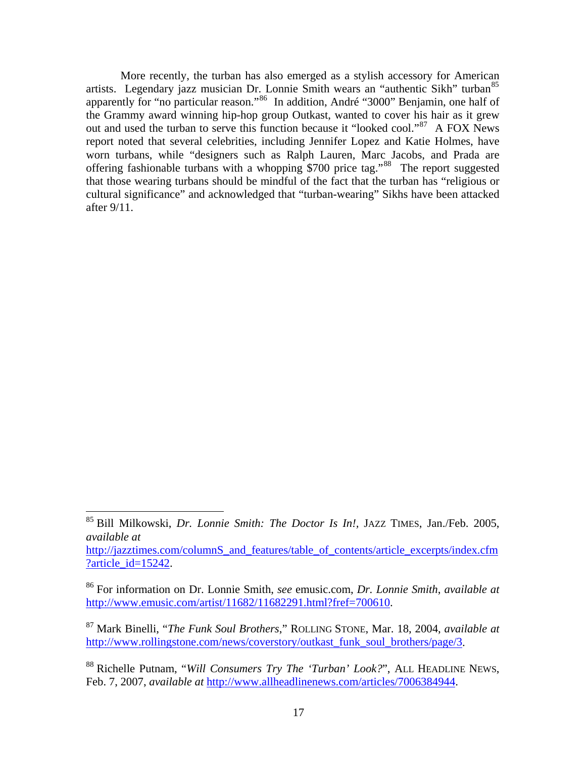More recently, the turban has also emerged as a stylish accessory for American artists. Legendary jazz musician Dr. Lonnie Smith wears an "authentic Sikh" turban[85] apparently for "no particular reason."[86] In addition, André "3000" Benjamin, one half of the Grammy award winning hip-hop group Outkast, wanted to cover his hair as it grew out and used the turban to serve this function because it "looked cool."[87] A FOX News report noted that several celebrities, including Jennifer Lopez and Katie Holmes, have worn turbans, while "designers such as Ralph Lauren, Marc Jacobs, and Prada are offering fashionable turbans with a whopping $700 price tag."[88] The report suggested that those wearing turbans should be mindful of the fact that the turban has "religious or cultural significance" and acknowledged that "turban-wearing" Sikhs have been attacked after 9/11.

---

[85] Bill Milkowski, *Dr. Lonnie Smith: The Doctor Is In!*, JAZZ TIMES, Jan./Feb. 2005, *available at* http://jazztimes.com/columnS_and_features/table_of_contents/article_excerpts/index.cfm?article_id=15242.

[86] For information on Dr. Lonnie Smith, *see* emusic.com, *Dr. Lonnie Smith*, *available at* http://www.emusic.com/artist/11682/11682291.html?fref=700610.

[87] Mark Binelli, "*The Funk Soul Brothers*," ROLLING STONE, Mar. 18, 2004, *available at* http://www.rollingstone.com/news/coverstory/outkast_funk_soul_brothers/page/3.

[88] Richelle Putnam, "*Will Consumers Try The 'Turban' Look?*", ALL HEADLINE NEWS, Feb. 7, 2007, *available at* http://www.allheadlinenews.com/articles/7006384944.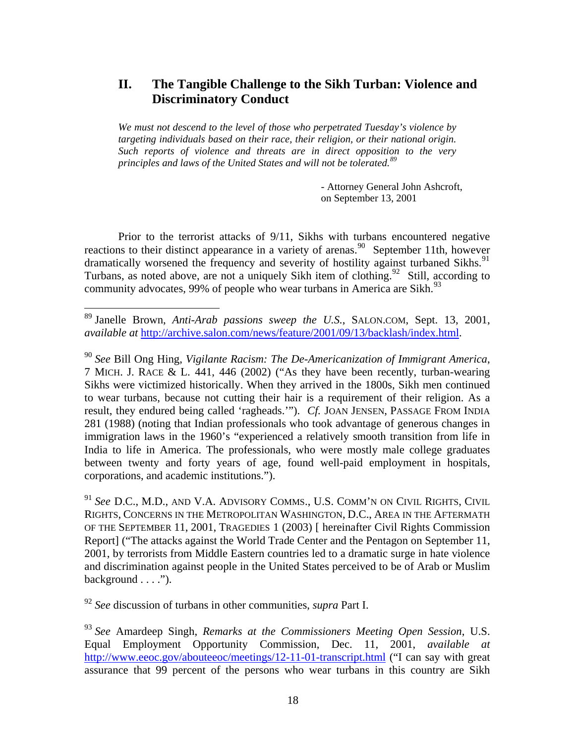## II. The Tangible Challenge to the Sikh Turban: Violence and Discriminatory Conduct

> *We must not descend to the level of those who perpetrated Tuesday's violence by targeting individuals based on their race, their religion, or their national origin. Such reports of violence and threats are in direct opposition to the very principles and laws of the United States and will not be tolerated.*[89]
>
> - Attorney General John Ashcroft, on September 13, 2001

Prior to the terrorist attacks of 9/11, Sikhs with turbans encountered negative reactions to their distinct appearance in a variety of arenas.[90] September 11th, however dramatically worsened the frequency and severity of hostility against turbaned Sikhs.[91] Turbans, as noted above, are not a uniquely Sikh item of clothing.[92] Still, according to community advocates, 99% of people who wear turbans in America are Sikh.[93]

---

[89] Janelle Brown, *Anti-Arab passions sweep the U.S.*, SALON.COM, Sept. 13, 2001, *available at* http://archive.salon.com/news/feature/2001/09/13/backlash/index.html.

[90] *See* Bill Ong Hing, *Vigilante Racism: The De-Americanization of Immigrant America*, 7 MICH. J. RACE & L. 441, 446 (2002) ("As they have been recently, turban-wearing Sikhs were victimized historically. When they arrived in the 1800s, Sikh men continued to wear turbans, because not cutting their hair is a requirement of their religion. As a result, they endured being called 'ragheads.'"). *Cf.* JOAN JENSEN, PASSAGE FROM INDIA 281 (1988) (noting that Indian professionals who took advantage of generous changes in immigration laws in the 1960's "experienced a relatively smooth transition from life in India to life in America. The professionals, who were mostly male college graduates between twenty and forty years of age, found well-paid employment in hospitals, corporations, and academic institutions.").

[91] *See* D.C., M.D., AND V.A. ADVISORY COMMS., U.S. COMM'N ON CIVIL RIGHTS, CIVIL RIGHTS, CONCERNS IN THE METROPOLITAN WASHINGTON, D.C., AREA IN THE AFTERMATH OF THE SEPTEMBER 11, 2001, TRAGEDIES 1 (2003) [ hereinafter Civil Rights Commission Report] ("The attacks against the World Trade Center and the Pentagon on September 11, 2001, by terrorists from Middle Eastern countries led to a dramatic surge in hate violence and discrimination against people in the United States perceived to be of Arab or Muslim background . . . .").

[92] *See* discussion of turbans in other communities, *supra* Part I.

[93] *See* Amardeep Singh, *Remarks at the Commissioners Meeting Open Session*, U.S. Equal Employment Opportunity Commission, Dec. 11, 2001, *available at* http://www.eeoc.gov/abouteeoc/meetings/12-11-01-transcript.html ("I can say with great assurance that 99 percent of the persons who wear turbans in this country are Sikh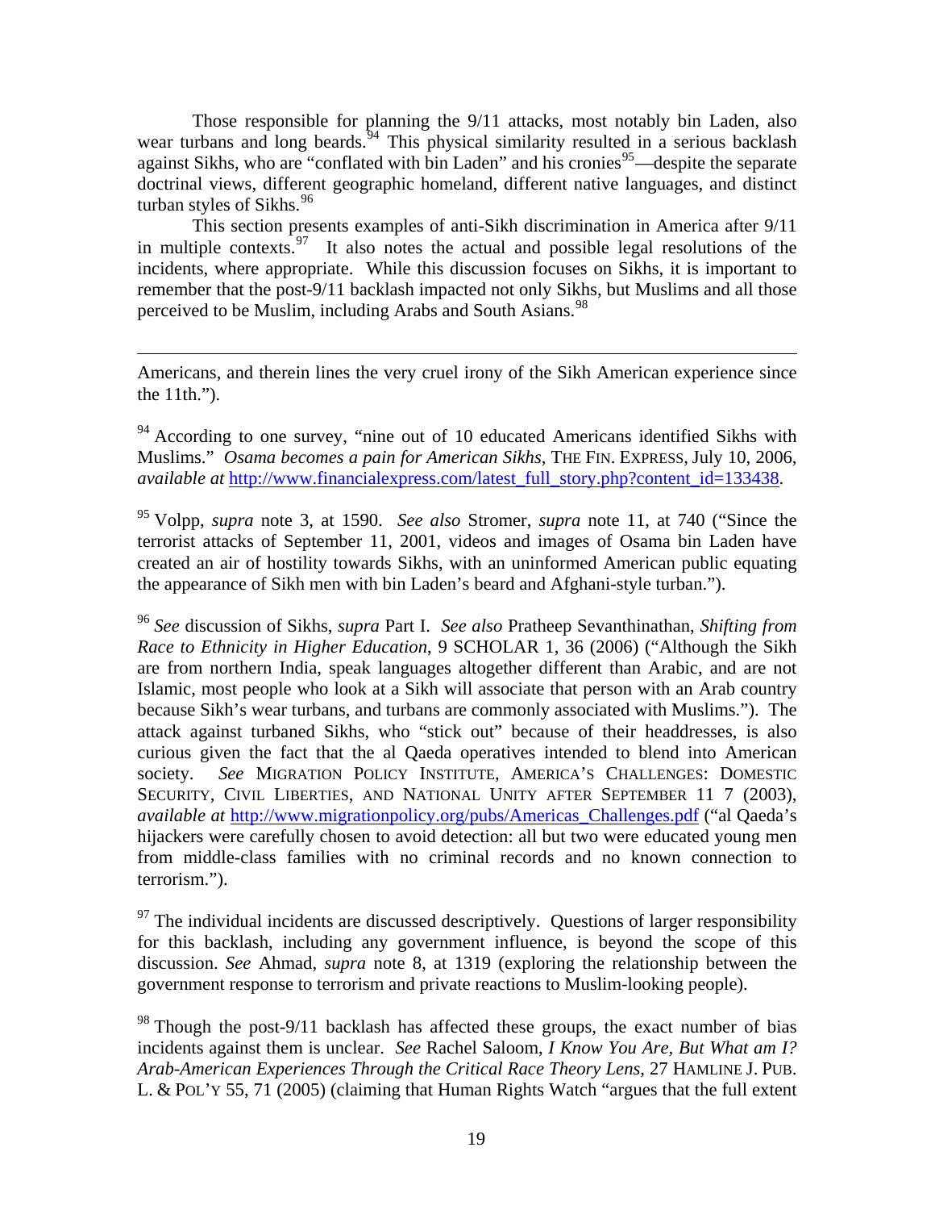Those responsible for planning the 9/11 attacks, most notably bin Laden, also wear turbans and long beards.[94] This physical similarity resulted in a serious backlash against Sikhs, who are "conflated with bin Laden" and his cronies[95]—despite the separate doctrinal views, different geographic homeland, different native languages, and distinct turban styles of Sikhs.[96]

This section presents examples of anti-Sikh discrimination in America after 9/11 in multiple contexts.[97] It also notes the actual and possible legal resolutions of the incidents, where appropriate. While this discussion focuses on Sikhs, it is important to remember that the post-9/11 backlash impacted not only Sikhs, but Muslims and all those perceived to be Muslim, including Arabs and South Asians.[98]

---

Americans, and therein lines the very cruel irony of the Sikh American experience since the 11th.").

[94] According to one survey, "nine out of 10 educated Americans identified Sikhs with Muslims." *Osama becomes a pain for American Sikhs*, THE FIN. EXPRESS, July 10, 2006, *available at* http://www.financialexpress.com/latest_full_story.php?content_id=133438.

[95] Volpp, *supra* note 3, at 1590. *See also* Stromer, *supra* note 11, at 740 ("Since the terrorist attacks of September 11, 2001, videos and images of Osama bin Laden have created an air of hostility towards Sikhs, with an uninformed American public equating the appearance of Sikh men with bin Laden's beard and Afghani-style turban.").

[96] *See* discussion of Sikhs, *supra* Part I. *See also* Pratheep Sevanthinathan, *Shifting from Race to Ethnicity in Higher Education,* 9 SCHOLAR 1, 36 (2006) ("Although the Sikh are from northern India, speak languages altogether different than Arabic, and are not Islamic, most people who look at a Sikh will associate that person with an Arab country because Sikh's wear turbans, and turbans are commonly associated with Muslims."). The attack against turbaned Sikhs, who "stick out" because of their headdresses, is also curious given the fact that the al Qaeda operatives intended to blend into American society. *See* MIGRATION POLICY INSTITUTE, AMERICA'S CHALLENGES: DOMESTIC SECURITY, CIVIL LIBERTIES, AND NATIONAL UNITY AFTER SEPTEMBER 11 7 (2003), *available at* http://www.migrationpolicy.org/pubs/Americas_Challenges.pdf ("al Qaeda's hijackers were carefully chosen to avoid detection: all but two were educated young men from middle-class families with no criminal records and no known connection to terrorism.").

[97] The individual incidents are discussed descriptively. Questions of larger responsibility for this backlash, including any government influence, is beyond the scope of this discussion. *See* Ahmad, *supra* note 8, at 1319 (exploring the relationship between the government response to terrorism and private reactions to Muslim-looking people).

[98] Though the post-9/11 backlash has affected these groups, the exact number of bias incidents against them is unclear. *See* Rachel Saloom, *I Know You Are, But What am I? Arab-American Experiences Through the Critical Race Theory Lens*, 27 HAMLINE J. PUB. L. & POL'Y 55, 71 (2005) (claiming that Human Rights Watch "argues that the full extent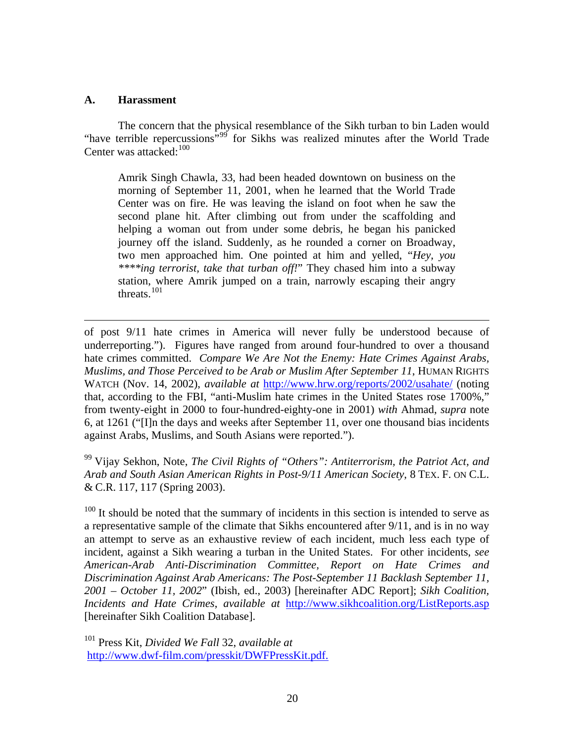### A. Harassment

The concern that the physical resemblance of the Sikh turban to bin Laden would "have terrible repercussions"[99] for Sikhs was realized minutes after the World Trade Center was attacked:[100]

> Amrik Singh Chawla, 33, had been headed downtown on business on the morning of September 11, 2001, when he learned that the World Trade Center was on fire. He was leaving the island on foot when he saw the second plane hit. After climbing out from under the scaffolding and helping a woman out from under some debris, he began his panicked journey off the island. Suddenly, as he rounded a corner on Broadway, two men approached him. One pointed at him and yelled, "*Hey, you ****ing terrorist, take that turban off!*" They chased him into a subway station, where Amrik jumped on a train, narrowly escaping their angry threats.[101]

---

of post 9/11 hate crimes in America will never fully be understood because of underreporting."). Figures have ranged from around four-hundred to over a thousand hate crimes committed. *Compare We Are Not the Enemy: Hate Crimes Against Arabs, Muslims, and Those Perceived to be Arab or Muslim After September 11*, HUMAN RIGHTS WATCH (Nov. 14, 2002), *available at* http://www.hrw.org/reports/2002/usahate/ (noting that, according to the FBI, "anti-Muslim hate crimes in the United States rose 1700%," from twenty-eight in 2000 to four-hundred-eighty-one in 2001) *with* Ahmad, *supra* note 6, at 1261 ("[I]n the days and weeks after September 11, over one thousand bias incidents against Arabs, Muslims, and South Asians were reported.").

[99] Vijay Sekhon, Note, *The Civil Rights of "Others": Antiterrorism, the Patriot Act, and Arab and South Asian American Rights in Post-9/11 American Society*, 8 TEX. F. ON C.L. & C.R. 117, 117 (Spring 2003).

[100] It should be noted that the summary of incidents in this section is intended to serve as a representative sample of the climate that Sikhs encountered after 9/11, and is in no way an attempt to serve as an exhaustive review of each incident, much less each type of incident, against a Sikh wearing a turban in the United States. For other incidents, *see American-Arab Anti-Discrimination Committee*, *Report on Hate Crimes and Discrimination Against Arab Americans: The Post-September 11 Backlash September 11, 2001 – October 11, 2002*" (Ibish, ed., 2003) [hereinafter ADC Report]; *Sikh Coalition*, *Incidents and Hate Crimes*, *available at* http://www.sikhcoalition.org/ListReports.asp [hereinafter Sikh Coalition Database].

[101] Press Kit, *Divided We Fall* 32, *available at* http://www.dwf-film.com/presskit/DWFPressKit.pdf.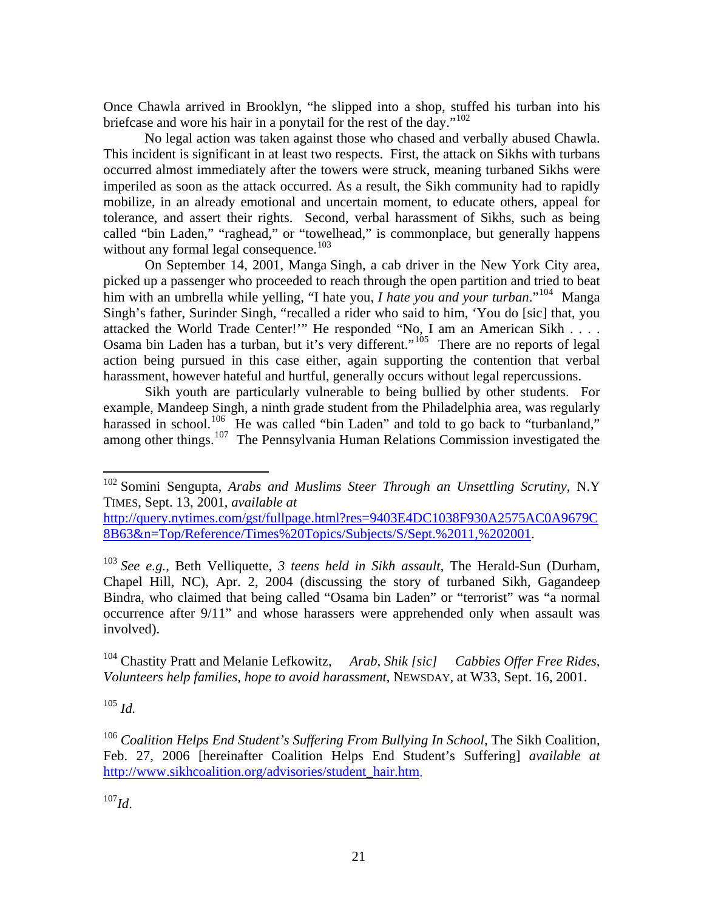Once Chawla arrived in Brooklyn, "he slipped into a shop, stuffed his turban into his briefcase and wore his hair in a ponytail for the rest of the day."[102]

No legal action was taken against those who chased and verbally abused Chawla. This incident is significant in at least two respects. First, the attack on Sikhs with turbans occurred almost immediately after the towers were struck, meaning turbaned Sikhs were imperiled as soon as the attack occurred. As a result, the Sikh community had to rapidly mobilize, in an already emotional and uncertain moment, to educate others, appeal for tolerance, and assert their rights. Second, verbal harassment of Sikhs, such as being called "bin Laden," "raghead," or "towelhead," is commonplace, but generally happens without any formal legal consequence.[103]

On September 14, 2001, Manga Singh, a cab driver in the New York City area, picked up a passenger who proceeded to reach through the open partition and tried to beat him with an umbrella while yelling, "I hate you, *I hate you and your turban*."[104] Manga Singh's father, Surinder Singh, "recalled a rider who said to him, 'You do [sic] that, you attacked the World Trade Center!'" He responded "No, I am an American Sikh . . . . Osama bin Laden has a turban, but it's very different."[105] There are no reports of legal action being pursued in this case either, again supporting the contention that verbal harassment, however hateful and hurtful, generally occurs without legal repercussions.

Sikh youth are particularly vulnerable to being bullied by other students. For example, Mandeep Singh, a ninth grade student from the Philadelphia area, was regularly harassed in school.[106] He was called "bin Laden" and told to go back to "turbanland," among other things.[107] The Pennsylvania Human Relations Commission investigated the

---

[102] Somini Sengupta, *Arabs and Muslims Steer Through an Unsettling Scrutiny*, N.Y TIMES, Sept. 13, 2001, *available at* http://query.nytimes.com/gst/fullpage.html?res=9403E4DC1038F930A2575AC0A9679C8B63&n=Top/Reference/Times%20Topics/Subjects/S/Sept.%2011,%202001.

[103] *See e.g.*, Beth Velliquette, *3 teens held in Sikh assault*, The Herald-Sun (Durham, Chapel Hill, NC), Apr. 2, 2004 (discussing the story of turbaned Sikh, Gagandeep Bindra, who claimed that being called "Osama bin Laden" or "terrorist" was "a normal occurrence after 9/11" and whose harassers were apprehended only when assault was involved).

[104] Chastity Pratt and Melanie Lefkowitz, *Arab, Shik [sic] Cabbies Offer Free Rides, Volunteers help families, hope to avoid harassment*, NEWSDAY, at W33, Sept. 16, 2001.

[105] *Id.*

[106] *Coalition Helps End Student's Suffering From Bullying In School*, The Sikh Coalition, Feb. 27, 2006 [hereinafter Coalition Helps End Student's Suffering] *available at* http://www.sikhcoalition.org/advisories/student_hair.htm.

[107] *Id.*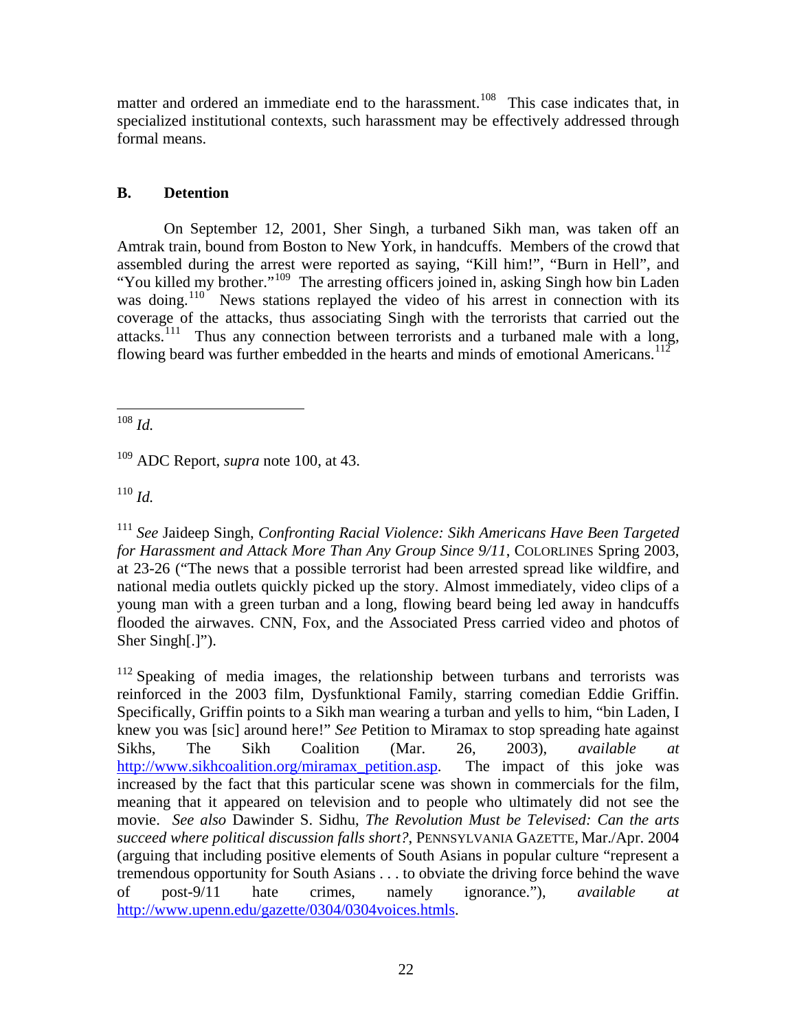matter and ordered an immediate end to the harassment.[108] This case indicates that, in specialized institutional contexts, such harassment may be effectively addressed through formal means.

### B. Detention

On September 12, 2001, Sher Singh, a turbaned Sikh man, was taken off an Amtrak train, bound from Boston to New York, in handcuffs. Members of the crowd that assembled during the arrest were reported as saying, "Kill him!", "Burn in Hell", and "You killed my brother."[109] The arresting officers joined in, asking Singh how bin Laden was doing.[110] News stations replayed the video of his arrest in connection with its coverage of the attacks, thus associating Singh with the terrorists that carried out the attacks.[111] Thus any connection between terrorists and a turbaned male with a long, flowing beard was further embedded in the hearts and minds of emotional Americans.[112]

---

[108] *Id.*

[109] ADC Report, *supra* note 100, at 43.

[110] *Id.*

[111] *See* Jaideep Singh, *Confronting Racial Violence: Sikh Americans Have Been Targeted for Harassment and Attack More Than Any Group Since 9/11*, COLORLINES Spring 2003, at 23-26 ("The news that a possible terrorist had been arrested spread like wildfire, and national media outlets quickly picked up the story. Almost immediately, video clips of a young man with a green turban and a long, flowing beard being led away in handcuffs flooded the airwaves. CNN, Fox, and the Associated Press carried video and photos of Sher Singh[.]").

[112] Speaking of media images, the relationship between turbans and terrorists was reinforced in the 2003 film, Dysfunktional Family, starring comedian Eddie Griffin. Specifically, Griffin points to a Sikh man wearing a turban and yells to him, "bin Laden, I knew you was [sic] around here!" *See* Petition to Miramax to stop spreading hate against Sikhs, The Sikh Coalition (Mar. 26, 2003), *available at* http://www.sikhcoalition.org/miramax_petition.asp. The impact of this joke was increased by the fact that this particular scene was shown in commercials for the film, meaning that it appeared on television and to people who ultimately did not see the movie. *See also* Dawinder S. Sidhu, *The Revolution Must be Televised: Can the arts succeed where political discussion falls short?*, PENNSYLVANIA GAZETTE, Mar./Apr. 2004 (arguing that including positive elements of South Asians in popular culture "represent a tremendous opportunity for South Asians . . . to obviate the driving force behind the wave of post-9/11 hate crimes, namely ignorance."), *available at* http://www.upenn.edu/gazette/0304/0304voices.htmls.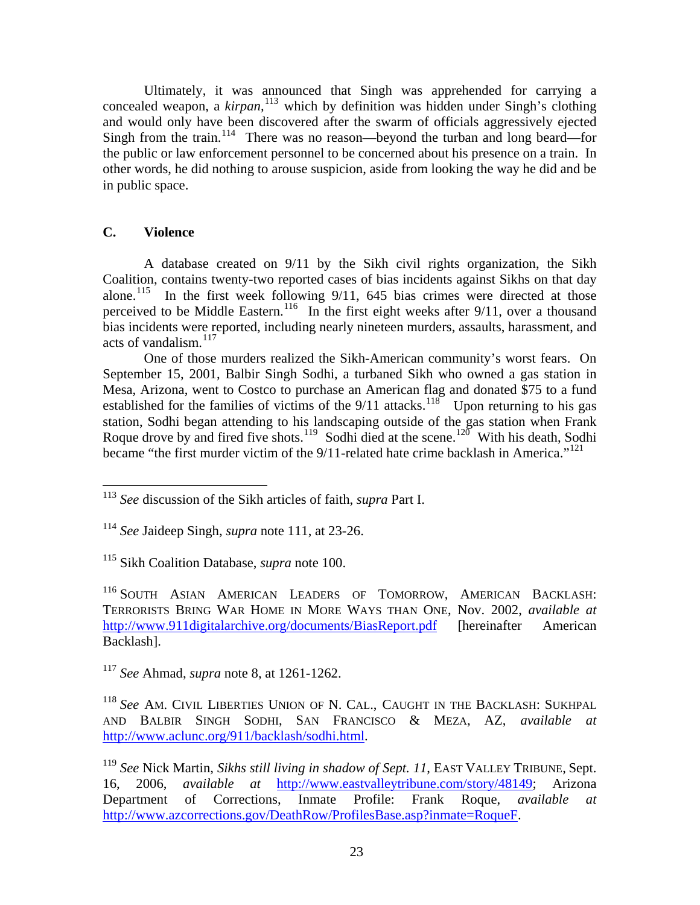Ultimately, it was announced that Singh was apprehended for carrying a concealed weapon, a *kirpan*,[113] which by definition was hidden under Singh's clothing and would only have been discovered after the swarm of officials aggressively ejected Singh from the train.[114] There was no reason—beyond the turban and long beard—for the public or law enforcement personnel to be concerned about his presence on a train. In other words, he did nothing to arouse suspicion, aside from looking the way he did and be in public space.

### C. Violence

A database created on 9/11 by the Sikh civil rights organization, the Sikh Coalition, contains twenty-two reported cases of bias incidents against Sikhs on that day alone.[115] In the first week following 9/11, 645 bias crimes were directed at those perceived to be Middle Eastern.[116] In the first eight weeks after 9/11, over a thousand bias incidents were reported, including nearly nineteen murders, assaults, harassment, and acts of vandalism.[117]

One of those murders realized the Sikh-American community's worst fears. On September 15, 2001, Balbir Singh Sodhi, a turbaned Sikh who owned a gas station in Mesa, Arizona, went to Costco to purchase an American flag and donated $75 to a fund established for the families of victims of the 9/11 attacks.[118] Upon returning to his gas station, Sodhi began attending to his landscaping outside of the gas station when Frank Roque drove by and fired five shots.[119] Sodhi died at the scene.[120] With his death, Sodhi became "the first murder victim of the 9/11-related hate crime backlash in America."[121]

---

[113] *See* discussion of the Sikh articles of faith, *supra* Part I.

[114] *See* Jaideep Singh, *supra* note 111, at 23-26.

[115] Sikh Coalition Database, *supra* note 100.

[116] SOUTH ASIAN AMERICAN LEADERS OF TOMORROW, AMERICAN BACKLASH: TERRORISTS BRING WAR HOME IN MORE WAYS THAN ONE, Nov. 2002, *available at* http://www.911digitalarchive.org/documents/BiasReport.pdf [hereinafter American Backlash].

[117] *See* Ahmad, *supra* note 8, at 1261-1262.

[118] *See* AM. CIVIL LIBERTIES UNION OF N. CAL., CAUGHT IN THE BACKLASH: SUKHPAL AND BALBIR SINGH SODHI, SAN FRANCISCO & MEZA, AZ, *available at* http://www.aclunc.org/911/backlash/sodhi.html.

[119] *See* Nick Martin, *Sikhs still living in shadow of Sept. 11*, EAST VALLEY TRIBUNE, Sept. 16, 2006, *available at* http://www.eastvalleytribune.com/story/48149; Arizona Department of Corrections, Inmate Profile: Frank Roque, *available at* http://www.azcorrections.gov/DeathRow/ProfilesBase.asp?inmate=RoqueF.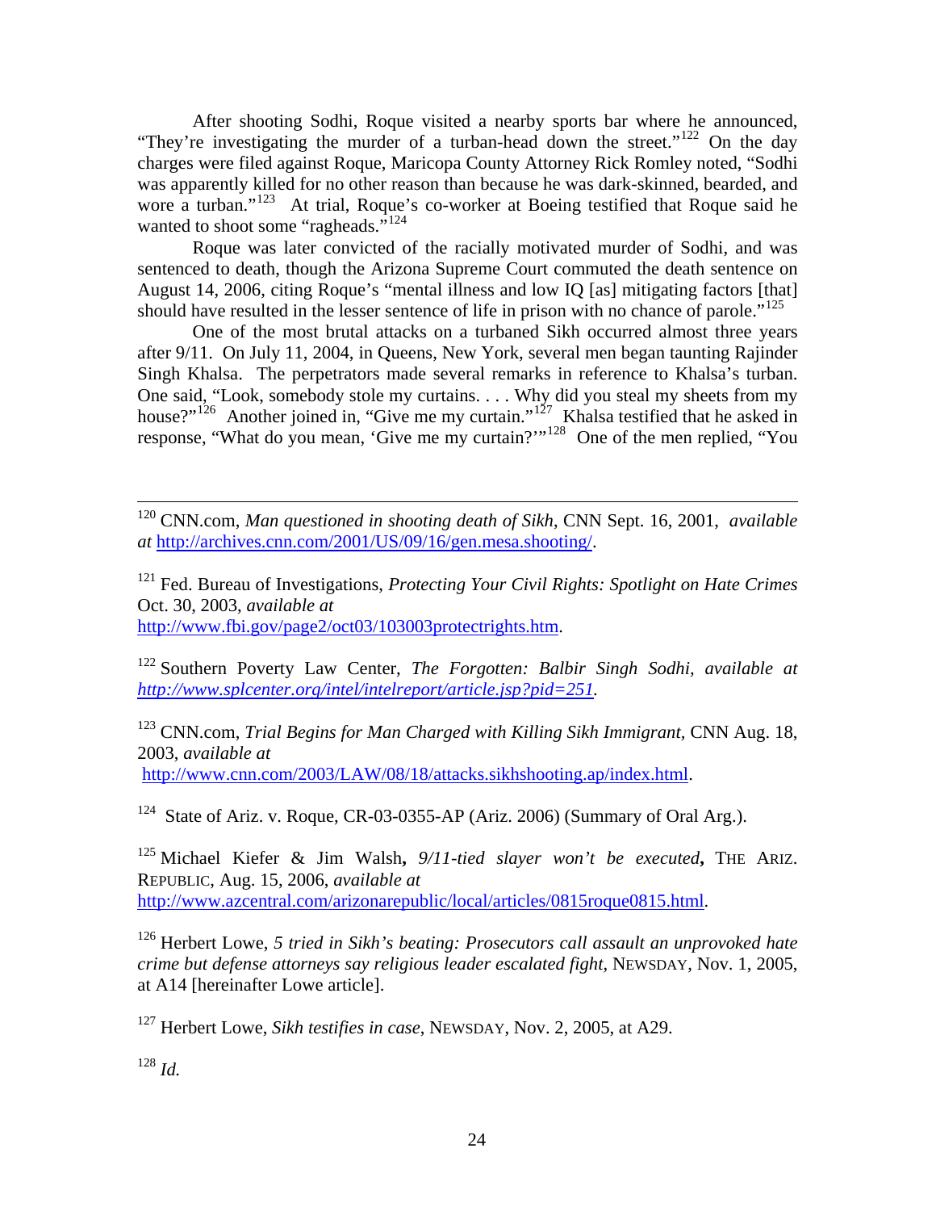After shooting Sodhi, Roque visited a nearby sports bar where he announced, "They're investigating the murder of a turban-head down the street."[122] On the day charges were filed against Roque, Maricopa County Attorney Rick Romley noted, "Sodhi was apparently killed for no other reason than because he was dark-skinned, bearded, and wore a turban."[123] At trial, Roque's co-worker at Boeing testified that Roque said he wanted to shoot some "ragheads."[124]

Roque was later convicted of the racially motivated murder of Sodhi, and was sentenced to death, though the Arizona Supreme Court commuted the death sentence on August 14, 2006, citing Roque's "mental illness and low IQ [as] mitigating factors [that] should have resulted in the lesser sentence of life in prison with no chance of parole."[125]

One of the most brutal attacks on a turbaned Sikh occurred almost three years after 9/11. On July 11, 2004, in Queens, New York, several men began taunting Rajinder Singh Khalsa. The perpetrators made several remarks in reference to Khalsa's turban. One said, "Look, somebody stole my curtains. . . . Why did you steal my sheets from my house?"[126] Another joined in, "Give me my curtain."[127] Khalsa testified that he asked in response, "What do you mean, 'Give me my curtain?'"[128] One of the men replied, "You

---

[120] CNN.com, *Man questioned in shooting death of Sikh*, CNN Sept. 16, 2001, *available at* http://archives.cnn.com/2001/US/09/16/gen.mesa.shooting/.

[121] Fed. Bureau of Investigations, *Protecting Your Civil Rights: Spotlight on Hate Crimes* Oct. 30, 2003, *available at* http://www.fbi.gov/page2/oct03/103003protectrights.htm.

[122] Southern Poverty Law Center, *The Forgotten: Balbir Singh Sodhi, available at http://www.splcenter.org/intel/intelreport/article.jsp?pid=251*.

[123] CNN.com, *Trial Begins for Man Charged with Killing Sikh Immigrant,* CNN Aug. 18, 2003, *available at* http://www.cnn.com/2003/LAW/08/18/attacks.sikhshooting.ap/index.html.

[124] State of Ariz. v. Roque, CR-03-0355-AP (Ariz. 2006) (Summary of Oral Arg.).

[125] Michael Kiefer & Jim Walsh**,** *9/11-tied slayer won't be executed***,** THE ARIZ. REPUBLIC, Aug. 15, 2006, *available at* http://www.azcentral.com/arizonarepublic/local/articles/0815roque0815.html.

[126] Herbert Lowe, *5 tried in Sikh's beating: Prosecutors call assault an unprovoked hate crime but defense attorneys say religious leader escalated fight*, NEWSDAY, Nov. 1, 2005, at A14 [hereinafter Lowe article].

[127] Herbert Lowe, *Sikh testifies in case*, NEWSDAY, Nov. 2, 2005, at A29.

[128] *Id.*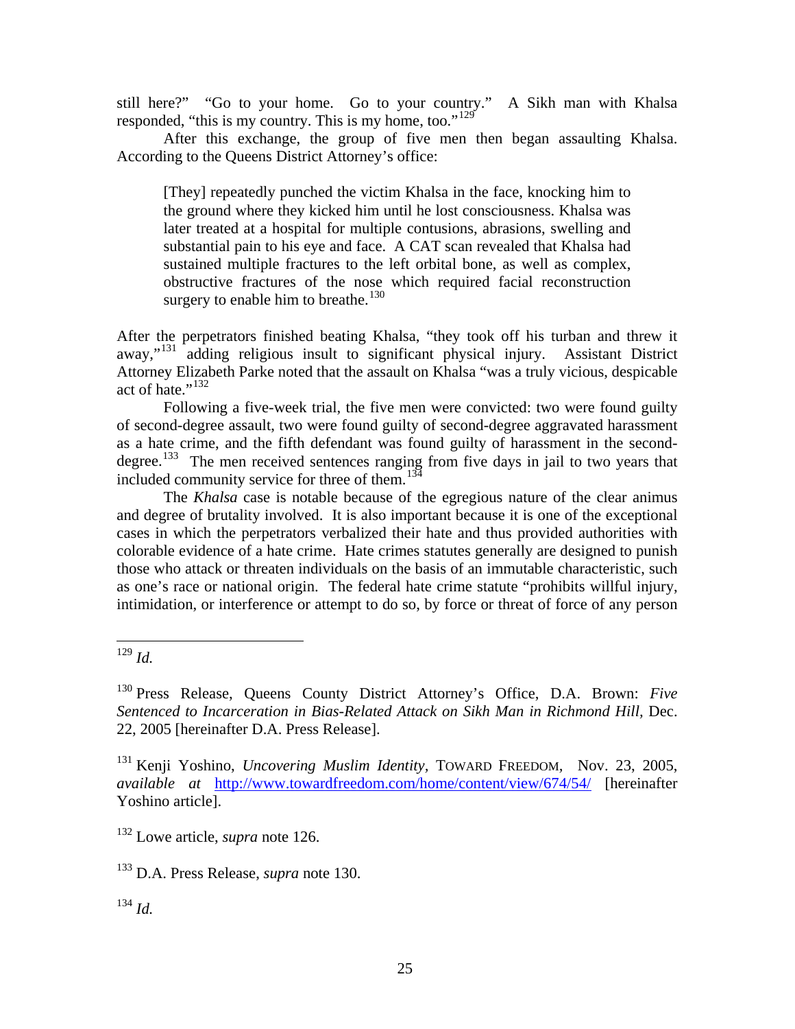still here?" "Go to your home. Go to your country." A Sikh man with Khalsa responded, "this is my country. This is my home, too."[129]

After this exchange, the group of five men then began assaulting Khalsa. According to the Queens District Attorney's office:

> [They] repeatedly punched the victim Khalsa in the face, knocking him to the ground where they kicked him until he lost consciousness. Khalsa was later treated at a hospital for multiple contusions, abrasions, swelling and substantial pain to his eye and face. A CAT scan revealed that Khalsa had sustained multiple fractures to the left orbital bone, as well as complex, obstructive fractures of the nose which required facial reconstruction surgery to enable him to breathe.[130]

After the perpetrators finished beating Khalsa, "they took off his turban and threw it away,"[131] adding religious insult to significant physical injury. Assistant District Attorney Elizabeth Parke noted that the assault on Khalsa "was a truly vicious, despicable act of hate."[132]

Following a five-week trial, the five men were convicted: two were found guilty of second-degree assault, two were found guilty of second-degree aggravated harassment as a hate crime, and the fifth defendant was found guilty of harassment in the second-degree.[133] The men received sentences ranging from five days in jail to two years that included community service for three of them.[134]

The *Khalsa* case is notable because of the egregious nature of the clear animus and degree of brutality involved. It is also important because it is one of the exceptional cases in which the perpetrators verbalized their hate and thus provided authorities with colorable evidence of a hate crime. Hate crimes statutes generally are designed to punish those who attack or threaten individuals on the basis of an immutable characteristic, such as one's race or national origin. The federal hate crime statute "prohibits willful injury, intimidation, or interference or attempt to do so, by force or threat of force of any person

---

[129] *Id.*

[130] Press Release, Queens County District Attorney's Office, D.A. Brown: *Five Sentenced to Incarceration in Bias-Related Attack on Sikh Man in Richmond Hill*, Dec. 22, 2005 [hereinafter D.A. Press Release].

[131] Kenji Yoshino, *Uncovering Muslim Identity*, TOWARD FREEDOM, Nov. 23, 2005, *available at* http://www.towardfreedom.com/home/content/view/674/54/ [hereinafter Yoshino article].

[132] Lowe article, *supra* note 126.

[133] D.A. Press Release, *supra* note 130.

[134] *Id.*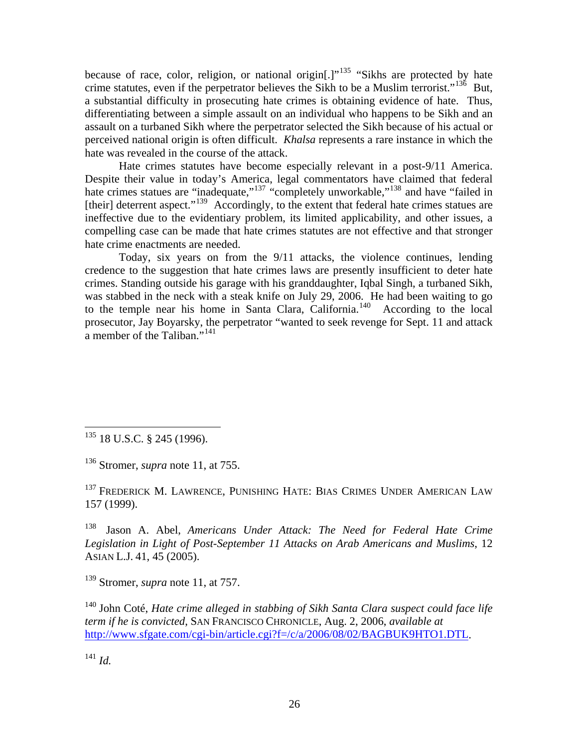because of race, color, religion, or national origin[.]"[135] "Sikhs are protected by hate crime statutes, even if the perpetrator believes the Sikh to be a Muslim terrorist."[136] But, a substantial difficulty in prosecuting hate crimes is obtaining evidence of hate. Thus, differentiating between a simple assault on an individual who happens to be Sikh and an assault on a turbaned Sikh where the perpetrator selected the Sikh because of his actual or perceived national origin is often difficult. *Khalsa* represents a rare instance in which the hate was revealed in the course of the attack.

Hate crimes statutes have become especially relevant in a post-9/11 America. Despite their value in today's America, legal commentators have claimed that federal hate crimes statues are "inadequate,"[137] "completely unworkable,"[138] and have "failed in [their] deterrent aspect."[139] Accordingly, to the extent that federal hate crimes statues are ineffective due to the evidentiary problem, its limited applicability, and other issues, a compelling case can be made that hate crimes statutes are not effective and that stronger hate crime enactments are needed.

Today, six years on from the 9/11 attacks, the violence continues, lending credence to the suggestion that hate crimes laws are presently insufficient to deter hate crimes. Standing outside his garage with his granddaughter, Iqbal Singh, a turbaned Sikh, was stabbed in the neck with a steak knife on July 29, 2006. He had been waiting to go to the temple near his home in Santa Clara, California.[140] According to the local prosecutor, Jay Boyarsky, the perpetrator "wanted to seek revenge for Sept. 11 and attack a member of the Taliban."[141]

---

[135] 18 U.S.C. § 245 (1996).

[136] Stromer, *supra* note 11, at 755.

[137] FREDERICK M. LAWRENCE, PUNISHING HATE: BIAS CRIMES UNDER AMERICAN LAW 157 (1999).

[138] Jason A. Abel, *Americans Under Attack: The Need for Federal Hate Crime Legislation in Light of Post-September 11 Attacks on Arab Americans and Muslims*, 12 ASIAN L.J. 41, 45 (2005).

[139] Stromer, *supra* note 11, at 757.

[140] John Coté, *Hate crime alleged in stabbing of Sikh Santa Clara suspect could face life term if he is convicted*, SAN FRANCISCO CHRONICLE, Aug. 2, 2006, *available at* http://www.sfgate.com/cgi-bin/article.cgi?f=/c/a/2006/08/02/BAGBUK9HTO1.DTL.

[141] *Id.*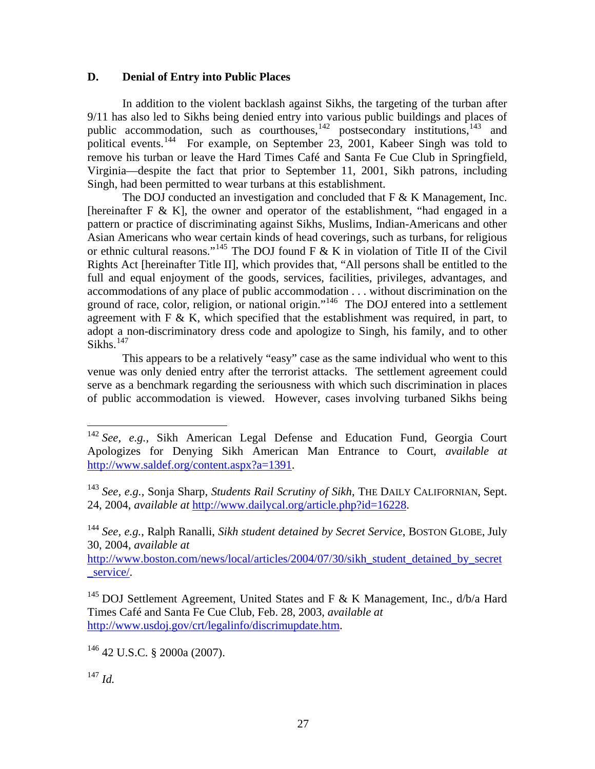### D. Denial of Entry into Public Places

In addition to the violent backlash against Sikhs, the targeting of the turban after 9/11 has also led to Sikhs being denied entry into various public buildings and places of public accommodation, such as courthouses,[142] postsecondary institutions,[143] and political events.[144] For example, on September 23, 2001, Kabeer Singh was told to remove his turban or leave the Hard Times Café and Santa Fe Cue Club in Springfield, Virginia—despite the fact that prior to September 11, 2001, Sikh patrons, including Singh, had been permitted to wear turbans at this establishment.

The DOJ conducted an investigation and concluded that F & K Management, Inc. [hereinafter F & K], the owner and operator of the establishment, "had engaged in a pattern or practice of discriminating against Sikhs, Muslims, Indian-Americans and other Asian Americans who wear certain kinds of head coverings, such as turbans, for religious or ethnic cultural reasons."[145] The DOJ found F & K in violation of Title II of the Civil Rights Act [hereinafter Title II], which provides that, "All persons shall be entitled to the full and equal enjoyment of the goods, services, facilities, privileges, advantages, and accommodations of any place of public accommodation . . . without discrimination on the ground of race, color, religion, or national origin."[146] The DOJ entered into a settlement agreement with F & K, which specified that the establishment was required, in part, to adopt a non-discriminatory dress code and apologize to Singh, his family, and to other Sikhs.[147]

This appears to be a relatively "easy" case as the same individual who went to this venue was only denied entry after the terrorist attacks. The settlement agreement could serve as a benchmark regarding the seriousness with which such discrimination in places of public accommodation is viewed. However, cases involving turbaned Sikhs being

---

[142] *See, e.g.*, Sikh American Legal Defense and Education Fund, Georgia Court Apologizes for Denying Sikh American Man Entrance to Court, *available at* http://www.saldef.org/content.aspx?a=1391.

[143] *See, e.g.*, Sonja Sharp, *Students Rail Scrutiny of Sikh*, THE DAILY CALIFORNIAN, Sept. 24, 2004, *available at* http://www.dailycal.org/article.php?id=16228.

[144] *See, e.g.*, Ralph Ranalli, *Sikh student detained by Secret Service*, BOSTON GLOBE, July 30, 2004, *available at* http://www.boston.com/news/local/articles/2004/07/30/sikh_student_detained_by_secret_service/.

[145] DOJ Settlement Agreement, United States and F & K Management, Inc., d/b/a Hard Times Café and Santa Fe Cue Club, Feb. 28, 2003, *available at* http://www.usdoj.gov/crt/legalinfo/discrimupdate.htm.

[146] 42 U.S.C. § 2000a (2007).

[147] *Id.*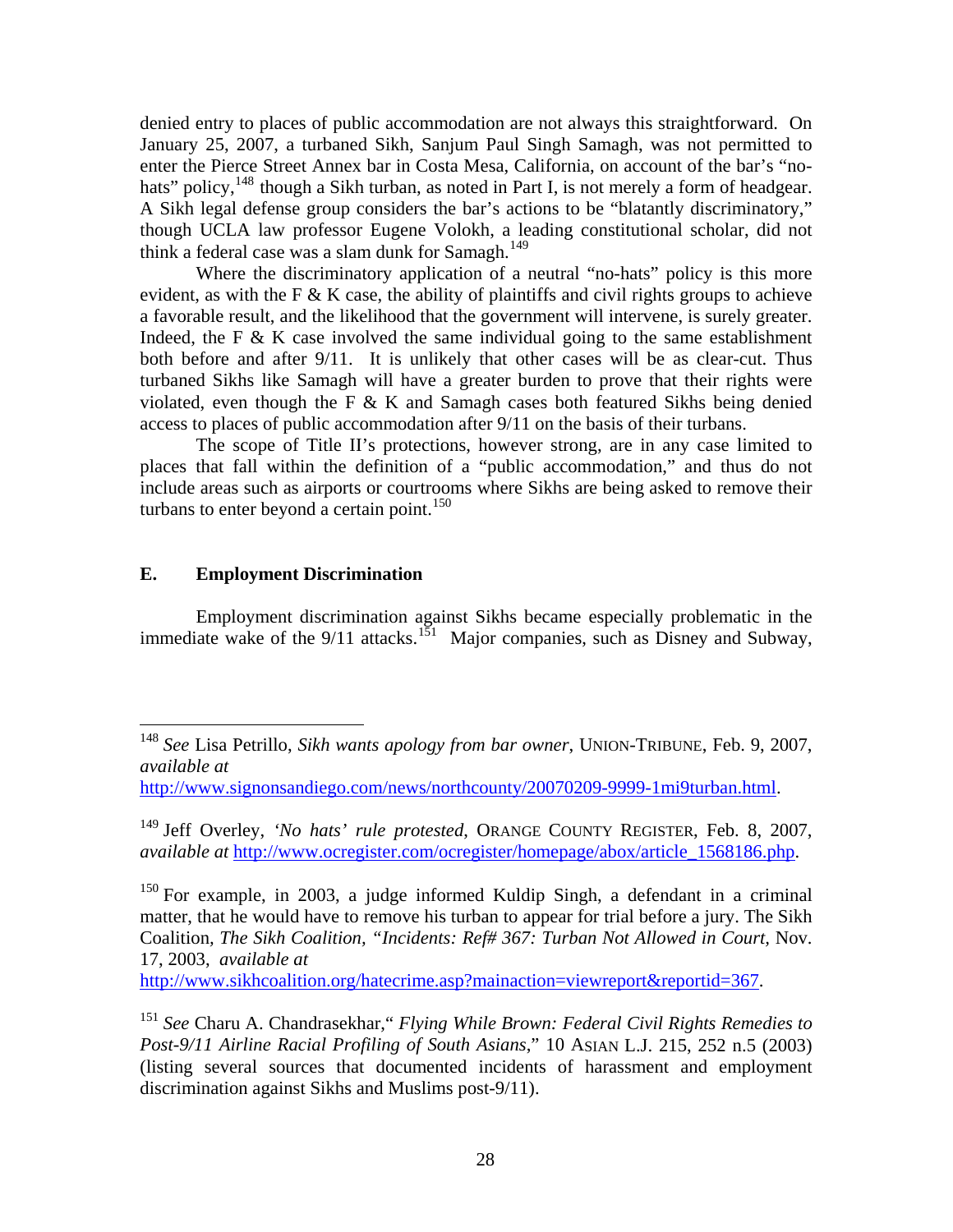denied entry to places of public accommodation are not always this straightforward. On January 25, 2007, a turbaned Sikh, Sanjum Paul Singh Samagh, was not permitted to enter the Pierce Street Annex bar in Costa Mesa, California, on account of the bar's "no-hats" policy,[148] though a Sikh turban, as noted in Part I, is not merely a form of headgear. A Sikh legal defense group considers the bar's actions to be "blatantly discriminatory," though UCLA law professor Eugene Volokh, a leading constitutional scholar, did not think a federal case was a slam dunk for Samagh.[149]

Where the discriminatory application of a neutral "no-hats" policy is this more evident, as with the F & K case, the ability of plaintiffs and civil rights groups to achieve a favorable result, and the likelihood that the government will intervene, is surely greater. Indeed, the F & K case involved the same individual going to the same establishment both before and after 9/11. It is unlikely that other cases will be as clear-cut. Thus turbaned Sikhs like Samagh will have a greater burden to prove that their rights were violated, even though the F & K and Samagh cases both featured Sikhs being denied access to places of public accommodation after 9/11 on the basis of their turbans.

The scope of Title II's protections, however strong, are in any case limited to places that fall within the definition of a "public accommodation," and thus do not include areas such as airports or courtrooms where Sikhs are being asked to remove their turbans to enter beyond a certain point.[150]

### E. Employment Discrimination

Employment discrimination against Sikhs became especially problematic in the immediate wake of the 9/11 attacks.[151] Major companies, such as Disney and Subway,

---

[148] *See* Lisa Petrillo, *Sikh wants apology from bar owner*, UNION-TRIBUNE, Feb. 9, 2007, *available at* http://www.signonsandiego.com/news/northcounty/20070209-9999-1mi9turban.html.

[149] Jeff Overley, *'No hats' rule protested*, ORANGE COUNTY REGISTER, Feb. 8, 2007, *available at* http://www.ocregister.com/ocregister/homepage/abox/article_1568186.php.

[150] For example, in 2003, a judge informed Kuldip Singh, a defendant in a criminal matter, that he would have to remove his turban to appear for trial before a jury. The Sikh Coalition, *The Sikh Coalition, "Incidents: Ref# 367: Turban Not Allowed in Court,* Nov. 17, 2003, *available at* http://www.sikhcoalition.org/hatecrime.asp?mainaction=viewreport&reportid=367.

[151] *See* Charu A. Chandrasekhar," *Flying While Brown: Federal Civil Rights Remedies to Post-9/11 Airline Racial Profiling of South Asians*," 10 ASIAN L.J. 215, 252 n.5 (2003) (listing several sources that documented incidents of harassment and employment discrimination against Sikhs and Muslims post-9/11).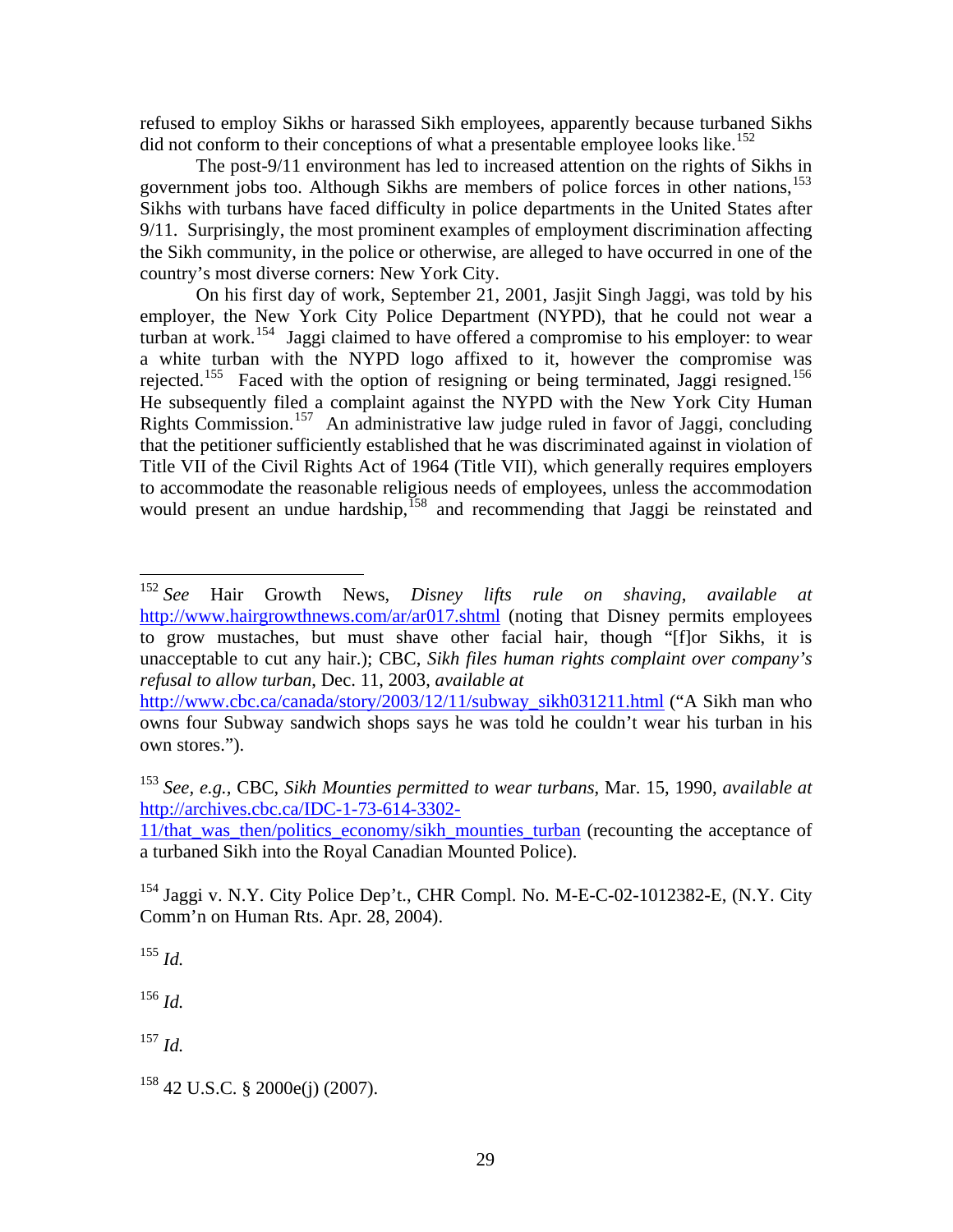refused to employ Sikhs or harassed Sikh employees, apparently because turbaned Sikhs did not conform to their conceptions of what a presentable employee looks like.[152]

The post-9/11 environment has led to increased attention on the rights of Sikhs in government jobs too. Although Sikhs are members of police forces in other nations,[153] Sikhs with turbans have faced difficulty in police departments in the United States after 9/11. Surprisingly, the most prominent examples of employment discrimination affecting the Sikh community, in the police or otherwise, are alleged to have occurred in one of the country's most diverse corners: New York City.

On his first day of work, September 21, 2001, Jasjit Singh Jaggi, was told by his employer, the New York City Police Department (NYPD), that he could not wear a turban at work.[154] Jaggi claimed to have offered a compromise to his employer: to wear a white turban with the NYPD logo affixed to it, however the compromise was rejected.[155] Faced with the option of resigning or being terminated, Jaggi resigned.[156] He subsequently filed a complaint against the NYPD with the New York City Human Rights Commission.[157] An administrative law judge ruled in favor of Jaggi, concluding that the petitioner sufficiently established that he was discriminated against in violation of Title VII of the Civil Rights Act of 1964 (Title VII), which generally requires employers to accommodate the reasonable religious needs of employees, unless the accommodation would present an undue hardship,[158] and recommending that Jaggi be reinstated and

---

[152] *See* Hair Growth News, *Disney lifts rule on shaving*, *available at* http://www.hairgrowthnews.com/ar/ar017.shtml (noting that Disney permits employees to grow mustaches, but must shave other facial hair, though "[f]or Sikhs, it is unacceptable to cut any hair.); CBC, *Sikh files human rights complaint over company's refusal to allow turban*, Dec. 11, 2003, *available at* http://www.cbc.ca/canada/story/2003/12/11/subway_sikh031211.html ("A Sikh man who owns four Subway sandwich shops says he was told he couldn't wear his turban in his own stores.").

[153] *See, e.g.*, CBC, *Sikh Mounties permitted to wear turbans*, Mar. 15, 1990, *available at* http://archives.cbc.ca/IDC-1-73-614-3302-11/that_was_then/politics_economy/sikh_mounties_turban (recounting the acceptance of a turbaned Sikh into the Royal Canadian Mounted Police).

[154] Jaggi v. N.Y. City Police Dep't., CHR Compl. No. M-E-C-02-1012382-E, (N.Y. City Comm'n on Human Rts. Apr. 28, 2004).

[155] *Id.*

[156] *Id.*

[157] *Id.*

[158] 42 U.S.C. § 2000e(j) (2007).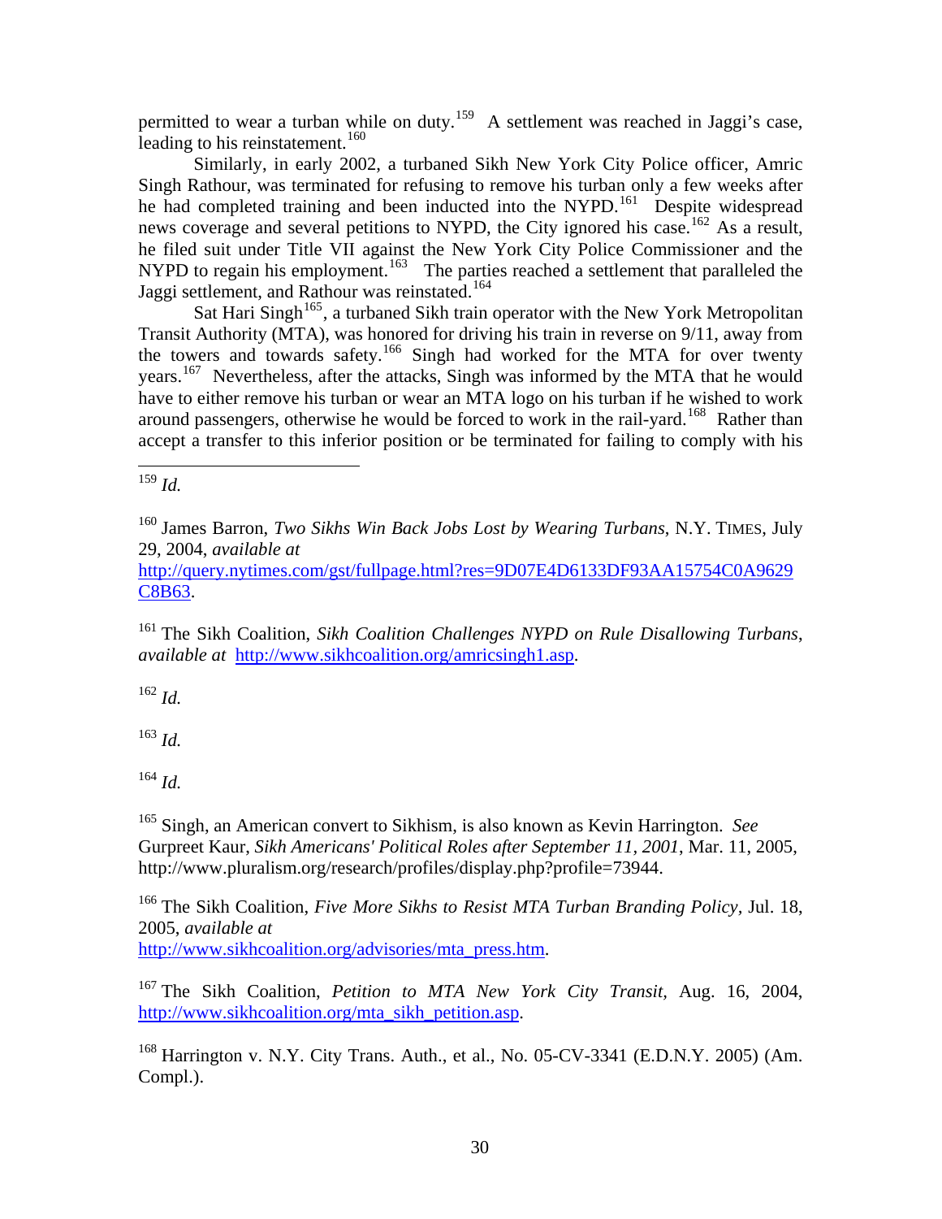permitted to wear a turban while on duty.[159] A settlement was reached in Jaggi's case, leading to his reinstatement.[160]

Similarly, in early 2002, a turbaned Sikh New York City Police officer, Amric Singh Rathour, was terminated for refusing to remove his turban only a few weeks after he had completed training and been inducted into the NYPD.[161] Despite widespread news coverage and several petitions to NYPD, the City ignored his case.[162] As a result, he filed suit under Title VII against the New York City Police Commissioner and the NYPD to regain his employment.[163] The parties reached a settlement that paralleled the Jaggi settlement, and Rathour was reinstated.[164]

Sat Hari Singh[165], a turbaned Sikh train operator with the New York Metropolitan Transit Authority (MTA), was honored for driving his train in reverse on 9/11, away from the towers and towards safety.[166] Singh had worked for the MTA for over twenty years.[167] Nevertheless, after the attacks, Singh was informed by the MTA that he would have to either remove his turban or wear an MTA logo on his turban if he wished to work around passengers, otherwise he would be forced to work in the rail-yard.[168] Rather than accept a transfer to this inferior position or be terminated for failing to comply with his

---

[159] *Id.*

[160] James Barron, *Two Sikhs Win Back Jobs Lost by Wearing Turbans*, N.Y. TIMES, July 29, 2004, *available at* http://query.nytimes.com/gst/fullpage.html?res=9D07E4D6133DF93AA15754C0A9629C8B63.

[161] The Sikh Coalition, *Sikh Coalition Challenges NYPD on Rule Disallowing Turbans*, *available at* http://www.sikhcoalition.org/amricsingh1.asp.

[162] *Id.*

[163] *Id.*

[164] *Id.*

[165] Singh, an American convert to Sikhism, is also known as Kevin Harrington. *See* Gurpreet Kaur, *Sikh Americans' Political Roles after September 11, 2001*, Mar. 11, 2005, http://www.pluralism.org/research/profiles/display.php?profile=73944.

[166] The Sikh Coalition, *Five More Sikhs to Resist MTA Turban Branding Policy*, Jul. 18, 2005, *available at* http://www.sikhcoalition.org/advisories/mta_press.htm.

[167] The Sikh Coalition, *Petition to MTA New York City Transit*, Aug. 16, 2004, http://www.sikhcoalition.org/mta_sikh_petition.asp.

[168] Harrington v. N.Y. City Trans. Auth., et al., No. 05-CV-3341 (E.D.N.Y. 2005) (Am. Compl.).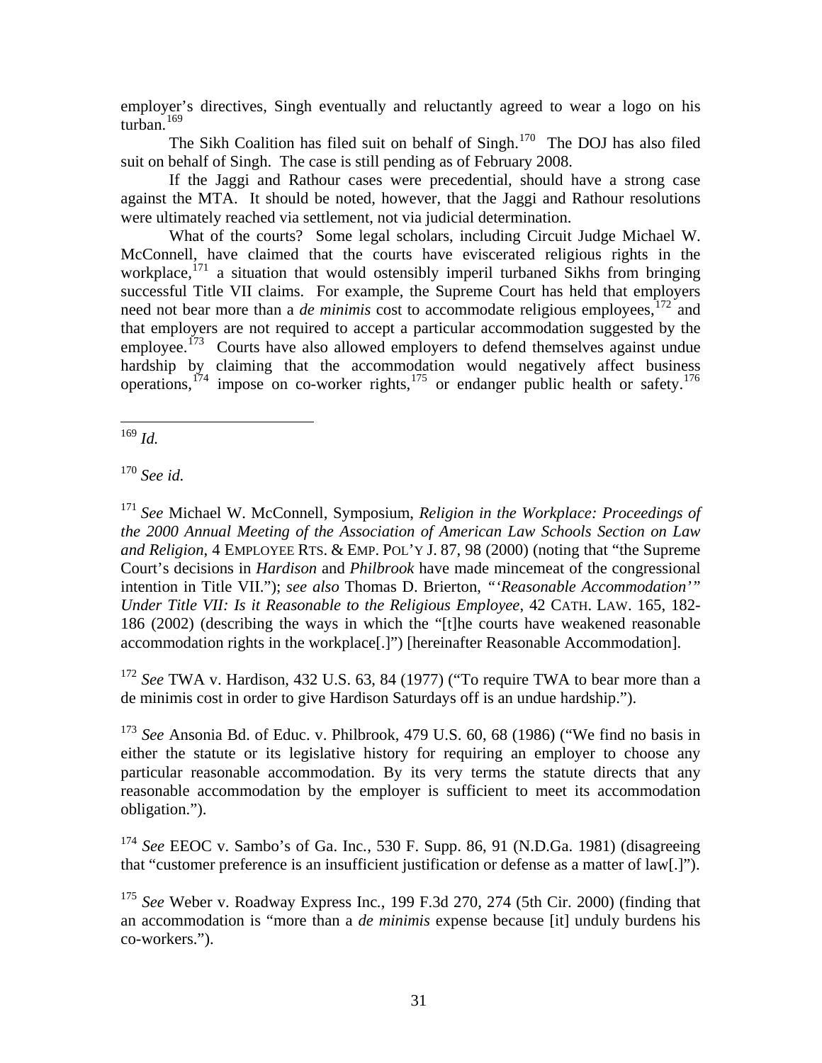employer's directives, Singh eventually and reluctantly agreed to wear a logo on his turban.[169]

The Sikh Coalition has filed suit on behalf of Singh.[170] The DOJ has also filed suit on behalf of Singh. The case is still pending as of February 2008.

If the Jaggi and Rathour cases were precedential, should have a strong case against the MTA. It should be noted, however, that the Jaggi and Rathour resolutions were ultimately reached via settlement, not via judicial determination.

What of the courts? Some legal scholars, including Circuit Judge Michael W. McConnell, have claimed that the courts have eviscerated religious rights in the workplace,[171] a situation that would ostensibly imperil turbaned Sikhs from bringing successful Title VII claims. For example, the Supreme Court has held that employers need not bear more than a *de minimis* cost to accommodate religious employees,[172] and that employers are not required to accept a particular accommodation suggested by the employee.[173] Courts have also allowed employers to defend themselves against undue hardship by claiming that the accommodation would negatively affect business operations,[174] impose on co-worker rights,[175] or endanger public health or safety.[176]

---

[169] *Id.*

[170] *See id.*

[171] *See* Michael W. McConnell, Symposium, *Religion in the Workplace: Proceedings of the 2000 Annual Meeting of the Association of American Law Schools Section on Law and Religion*, 4 EMPLOYEE RTS. & EMP. POL'Y J. 87, 98 (2000) (noting that "the Supreme Court's decisions in *Hardison* and *Philbrook* have made mincemeat of the congressional intention in Title VII."); *see also* Thomas D. Brierton, *"'Reasonable Accommodation'" Under Title VII: Is it Reasonable to the Religious Employee*, 42 CATH. LAW. 165, 182-186 (2002) (describing the ways in which the "[t]he courts have weakened reasonable accommodation rights in the workplace[.]") [hereinafter Reasonable Accommodation].

[172] *See* TWA v. Hardison, 432 U.S. 63, 84 (1977) ("To require TWA to bear more than a de minimis cost in order to give Hardison Saturdays off is an undue hardship.").

[173] *See* Ansonia Bd. of Educ. v. Philbrook, 479 U.S. 60, 68 (1986) ("We find no basis in either the statute or its legislative history for requiring an employer to choose any particular reasonable accommodation. By its very terms the statute directs that any reasonable accommodation by the employer is sufficient to meet its accommodation obligation.").

[174] *See* EEOC v. Sambo's of Ga. Inc., 530 F. Supp. 86, 91 (N.D.Ga. 1981) (disagreeing that "customer preference is an insufficient justification or defense as a matter of law[.]").

[175] *See* Weber v. Roadway Express Inc., 199 F.3d 270, 274 (5th Cir. 2000) (finding that an accommodation is "more than a *de minimis* expense because [it] unduly burdens his co-workers.").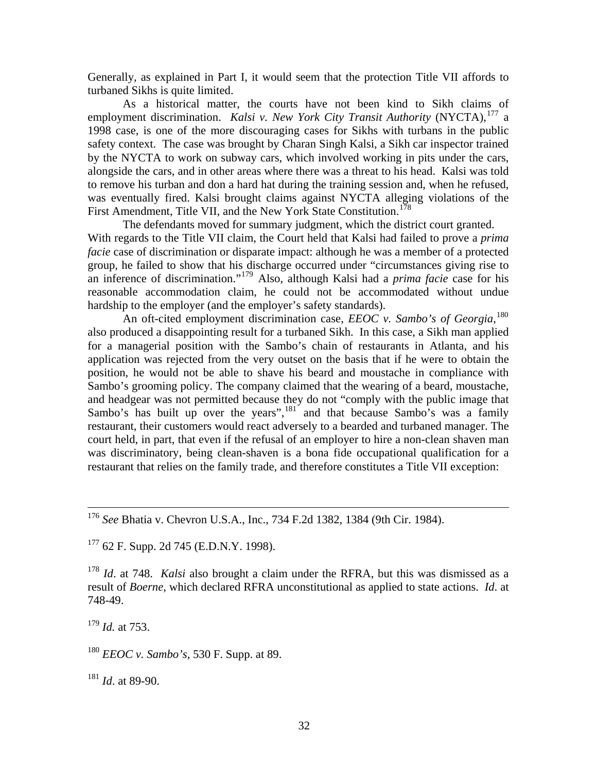Generally, as explained in Part I, it would seem that the protection Title VII affords to turbaned Sikhs is quite limited.

As a historical matter, the courts have not been kind to Sikh claims of employment discrimination. *Kalsi v. New York City Transit Authority* (NYCTA),[177] a 1998 case, is one of the more discouraging cases for Sikhs with turbans in the public safety context. The case was brought by Charan Singh Kalsi, a Sikh car inspector trained by the NYCTA to work on subway cars, which involved working in pits under the cars, alongside the cars, and in other areas where there was a threat to his head. Kalsi was told to remove his turban and don a hard hat during the training session and, when he refused, was eventually fired. Kalsi brought claims against NYCTA alleging violations of the First Amendment, Title VII, and the New York State Constitution.[178]

The defendants moved for summary judgment, which the district court granted. With regards to the Title VII claim, the Court held that Kalsi had failed to prove a *prima facie* case of discrimination or disparate impact: although he was a member of a protected group, he failed to show that his discharge occurred under "circumstances giving rise to an inference of discrimination."[179] Also, although Kalsi had a *prima facie* case for his reasonable accommodation claim, he could not be accommodated without undue hardship to the employer (and the employer's safety standards).

An oft-cited employment discrimination case, *EEOC v. Sambo's of Georgia*,[180] also produced a disappointing result for a turbaned Sikh. In this case, a Sikh man applied for a managerial position with the Sambo's chain of restaurants in Atlanta, and his application was rejected from the very outset on the basis that if he were to obtain the position, he would not be able to shave his beard and moustache in compliance with Sambo's grooming policy. The company claimed that the wearing of a beard, moustache, and headgear was not permitted because they do not "comply with the public image that Sambo's has built up over the years",[181] and that because Sambo's was a family restaurant, their customers would react adversely to a bearded and turbaned manager. The court held, in part, that even if the refusal of an employer to hire a non-clean shaven man was discriminatory, being clean-shaven is a bona fide occupational qualification for a restaurant that relies on the family trade, and therefore constitutes a Title VII exception:

---

[176] *See* Bhatia v. Chevron U.S.A., Inc., 734 F.2d 1382, 1384 (9th Cir. 1984).

[177] 62 F. Supp. 2d 745 (E.D.N.Y. 1998).

[178] *Id*. at 748. *Kalsi* also brought a claim under the RFRA, but this was dismissed as a result of *Boerne*, which declared RFRA unconstitutional as applied to state actions. *Id*. at 748-49.

[179] *Id.* at 753.

[180] *EEOC v. Sambo's*, 530 F. Supp. at 89.

[181] *Id*. at 89-90.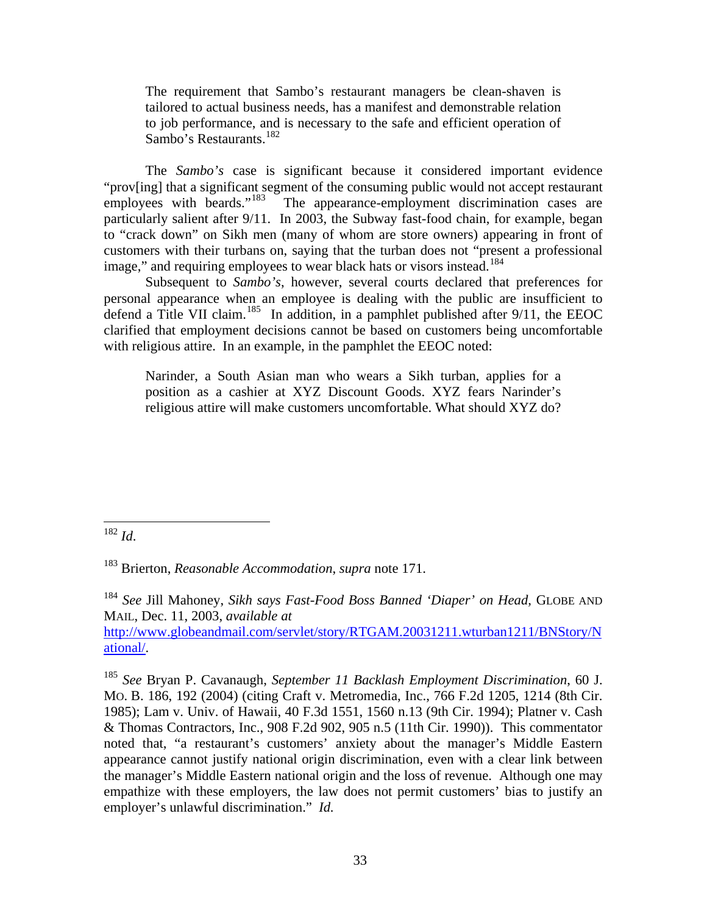> The requirement that Sambo's restaurant managers be clean-shaven is tailored to actual business needs, has a manifest and demonstrable relation to job performance, and is necessary to the safe and efficient operation of Sambo's Restaurants.[182]

The *Sambo's* case is significant because it considered important evidence "prov[ing] that a significant segment of the consuming public would not accept restaurant employees with beards."[183] The appearance-employment discrimination cases are particularly salient after 9/11. In 2003, the Subway fast-food chain, for example, began to "crack down" on Sikh men (many of whom are store owners) appearing in front of customers with their turbans on, saying that the turban does not "present a professional image," and requiring employees to wear black hats or visors instead.[184]

Subsequent to *Sambo's*, however, several courts declared that preferences for personal appearance when an employee is dealing with the public are insufficient to defend a Title VII claim.[185] In addition, in a pamphlet published after 9/11, the EEOC clarified that employment decisions cannot be based on customers being uncomfortable with religious attire. In an example, in the pamphlet the EEOC noted:

> Narinder, a South Asian man who wears a Sikh turban, applies for a position as a cashier at XYZ Discount Goods. XYZ fears Narinder's religious attire will make customers uncomfortable. What should XYZ do?

---

[182] *Id.*

[183] Brierton, *Reasonable Accommodation*, *supra* note 171.

[184] *See* Jill Mahoney, *Sikh says Fast-Food Boss Banned 'Diaper' on Head*, GLOBE AND MAIL, Dec. 11, 2003, *available at* http://www.globeandmail.com/servlet/story/RTGAM.20031211.wturban1211/BNStory/National/.

[185] *See* Bryan P. Cavanaugh, *September 11 Backlash Employment Discrimination*, 60 J. MO. B. 186, 192 (2004) (citing Craft v. Metromedia, Inc., 766 F.2d 1205, 1214 (8th Cir. 1985); Lam v. Univ. of Hawaii, 40 F.3d 1551, 1560 n.13 (9th Cir. 1994); Platner v. Cash & Thomas Contractors, Inc., 908 F.2d 902, 905 n.5 (11th Cir. 1990)). This commentator noted that, "a restaurant's customers' anxiety about the manager's Middle Eastern appearance cannot justify national origin discrimination, even with a clear link between the manager's Middle Eastern national origin and the loss of revenue. Although one may empathize with these employers, the law does not permit customers' bias to justify an employer's unlawful discrimination." *Id.*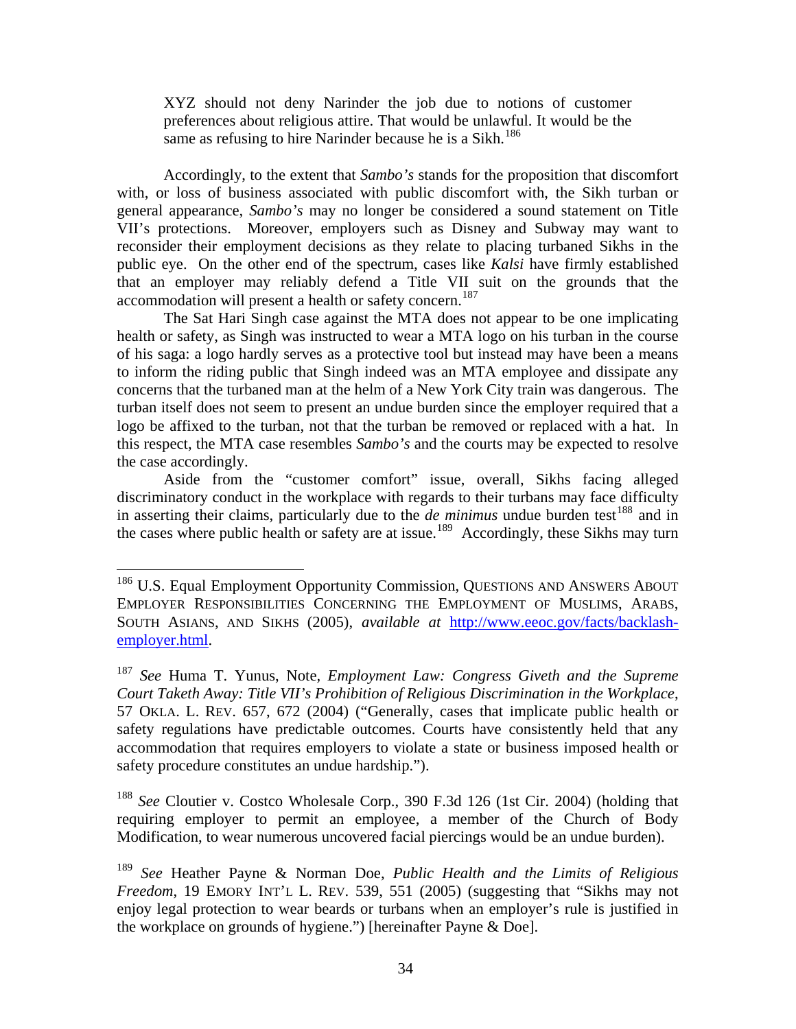> XYZ should not deny Narinder the job due to notions of customer preferences about religious attire. That would be unlawful. It would be the same as refusing to hire Narinder because he is a Sikh.[186]

Accordingly, to the extent that *Sambo's* stands for the proposition that discomfort with, or loss of business associated with public discomfort with, the Sikh turban or general appearance, *Sambo's* may no longer be considered a sound statement on Title VII's protections. Moreover, employers such as Disney and Subway may want to reconsider their employment decisions as they relate to placing turbaned Sikhs in the public eye. On the other end of the spectrum, cases like *Kalsi* have firmly established that an employer may reliably defend a Title VII suit on the grounds that the accommodation will present a health or safety concern.[187]

The Sat Hari Singh case against the MTA does not appear to be one implicating health or safety, as Singh was instructed to wear a MTA logo on his turban in the course of his saga: a logo hardly serves as a protective tool but instead may have been a means to inform the riding public that Singh indeed was an MTA employee and dissipate any concerns that the turbaned man at the helm of a New York City train was dangerous. The turban itself does not seem to present an undue burden since the employer required that a logo be affixed to the turban, not that the turban be removed or replaced with a hat. In this respect, the MTA case resembles *Sambo's* and the courts may be expected to resolve the case accordingly.

Aside from the "customer comfort" issue, overall, Sikhs facing alleged discriminatory conduct in the workplace with regards to their turbans may face difficulty in asserting their claims, particularly due to the *de minimus* undue burden test[188] and in the cases where public health or safety are at issue.[189] Accordingly, these Sikhs may turn

---

[186] U.S. Equal Employment Opportunity Commission, QUESTIONS AND ANSWERS ABOUT EMPLOYER RESPONSIBILITIES CONCERNING THE EMPLOYMENT OF MUSLIMS, ARABS, SOUTH ASIANS, AND SIKHS (2005), *available at* http://www.eeoc.gov/facts/backlash-employer.html.

[187] *See* Huma T. Yunus, Note, *Employment Law: Congress Giveth and the Supreme Court Taketh Away: Title VII's Prohibition of Religious Discrimination in the Workplace*, 57 OKLA. L. REV. 657, 672 (2004) ("Generally, cases that implicate public health or safety regulations have predictable outcomes. Courts have consistently held that any accommodation that requires employers to violate a state or business imposed health or safety procedure constitutes an undue hardship.").

[188] *See* Cloutier v. Costco Wholesale Corp., 390 F.3d 126 (1st Cir. 2004) (holding that requiring employer to permit an employee, a member of the Church of Body Modification, to wear numerous uncovered facial piercings would be an undue burden).

[189] *See* Heather Payne & Norman Doe, *Public Health and the Limits of Religious Freedom*, 19 EMORY INT'L L. REV. 539, 551 (2005) (suggesting that "Sikhs may not enjoy legal protection to wear beards or turbans when an employer's rule is justified in the workplace on grounds of hygiene.") [hereinafter Payne & Doe].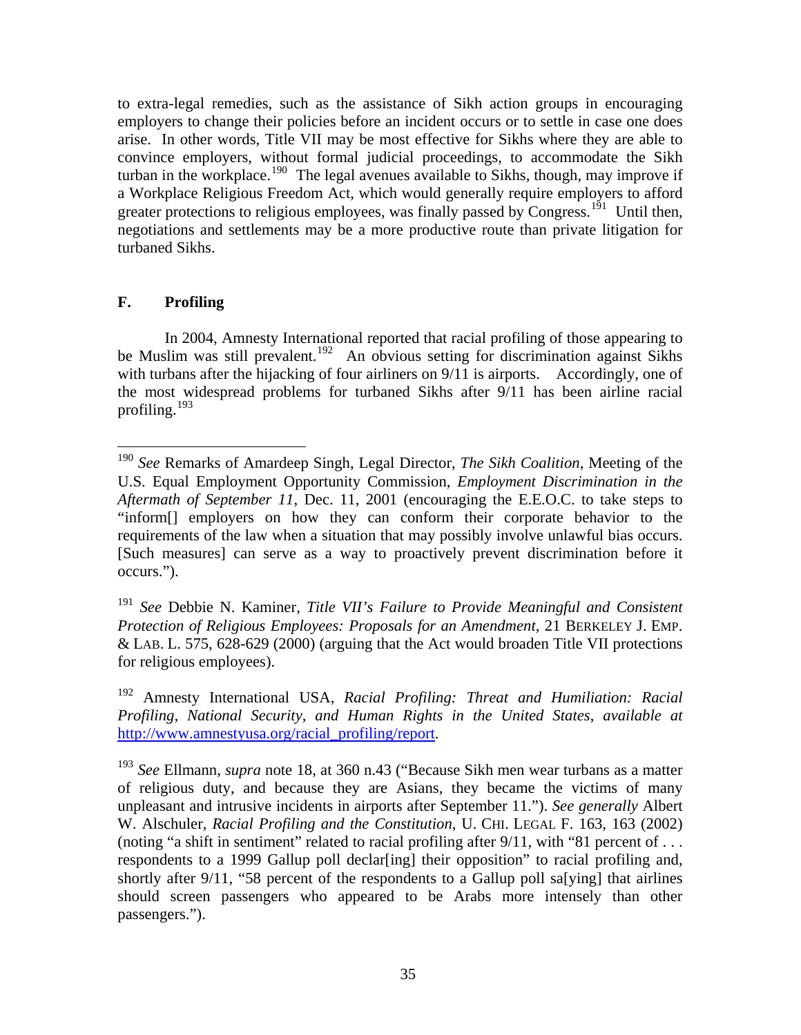to extra-legal remedies, such as the assistance of Sikh action groups in encouraging employers to change their policies before an incident occurs or to settle in case one does arise. In other words, Title VII may be most effective for Sikhs where they are able to convince employers, without formal judicial proceedings, to accommodate the Sikh turban in the workplace.[190] The legal avenues available to Sikhs, though, may improve if a Workplace Religious Freedom Act, which would generally require employers to afford greater protections to religious employees, was finally passed by Congress.[191] Until then, negotiations and settlements may be a more productive route than private litigation for turbaned Sikhs.

## F. Profiling

In 2004, Amnesty International reported that racial profiling of those appearing to be Muslim was still prevalent.[192] An obvious setting for discrimination against Sikhs with turbans after the hijacking of four airliners on 9/11 is airports. Accordingly, one of the most widespread problems for turbaned Sikhs after 9/11 has been airline racial profiling.[193]

---

[190] *See* Remarks of Amardeep Singh, Legal Director, *The Sikh Coalition*, Meeting of the U.S. Equal Employment Opportunity Commission, *Employment Discrimination in the Aftermath of September 11*, Dec. 11, 2001 (encouraging the E.E.O.C. to take steps to "inform[] employers on how they can conform their corporate behavior to the requirements of the law when a situation that may possibly involve unlawful bias occurs. [Such measures] can serve as a way to proactively prevent discrimination before it occurs.").

[191] *See* Debbie N. Kaminer, *Title VII's Failure to Provide Meaningful and Consistent Protection of Religious Employees: Proposals for an Amendment*, 21 BERKELEY J. EMP. & LAB. L. 575, 628-629 (2000) (arguing that the Act would broaden Title VII protections for religious employees).

[192] Amnesty International USA, *Racial Profiling: Threat and Humiliation: Racial Profiling, National Security, and Human Rights in the United States*, *available at* http://www.amnestyusa.org/racial_profiling/report.

[193] *See* Ellmann, *supra* note 18, at 360 n.43 ("Because Sikh men wear turbans as a matter of religious duty, and because they are Asians, they became the victims of many unpleasant and intrusive incidents in airports after September 11."). *See generally* Albert W. Alschuler, *Racial Profiling and the Constitution*, U. CHI. LEGAL F. 163, 163 (2002) (noting "a shift in sentiment" related to racial profiling after 9/11, with "81 percent of . . . respondents to a 1999 Gallup poll declar[ing] their opposition" to racial profiling and, shortly after 9/11, "58 percent of the respondents to a Gallup poll sa[ying] that airlines should screen passengers who appeared to be Arabs more intensely than other passengers.").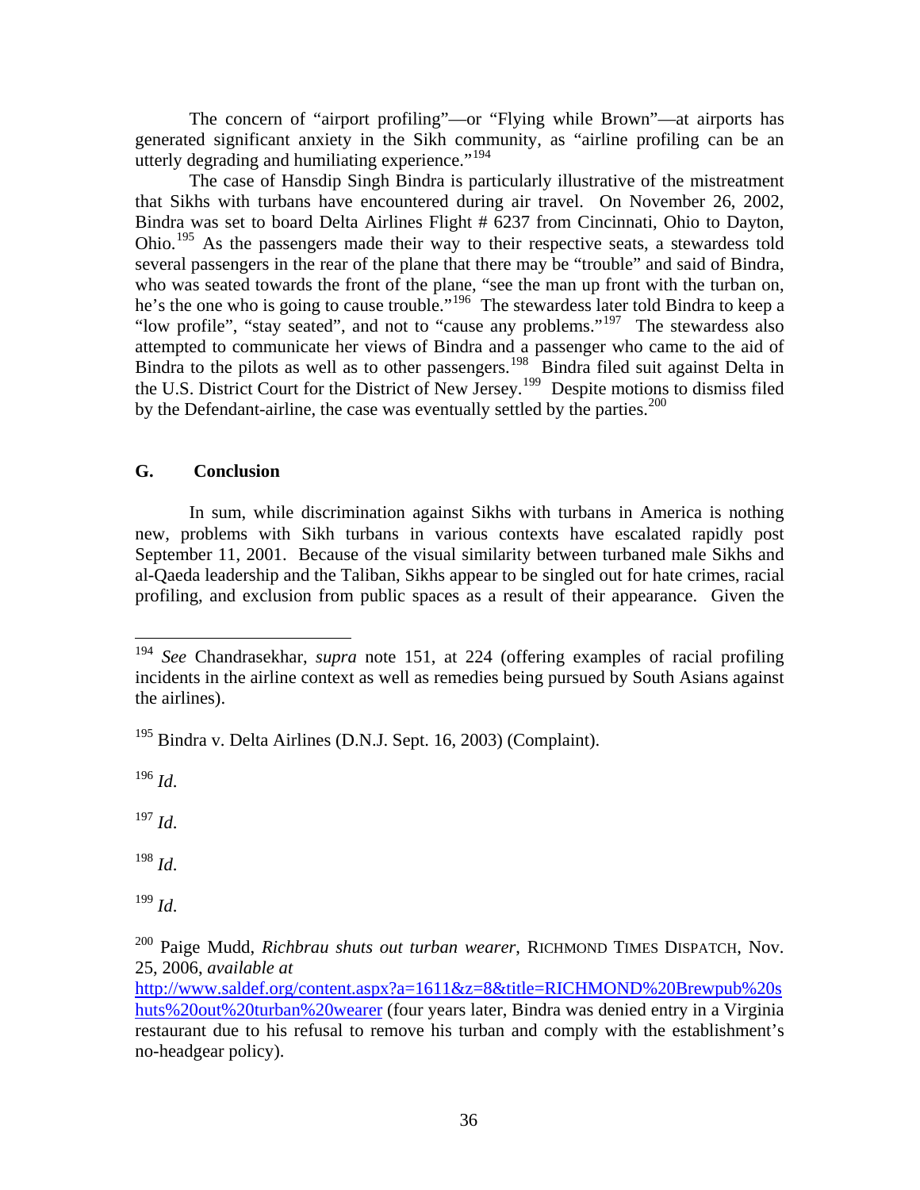The concern of "airport profiling"—or "Flying while Brown"—at airports has generated significant anxiety in the Sikh community, as "airline profiling can be an utterly degrading and humiliating experience."[194]

The case of Hansdip Singh Bindra is particularly illustrative of the mistreatment that Sikhs with turbans have encountered during air travel. On November 26, 2002, Bindra was set to board Delta Airlines Flight # 6237 from Cincinnati, Ohio to Dayton, Ohio.[195] As the passengers made their way to their respective seats, a stewardess told several passengers in the rear of the plane that there may be "trouble" and said of Bindra, who was seated towards the front of the plane, "see the man up front with the turban on, he's the one who is going to cause trouble."[196] The stewardess later told Bindra to keep a "low profile", "stay seated", and not to "cause any problems."[197] The stewardess also attempted to communicate her views of Bindra and a passenger who came to the aid of Bindra to the pilots as well as to other passengers.[198] Bindra filed suit against Delta in the U.S. District Court for the District of New Jersey.[199] Despite motions to dismiss filed by the Defendant-airline, the case was eventually settled by the parties.[200]

## G. Conclusion

In sum, while discrimination against Sikhs with turbans in America is nothing new, problems with Sikh turbans in various contexts have escalated rapidly post September 11, 2001. Because of the visual similarity between turbaned male Sikhs and al-Qaeda leadership and the Taliban, Sikhs appear to be singled out for hate crimes, racial profiling, and exclusion from public spaces as a result of their appearance. Given the

---

[194] *See* Chandrasekhar, *supra* note 151, at 224 (offering examples of racial profiling incidents in the airline context as well as remedies being pursued by South Asians against the airlines).

[195] Bindra v. Delta Airlines (D.N.J. Sept. 16, 2003) (Complaint).

[196] *Id*.

[197] *Id*.

[198] *Id*.

[199] *Id*.

[200] Paige Mudd, *Richbrau shuts out turban wearer*, RICHMOND TIMES DISPATCH, Nov. 25, 2006, *available at* http://www.saldef.org/content.aspx?a=1611&z=8&title=RICHMOND%20Brewpub%20shuts%20out%20turban%20wearer (four years later, Bindra was denied entry in a Virginia restaurant due to his refusal to remove his turban and comply with the establishment's no-headgear policy).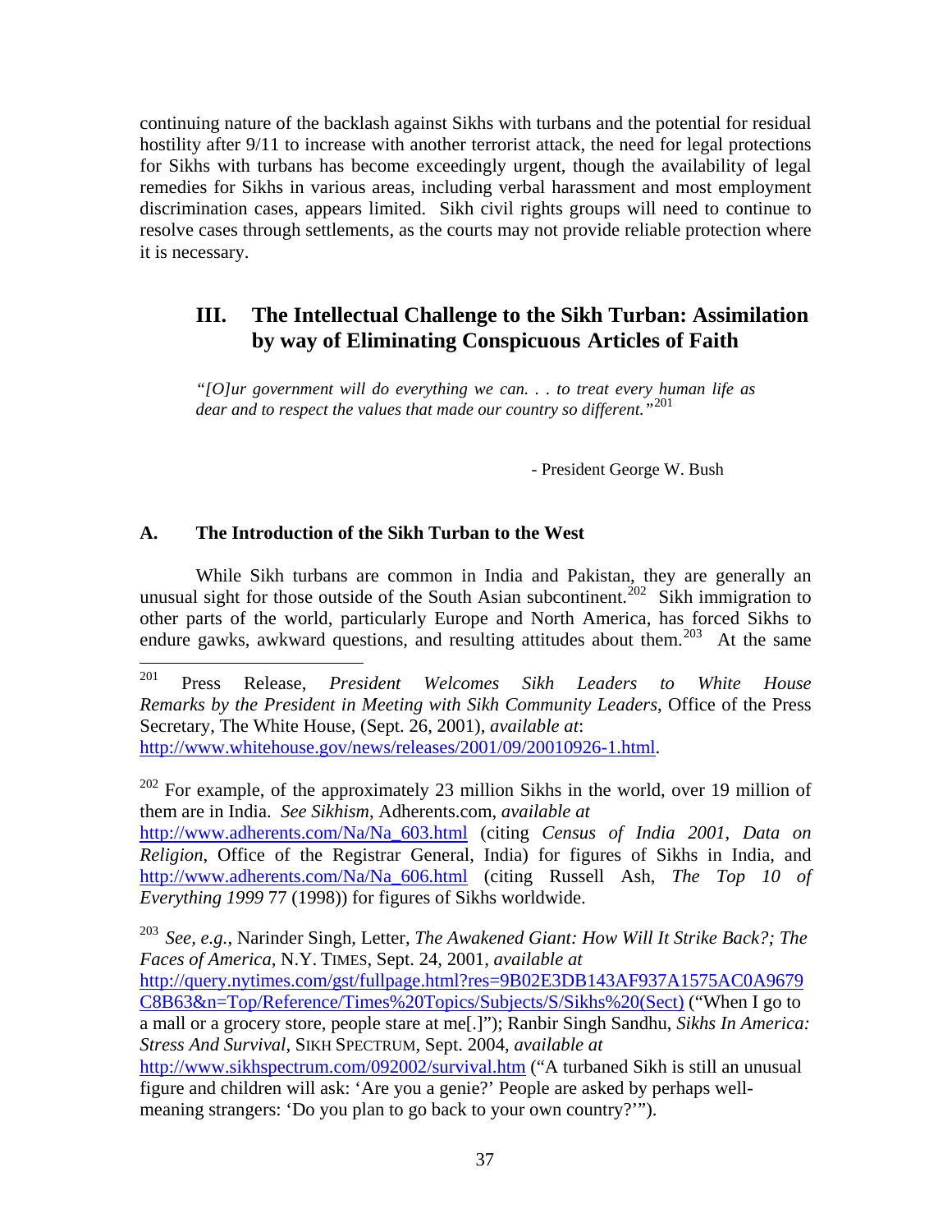continuing nature of the backlash against Sikhs with turbans and the potential for residual hostility after 9/11 to increase with another terrorist attack, the need for legal protections for Sikhs with turbans has become exceedingly urgent, though the availability of legal remedies for Sikhs in various areas, including verbal harassment and most employment discrimination cases, appears limited. Sikh civil rights groups will need to continue to resolve cases through settlements, as the courts may not provide reliable protection where it is necessary.

## III. The Intellectual Challenge to the Sikh Turban: Assimilation by way of Eliminating Conspicuous Articles of Faith

*"[O]ur government will do everything we can. . . to treat every human life as dear and to respect the values that made our country so different."*[201]

- President George W. Bush

### A. The Introduction of the Sikh Turban to the West

While Sikh turbans are common in India and Pakistan, they are generally an unusual sight for those outside of the South Asian subcontinent.[202] Sikh immigration to other parts of the world, particularly Europe and North America, has forced Sikhs to endure gawks, awkward questions, and resulting attitudes about them.[203] At the same

---

[201] Press Release, *President Welcomes Sikh Leaders to White House Remarks by the President in Meeting with Sikh Community Leaders*, Office of the Press Secretary, The White House, (Sept. 26, 2001), *available at*: http://www.whitehouse.gov/news/releases/2001/09/20010926-1.html.

[202] For example, of the approximately 23 million Sikhs in the world, over 19 million of them are in India. *See Sikhism*, Adherents.com, *available at* http://www.adherents.com/Na/Na_603.html (citing *Census of India 2001*, *Data on Religion*, Office of the Registrar General, India) for figures of Sikhs in India, and http://www.adherents.com/Na/Na_606.html (citing Russell Ash, *The Top 10 of Everything 1999* 77 (1998)) for figures of Sikhs worldwide.

[203] *See, e.g.*, Narinder Singh, Letter, *The Awakened Giant: How Will It Strike Back?; The Faces of America*, N.Y. TIMES, Sept. 24, 2001, *available at* http://query.nytimes.com/gst/fullpage.html?res=9B02E3DB143AF937A1575AC0A9679C8B63&n=Top/Reference/Times%20Topics/Subjects/S/Sikhs%20(Sect) ("When I go to a mall or a grocery store, people stare at me[.]"); Ranbir Singh Sandhu, *Sikhs In America: Stress And Survival*, SIKH SPECTRUM, Sept. 2004, *available at* http://www.sikhspectrum.com/092002/survival.htm ("A turbaned Sikh is still an unusual figure and children will ask: 'Are you a genie?' People are asked by perhaps well-meaning strangers: 'Do you plan to go back to your own country?'").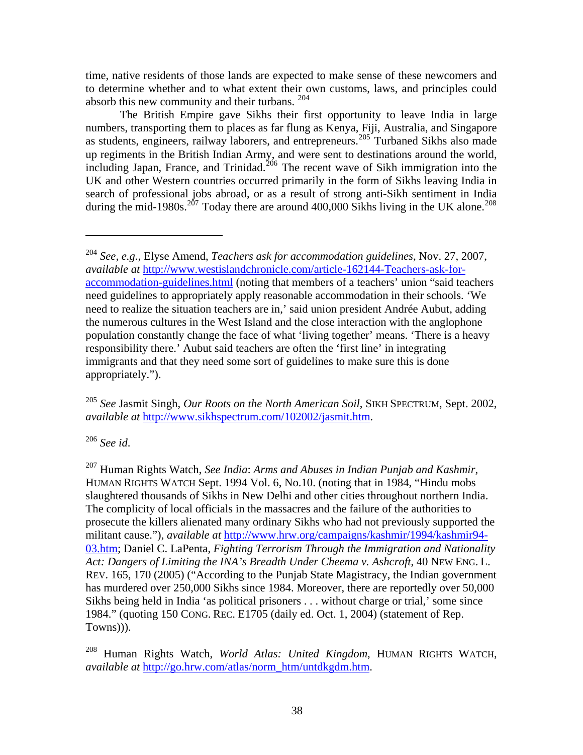time, native residents of those lands are expected to make sense of these newcomers and to determine whether and to what extent their own customs, laws, and principles could absorb this new community and their turbans. [204]

The British Empire gave Sikhs their first opportunity to leave India in large numbers, transporting them to places as far flung as Kenya, Fiji, Australia, and Singapore as students, engineers, railway laborers, and entrepreneurs.[205] Turbaned Sikhs also made up regiments in the British Indian Army, and were sent to destinations around the world, including Japan, France, and Trinidad.[206] The recent wave of Sikh immigration into the UK and other Western countries occurred primarily in the form of Sikhs leaving India in search of professional jobs abroad, or as a result of strong anti-Sikh sentiment in India during the mid-1980s.[207] Today there are around 400,000 Sikhs living in the UK alone.[208]

---

[204] *See, e.g.*, Elyse Amend, *Teachers ask for accommodation guidelines*, Nov. 27, 2007, *available at* http://www.westislandchronicle.com/article-162144-Teachers-ask-for-accommodation-guidelines.html (noting that members of a teachers' union "said teachers need guidelines to appropriately apply reasonable accommodation in their schools. 'We need to realize the situation teachers are in,' said union president Andrée Aubut, adding the numerous cultures in the West Island and the close interaction with the anglophone population constantly change the face of what 'living together' means. 'There is a heavy responsibility there.' Aubut said teachers are often the 'first line' in integrating immigrants and that they need some sort of guidelines to make sure this is done appropriately.").

[205] *See* Jasmit Singh, *Our Roots on the North American Soil*, SIKH SPECTRUM, Sept. 2002, *available at* http://www.sikhspectrum.com/102002/jasmit.htm.

[206] *See id.*

[207] Human Rights Watch, *See India*: *Arms and Abuses in Indian Punjab and Kashmir*, HUMAN RIGHTS WATCH Sept. 1994 Vol. 6, No.10. (noting that in 1984, "Hindu mobs slaughtered thousands of Sikhs in New Delhi and other cities throughout northern India. The complicity of local officials in the massacres and the failure of the authorities to prosecute the killers alienated many ordinary Sikhs who had not previously supported the militant cause."), *available at* http://www.hrw.org/campaigns/kashmir/1994/kashmir94-03.htm; Daniel C. LaPenta, *Fighting Terrorism Through the Immigration and Nationality Act: Dangers of Limiting the INA's Breadth Under Cheema v. Ashcroft*, 40 NEW ENG. L. REV. 165, 170 (2005) ("According to the Punjab State Magistracy, the Indian government has murdered over 250,000 Sikhs since 1984. Moreover, there are reportedly over 50,000 Sikhs being held in India 'as political prisoners . . . without charge or trial,' some since 1984." (quoting 150 CONG. REC. E1705 (daily ed. Oct. 1, 2004) (statement of Rep. Towns))).

[208] Human Rights Watch, *World Atlas: United Kingdom*, HUMAN RIGHTS WATCH, *available at* http://go.hrw.com/atlas/norm_htm/untdkgdm.htm.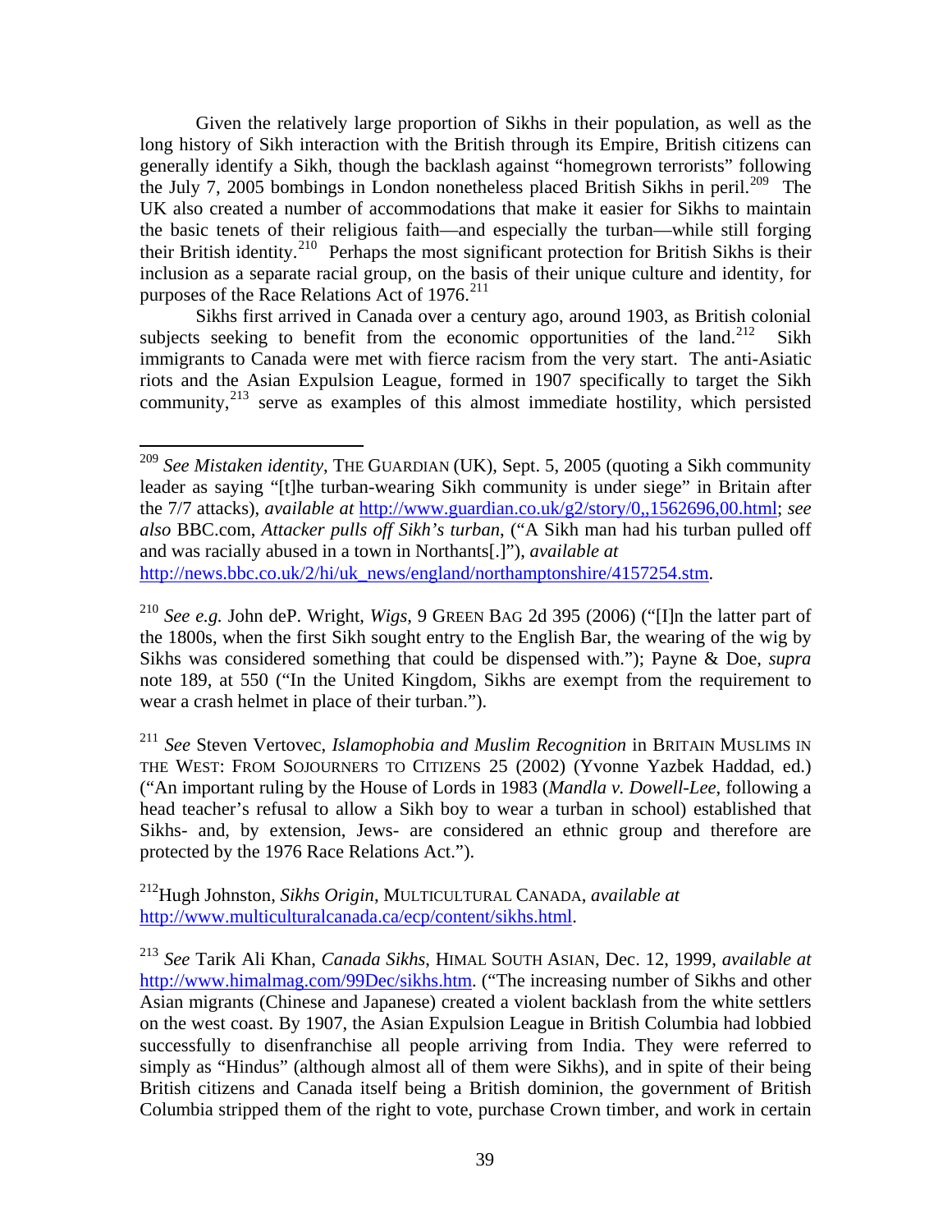Given the relatively large proportion of Sikhs in their population, as well as the long history of Sikh interaction with the British through its Empire, British citizens can generally identify a Sikh, though the backlash against "homegrown terrorists" following the July 7, 2005 bombings in London nonetheless placed British Sikhs in peril.[209] The UK also created a number of accommodations that make it easier for Sikhs to maintain the basic tenets of their religious faith—and especially the turban—while still forging their British identity.[210] Perhaps the most significant protection for British Sikhs is their inclusion as a separate racial group, on the basis of their unique culture and identity, for purposes of the Race Relations Act of 1976.[211]

Sikhs first arrived in Canada over a century ago, around 1903, as British colonial subjects seeking to benefit from the economic opportunities of the land.[212] Sikh immigrants to Canada were met with fierce racism from the very start. The anti-Asiatic riots and the Asian Expulsion League, formed in 1907 specifically to target the Sikh community,[213] serve as examples of this almost immediate hostility, which persisted

---

[209] *See Mistaken identity*, THE GUARDIAN (UK), Sept. 5, 2005 (quoting a Sikh community leader as saying "[t]he turban-wearing Sikh community is under siege" in Britain after the 7/7 attacks), *available at* http://www.guardian.co.uk/g2/story/0,,1562696,00.html; *see also* BBC.com, *Attacker pulls off Sikh's turban*, ("A Sikh man had his turban pulled off and was racially abused in a town in Northants[.]"), *available at* http://news.bbc.co.uk/2/hi/uk_news/england/northamptonshire/4157254.stm.

[210] *See e.g.* John deP. Wright, *Wigs*, 9 GREEN BAG 2d 395 (2006) ("[I]n the latter part of the 1800s, when the first Sikh sought entry to the English Bar, the wearing of the wig by Sikhs was considered something that could be dispensed with."); Payne & Doe, *supra* note 189, at 550 ("In the United Kingdom, Sikhs are exempt from the requirement to wear a crash helmet in place of their turban.").

[211] *See* Steven Vertovec, *Islamophobia and Muslim Recognition* in BRITAIN MUSLIMS IN THE WEST: FROM SOJOURNERS TO CITIZENS 25 (2002) (Yvonne Yazbek Haddad, ed.) ("An important ruling by the House of Lords in 1983 (*Mandla v. Dowell-Lee*, following a head teacher's refusal to allow a Sikh boy to wear a turban in school) established that Sikhs- and, by extension, Jews- are considered an ethnic group and therefore are protected by the 1976 Race Relations Act.").

[212] Hugh Johnston, *Sikhs Origin*, MULTICULTURAL CANADA, *available at* http://www.multiculturalcanada.ca/ecp/content/sikhs.html.

[213] *See* Tarik Ali Khan, *Canada Sikhs*, HIMAL SOUTH ASIAN, Dec. 12, 1999, *available at* http://www.himalmag.com/99Dec/sikhs.htm. ("The increasing number of Sikhs and other Asian migrants (Chinese and Japanese) created a violent backlash from the white settlers on the west coast. By 1907, the Asian Expulsion League in British Columbia had lobbied successfully to disenfranchise all people arriving from India. They were referred to simply as "Hindus" (although almost all of them were Sikhs), and in spite of their being British citizens and Canada itself being a British dominion, the government of British Columbia stripped them of the right to vote, purchase Crown timber, and work in certain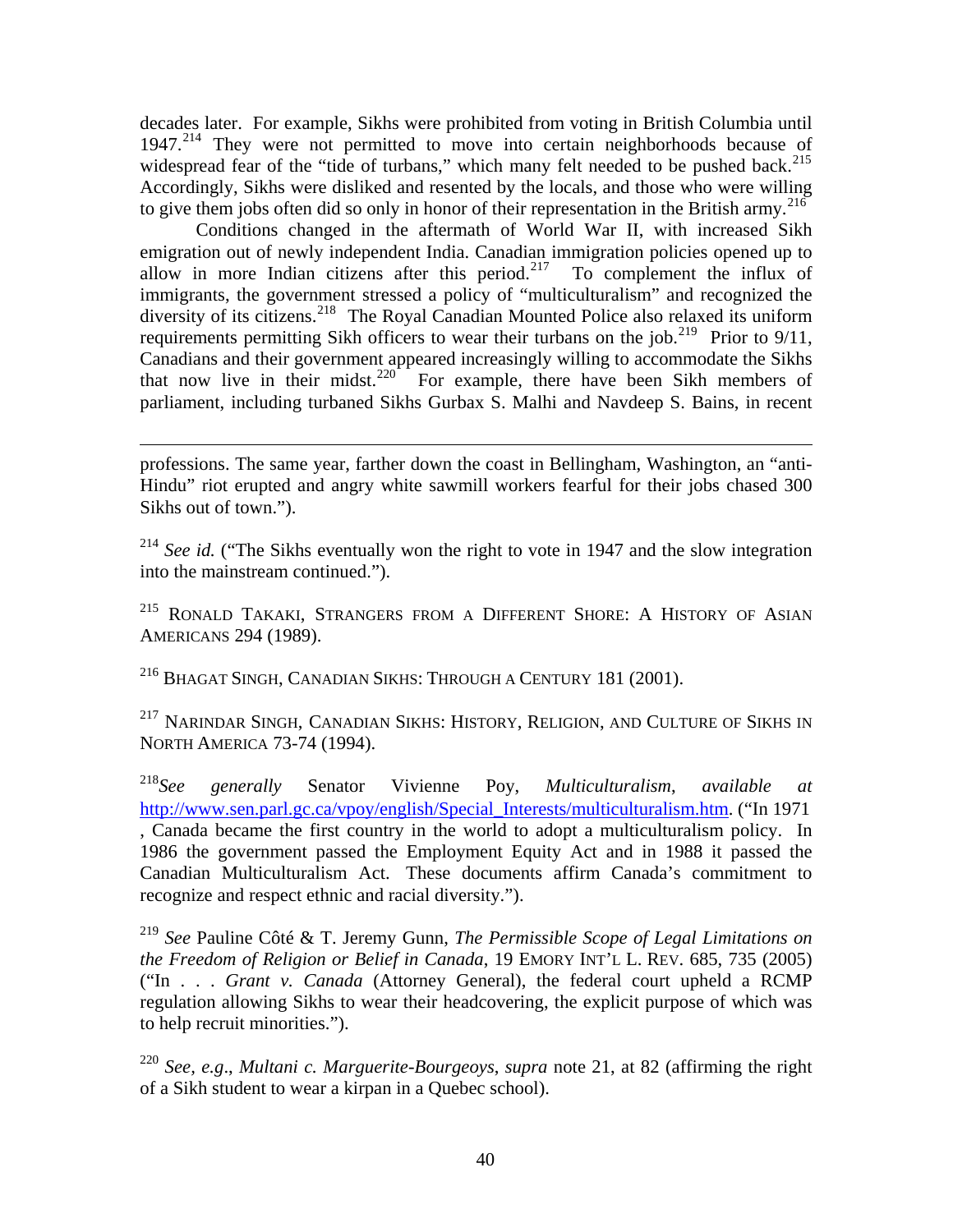decades later. For example, Sikhs were prohibited from voting in British Columbia until 1947.[214] They were not permitted to move into certain neighborhoods because of widespread fear of the "tide of turbans," which many felt needed to be pushed back.[215] Accordingly, Sikhs were disliked and resented by the locals, and those who were willing to give them jobs often did so only in honor of their representation in the British army.[216]

Conditions changed in the aftermath of World War II, with increased Sikh emigration out of newly independent India. Canadian immigration policies opened up to allow in more Indian citizens after this period.[217] To complement the influx of immigrants, the government stressed a policy of "multiculturalism" and recognized the diversity of its citizens.[218] The Royal Canadian Mounted Police also relaxed its uniform requirements permitting Sikh officers to wear their turbans on the job.[219] Prior to 9/11, Canadians and their government appeared increasingly willing to accommodate the Sikhs that now live in their midst.[220] For example, there have been Sikh members of parliament, including turbaned Sikhs Gurbax S. Malhi and Navdeep S. Bains, in recent

---

professions. The same year, farther down the coast in Bellingham, Washington, an "anti-Hindu" riot erupted and angry white sawmill workers fearful for their jobs chased 300 Sikhs out of town.").

[214] *See id.* ("The Sikhs eventually won the right to vote in 1947 and the slow integration into the mainstream continued.").

[215] RONALD TAKAKI, STRANGERS FROM A DIFFERENT SHORE: A HISTORY OF ASIAN AMERICANS 294 (1989).

[216] BHAGAT SINGH, CANADIAN SIKHS: THROUGH A CENTURY 181 (2001).

[217] NARINDAR SINGH, CANADIAN SIKHS: HISTORY, RELIGION, AND CULTURE OF SIKHS IN NORTH AMERICA 73-74 (1994).

[218] *See generally* Senator Vivienne Poy, *Multiculturalism*, *available at* http://www.sen.parl.gc.ca/vpoy/english/Special_Interests/multiculturalism.htm. ("In 1971 , Canada became the first country in the world to adopt a multiculturalism policy. In 1986 the government passed the Employment Equity Act and in 1988 it passed the Canadian Multiculturalism Act. These documents affirm Canada's commitment to recognize and respect ethnic and racial diversity.").

[219] *See* Pauline Côté & T. Jeremy Gunn, *The Permissible Scope of Legal Limitations on the Freedom of Religion or Belief in Canada*, 19 EMORY INT'L L. REV. 685, 735 (2005) ("In . . . *Grant v. Canada* (Attorney General), the federal court upheld a RCMP regulation allowing Sikhs to wear their headcovering, the explicit purpose of which was to help recruit minorities.").

[220] *See, e.g.*, *Multani c. Marguerite-Bourgeoys*, *supra* note 21, at 82 (affirming the right of a Sikh student to wear a kirpan in a Quebec school).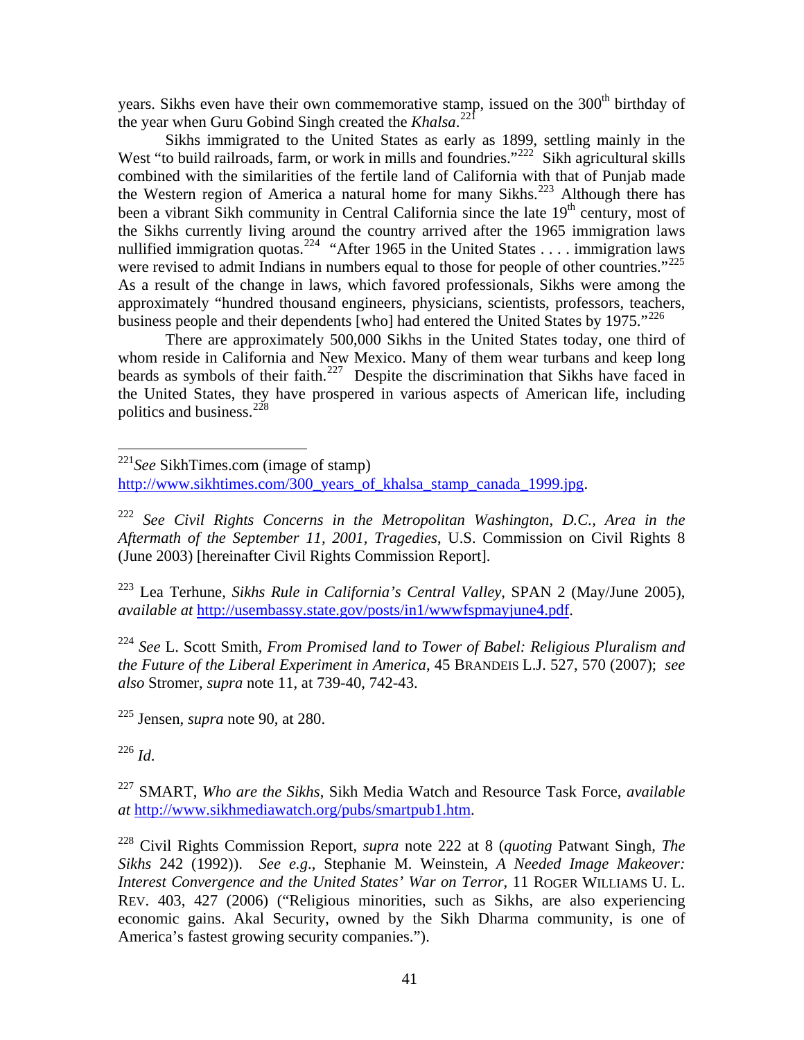years. Sikhs even have their own commemorative stamp, issued on the 300th birthday of the year when Guru Gobind Singh created the *Khalsa*.[221]

Sikhs immigrated to the United States as early as 1899, settling mainly in the West "to build railroads, farm, or work in mills and foundries."[222] Sikh agricultural skills combined with the similarities of the fertile land of California with that of Punjab made the Western region of America a natural home for many Sikhs.[223] Although there has been a vibrant Sikh community in Central California since the late 19th century, most of the Sikhs currently living around the country arrived after the 1965 immigration laws nullified immigration quotas.[224] "After 1965 in the United States . . . . immigration laws were revised to admit Indians in numbers equal to those for people of other countries."[225] As a result of the change in laws, which favored professionals, Sikhs were among the approximately "hundred thousand engineers, physicians, scientists, professors, teachers, business people and their dependents [who] had entered the United States by 1975."[226]

There are approximately 500,000 Sikhs in the United States today, one third of whom reside in California and New Mexico. Many of them wear turbans and keep long beards as symbols of their faith.[227] Despite the discrimination that Sikhs have faced in the United States, they have prospered in various aspects of American life, including politics and business.[228]

---

[221] *See* SikhTimes.com (image of stamp) http://www.sikhtimes.com/300_years_of_khalsa_stamp_canada_1999.jpg.

[222] *See Civil Rights Concerns in the Metropolitan Washington, D.C., Area in the Aftermath of the September 11, 2001, Tragedies*, U.S. Commission on Civil Rights 8 (June 2003) [hereinafter Civil Rights Commission Report].

[223] Lea Terhune, *Sikhs Rule in California's Central Valley*, SPAN 2 (May/June 2005), *available at* http://usembassy.state.gov/posts/in1/wwwfspmayjune4.pdf.

[224] *See* L. Scott Smith, *From Promised land to Tower of Babel: Religious Pluralism and the Future of the Liberal Experiment in America*, 45 BRANDEIS L.J. 527, 570 (2007); *see also* Stromer, *supra* note 11, at 739-40, 742-43.

[225] Jensen, *supra* note 90, at 280.

[226] *Id*.

[227] SMART, *Who are the Sikhs*, Sikh Media Watch and Resource Task Force, *available at* http://www.sikhmediawatch.org/pubs/smartpub1.htm.

[228] Civil Rights Commission Report, *supra* note 222 at 8 (*quoting* Patwant Singh, *The Sikhs* 242 (1992)). *See e.g*., Stephanie M. Weinstein, *A Needed Image Makeover: Interest Convergence and the United States' War on Terror*, 11 ROGER WILLIAMS U. L. REV. 403, 427 (2006) ("Religious minorities, such as Sikhs, are also experiencing economic gains. Akal Security, owned by the Sikh Dharma community, is one of America's fastest growing security companies.").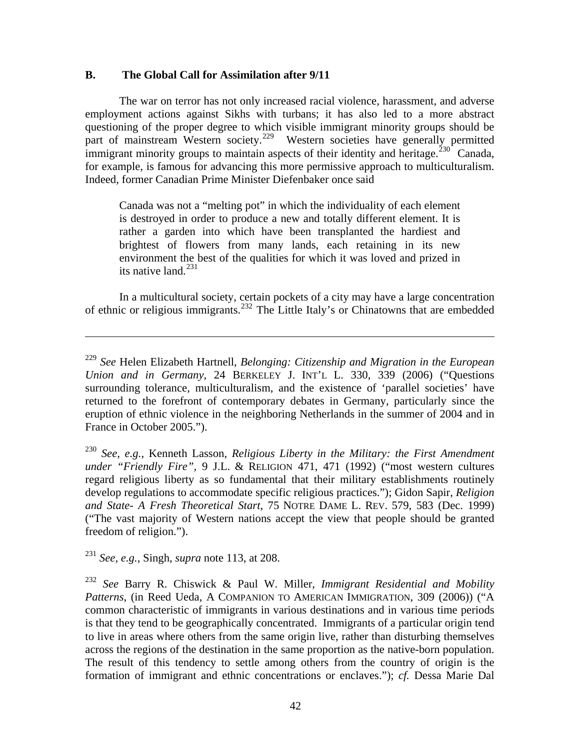## B. The Global Call for Assimilation after 9/11

The war on terror has not only increased racial violence, harassment, and adverse employment actions against Sikhs with turbans; it has also led to a more abstract questioning of the proper degree to which visible immigrant minority groups should be part of mainstream Western society.[229] Western societies have generally permitted immigrant minority groups to maintain aspects of their identity and heritage.[230] Canada, for example, is famous for advancing this more permissive approach to multiculturalism. Indeed, former Canadian Prime Minister Diefenbaker once said

> Canada was not a "melting pot" in which the individuality of each element is destroyed in order to produce a new and totally different element. It is rather a garden into which have been transplanted the hardiest and brightest of flowers from many lands, each retaining in its new environment the best of the qualities for which it was loved and prized in its native land.[231]

In a multicultural society, certain pockets of a city may have a large concentration of ethnic or religious immigrants.[232] The Little Italy's or Chinatowns that are embedded

---

[229] *See* Helen Elizabeth Hartnell, *Belonging: Citizenship and Migration in the European Union and in Germany*, 24 BERKELEY J. INT'L L. 330, 339 (2006) ("Questions surrounding tolerance, multiculturalism, and the existence of 'parallel societies' have returned to the forefront of contemporary debates in Germany, particularly since the eruption of ethnic violence in the neighboring Netherlands in the summer of 2004 and in France in October 2005.").

[230] *See, e.g.*, Kenneth Lasson, *Religious Liberty in the Military: the First Amendment under "Friendly Fire"*, 9 J.L. & RELIGION 471, 471 (1992) ("most western cultures regard religious liberty as so fundamental that their military establishments routinely develop regulations to accommodate specific religious practices."); Gidon Sapir, *Religion and State- A Fresh Theoretical Start*, 75 NOTRE DAME L. REV. 579, 583 (Dec. 1999) ("The vast majority of Western nations accept the view that people should be granted freedom of religion.").

[231] *See, e.g.*, Singh, *supra* note 113, at 208.

[232] *See* Barry R. Chiswick & Paul W. Miller, *Immigrant Residential and Mobility Patterns*, (in Reed Ueda, A COMPANION TO AMERICAN IMMIGRATION, 309 (2006)) ("A common characteristic of immigrants in various destinations and in various time periods is that they tend to be geographically concentrated. Immigrants of a particular origin tend to live in areas where others from the same origin live, rather than disturbing themselves across the regions of the destination in the same proportion as the native-born population. The result of this tendency to settle among others from the country of origin is the formation of immigrant and ethnic concentrations or enclaves."); *cf.* Dessa Marie Dal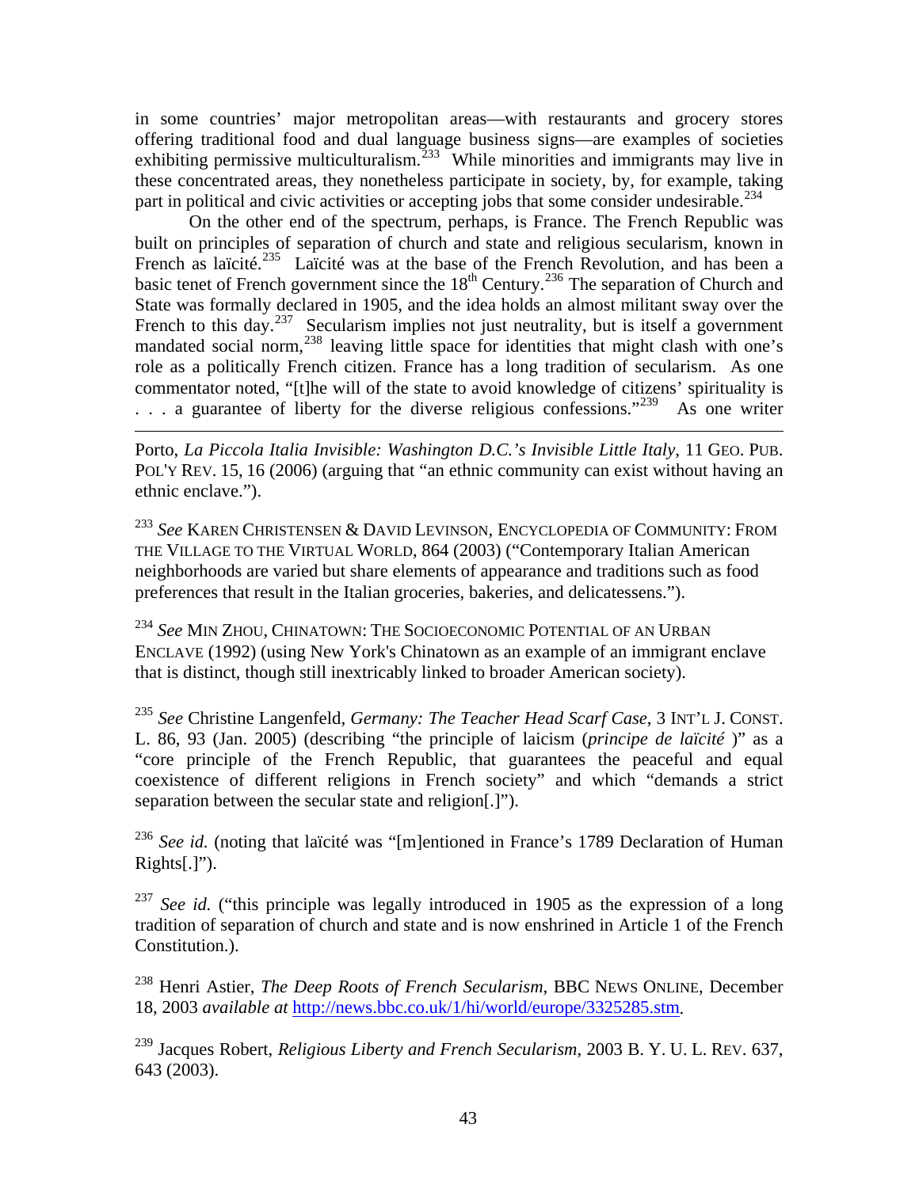in some countries' major metropolitan areas—with restaurants and grocery stores offering traditional food and dual language business signs—are examples of societies exhibiting permissive multiculturalism.[233] While minorities and immigrants may live in these concentrated areas, they nonetheless participate in society, by, for example, taking part in political and civic activities or accepting jobs that some consider undesirable.[234]

On the other end of the spectrum, perhaps, is France. The French Republic was built on principles of separation of church and state and religious secularism, known in French as laïcité.[235] Laïcité was at the base of the French Revolution, and has been a basic tenet of French government since the 18th Century.[236] The separation of Church and State was formally declared in 1905, and the idea holds an almost militant sway over the French to this day.[237] Secularism implies not just neutrality, but is itself a government mandated social norm,[238] leaving little space for identities that might clash with one's role as a politically French citizen. France has a long tradition of secularism. As one commentator noted, "[t]he will of the state to avoid knowledge of citizens' spirituality is . . . a guarantee of liberty for the diverse religious confessions."[239] As one writer

---

Porto, *La Piccola Italia Invisible: Washington D.C.'s Invisible Little Italy*, 11 GEO. PUB. POL'Y REV. 15, 16 (2006) (arguing that "an ethnic community can exist without having an ethnic enclave.").

[233] *See* KAREN CHRISTENSEN & DAVID LEVINSON, ENCYCLOPEDIA OF COMMUNITY: FROM THE VILLAGE TO THE VIRTUAL WORLD, 864 (2003) ("Contemporary Italian American neighborhoods are varied but share elements of appearance and traditions such as food preferences that result in the Italian groceries, bakeries, and delicatessens.").

[234] *See* MIN ZHOU, CHINATOWN: THE SOCIOECONOMIC POTENTIAL OF AN URBAN ENCLAVE (1992) (using New York's Chinatown as an example of an immigrant enclave that is distinct, though still inextricably linked to broader American society).

[235] *See* Christine Langenfeld, *Germany: The Teacher Head Scarf Case*, 3 INT'L J. CONST. L. 86, 93 (Jan. 2005) (describing "the principle of laicism (*principe de laïcité* )" as a "core principle of the French Republic, that guarantees the peaceful and equal coexistence of different religions in French society" and which "demands a strict separation between the secular state and religion[.]").

[236] *See id.* (noting that laïcité was "[m]entioned in France's 1789 Declaration of Human Rights[.]").

[237] *See id.* ("this principle was legally introduced in 1905 as the expression of a long tradition of separation of church and state and is now enshrined in Article 1 of the French Constitution.).

[238] Henri Astier, *The Deep Roots of French Secularism*, BBC NEWS ONLINE, December 18, 2003 *available at* http://news.bbc.co.uk/1/hi/world/europe/3325285.stm.

[239] Jacques Robert, *Religious Liberty and French Secularism*, 2003 B. Y. U. L. REV. 637, 643 (2003).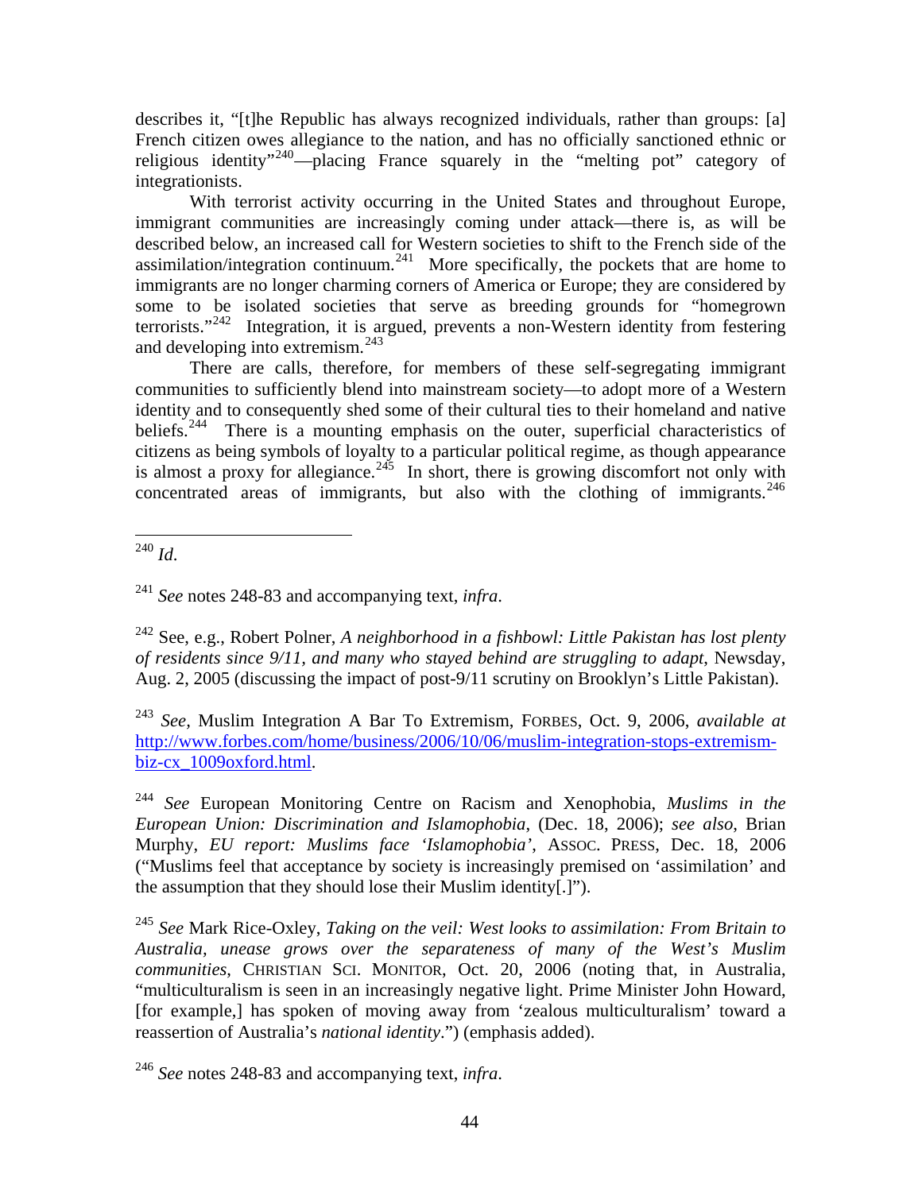describes it, "[t]he Republic has always recognized individuals, rather than groups: [a] French citizen owes allegiance to the nation, and has no officially sanctioned ethnic or religious identity"[240]—placing France squarely in the "melting pot" category of integrationists.

With terrorist activity occurring in the United States and throughout Europe, immigrant communities are increasingly coming under attack—there is, as will be described below, an increased call for Western societies to shift to the French side of the assimilation/integration continuum.[241] More specifically, the pockets that are home to immigrants are no longer charming corners of America or Europe; they are considered by some to be isolated societies that serve as breeding grounds for "homegrown terrorists."[242] Integration, it is argued, prevents a non-Western identity from festering and developing into extremism.[243]

There are calls, therefore, for members of these self-segregating immigrant communities to sufficiently blend into mainstream society—to adopt more of a Western identity and to consequently shed some of their cultural ties to their homeland and native beliefs.[244] There is a mounting emphasis on the outer, superficial characteristics of citizens as being symbols of loyalty to a particular political regime, as though appearance is almost a proxy for allegiance.[245] In short, there is growing discomfort not only with concentrated areas of immigrants, but also with the clothing of immigrants.[246]

---

[240] *Id*.

[241] *See* notes 248-83 and accompanying text, *infra*.

[242] See, e.g., Robert Polner, *A neighborhood in a fishbowl: Little Pakistan has lost plenty of residents since 9/11, and many who stayed behind are struggling to adapt*, Newsday, Aug. 2, 2005 (discussing the impact of post-9/11 scrutiny on Brooklyn's Little Pakistan).

[243] *See*, Muslim Integration A Bar To Extremism, FORBES, Oct. 9, 2006, *available at* http://www.forbes.com/home/business/2006/10/06/muslim-integration-stops-extremism-biz-cx_1009oxford.html.

[244] *See* European Monitoring Centre on Racism and Xenophobia, *Muslims in the European Union: Discrimination and Islamophobia*, (Dec. 18, 2006); *see also*, Brian Murphy, *EU report: Muslims face 'Islamophobia'*, ASSOC. PRESS, Dec. 18, 2006 ("Muslims feel that acceptance by society is increasingly premised on 'assimilation' and the assumption that they should lose their Muslim identity[.]").

[245] *See* Mark Rice-Oxley, *Taking on the veil: West looks to assimilation: From Britain to Australia, unease grows over the separateness of many of the West's Muslim communities*, CHRISTIAN SCI. MONITOR, Oct. 20, 2006 (noting that, in Australia, "multiculturalism is seen in an increasingly negative light. Prime Minister John Howard, [for example,] has spoken of moving away from 'zealous multiculturalism' toward a reassertion of Australia's *national identity*.") (emphasis added).

[246] *See* notes 248-83 and accompanying text, *infra*.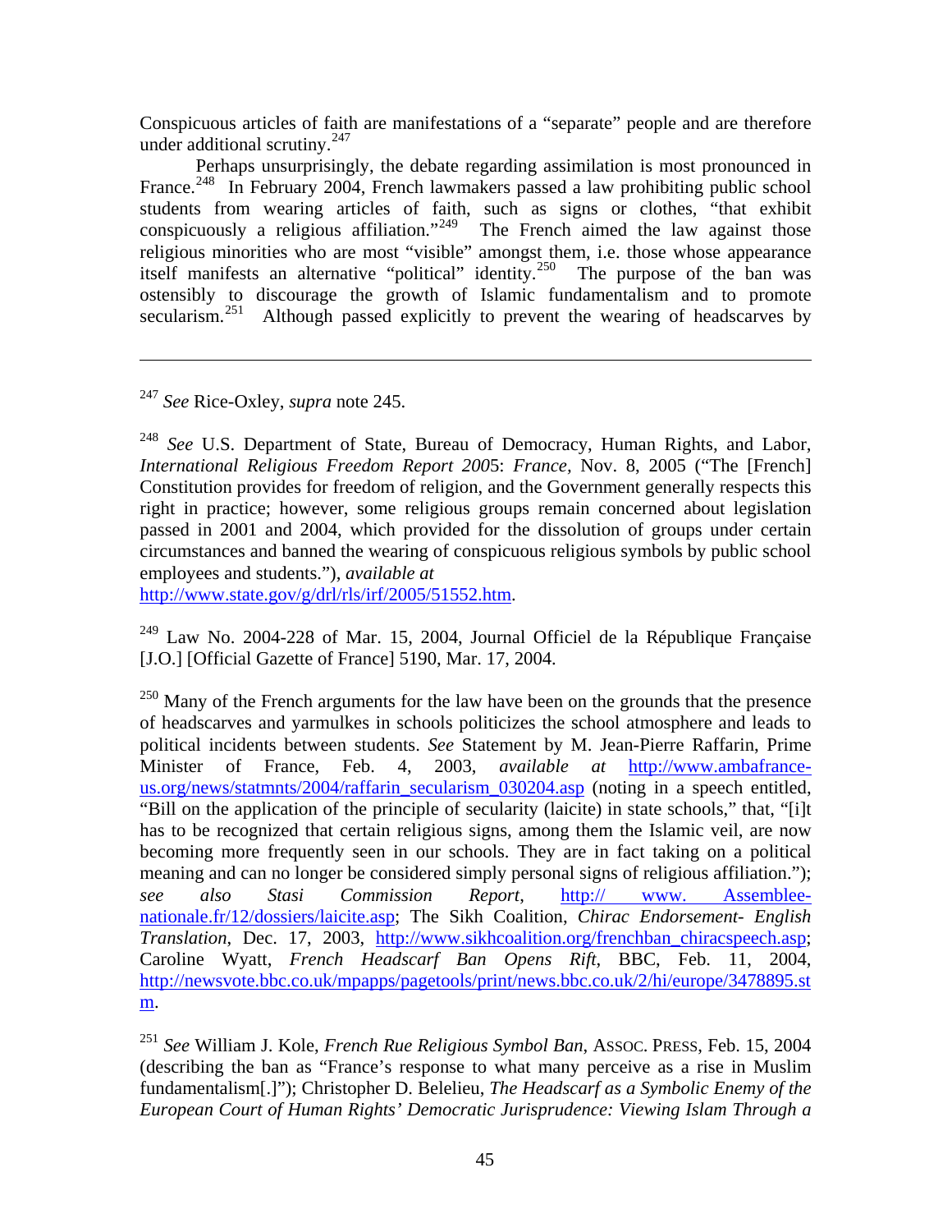Conspicuous articles of faith are manifestations of a "separate" people and are therefore under additional scrutiny.[247]

Perhaps unsurprisingly, the debate regarding assimilation is most pronounced in France.[248] In February 2004, French lawmakers passed a law prohibiting public school students from wearing articles of faith, such as signs or clothes, "that exhibit conspicuously a religious affiliation."[249] The French aimed the law against those religious minorities who are most "visible" amongst them, i.e. those whose appearance itself manifests an alternative "political" identity.[250] The purpose of the ban was ostensibly to discourage the growth of Islamic fundamentalism and to promote secularism.[251] Although passed explicitly to prevent the wearing of headscarves by

---

[247] *See* Rice-Oxley, *supra* note 245.

[248] *See* U.S. Department of State, Bureau of Democracy, Human Rights, and Labor, *International Religious Freedom Report 200*5: *France*, Nov. 8, 2005 ("The [French] Constitution provides for freedom of religion, and the Government generally respects this right in practice; however, some religious groups remain concerned about legislation passed in 2001 and 2004, which provided for the dissolution of groups under certain circumstances and banned the wearing of conspicuous religious symbols by public school employees and students."), *available at* http://www.state.gov/g/drl/rls/irf/2005/51552.htm.

[249] Law No. 2004-228 of Mar. 15, 2004, Journal Officiel de la République Française [J.O.] [Official Gazette of France] 5190, Mar. 17, 2004.

[250] Many of the French arguments for the law have been on the grounds that the presence of headscarves and yarmulkes in schools politicizes the school atmosphere and leads to political incidents between students. *See* Statement by M. Jean-Pierre Raffarin, Prime Minister of France, Feb. 4, 2003, *available at* http://www.ambafrance-us.org/news/statmnts/2004/raffarin_secularism_030204.asp (noting in a speech entitled, "Bill on the application of the principle of secularity (laicite) in state schools," that, "[i]t has to be recognized that certain religious signs, among them the Islamic veil, are now becoming more frequently seen in our schools. They are in fact taking on a political meaning and can no longer be considered simply personal signs of religious affiliation."); *see also Stasi Commission Report*, http:// www. Assemblee-nationale.fr/12/dossiers/laicite.asp; The Sikh Coalition, *Chirac Endorsement- English Translation*, Dec. 17, 2003, http://www.sikhcoalition.org/frenchban_chiracspeech.asp; Caroline Wyatt, *French Headscarf Ban Opens Rift*, BBC, Feb. 11, 2004, http://newsvote.bbc.co.uk/mpapps/pagetools/print/news.bbc.co.uk/2/hi/europe/3478895.stm.

[251] *See* William J. Kole, *French Rue Religious Symbol Ban*, ASSOC. PRESS, Feb. 15, 2004 (describing the ban as "France's response to what many perceive as a rise in Muslim fundamentalism[.]"); Christopher D. Belelieu, *The Headscarf as a Symbolic Enemy of the European Court of Human Rights' Democratic Jurisprudence: Viewing Islam Through a*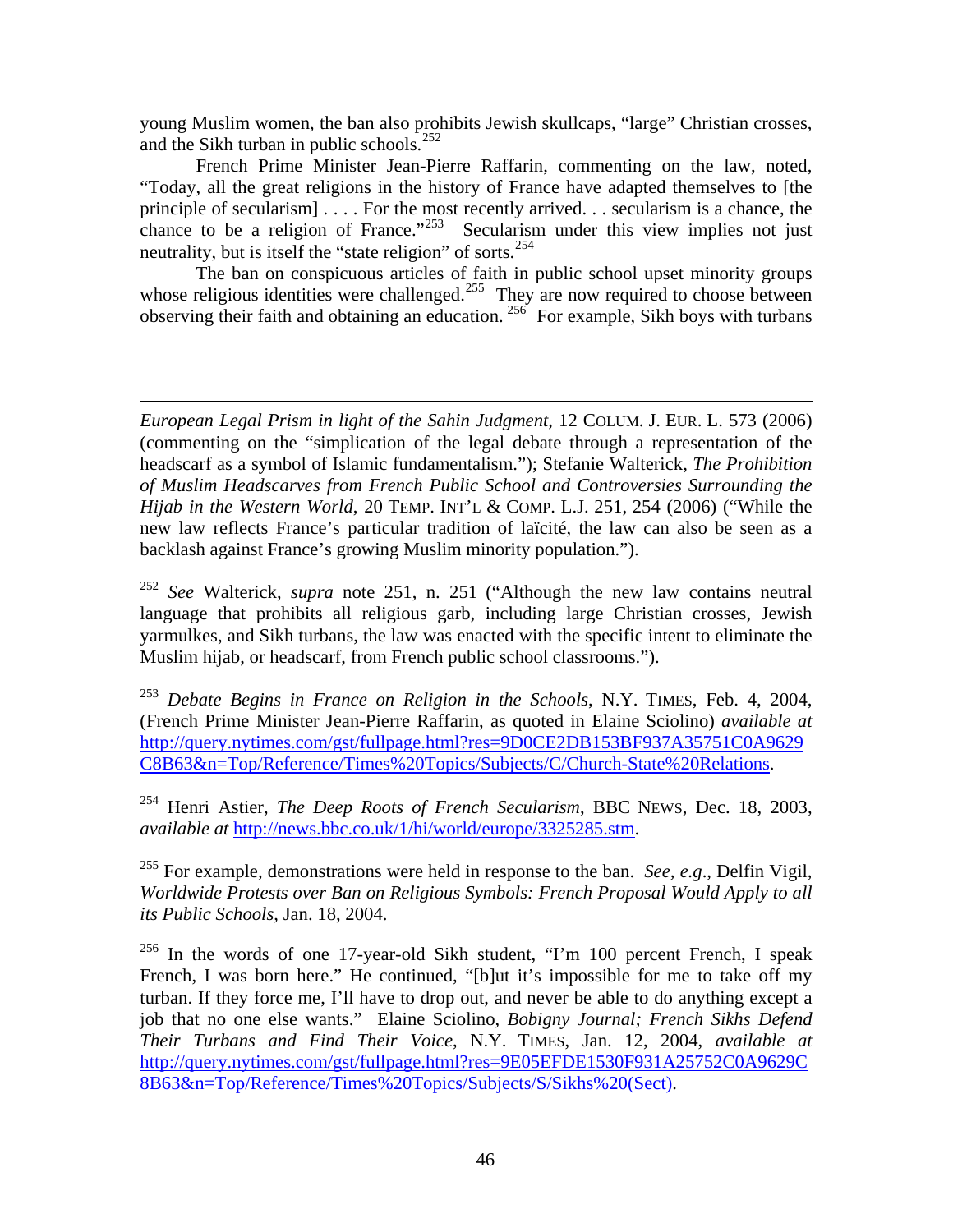young Muslim women, the ban also prohibits Jewish skullcaps, "large" Christian crosses, and the Sikh turban in public schools.[252]

French Prime Minister Jean-Pierre Raffarin, commenting on the law, noted, "Today, all the great religions in the history of France have adapted themselves to [the principle of secularism] . . . . For the most recently arrived. . . secularism is a chance, the chance to be a religion of France."[253] Secularism under this view implies not just neutrality, but is itself the "state religion" of sorts.[254]

The ban on conspicuous articles of faith in public school upset minority groups whose religious identities were challenged.[255] They are now required to choose between observing their faith and obtaining an education.[256] For example, Sikh boys with turbans

---

*European Legal Prism in light of the Sahin Judgment*, 12 COLUM. J. EUR. L. 573 (2006) (commenting on the "simplication of the legal debate through a representation of the headscarf as a symbol of Islamic fundamentalism."); Stefanie Walterick, *The Prohibition of Muslim Headscarves from French Public School and Controversies Surrounding the Hijab in the Western World*, 20 TEMP. INT'L & COMP. L.J. 251, 254 (2006) ("While the new law reflects France's particular tradition of laïcité, the law can also be seen as a backlash against France's growing Muslim minority population.").

[252] *See* Walterick, *supra* note 251, n. 251 ("Although the new law contains neutral language that prohibits all religious garb, including large Christian crosses, Jewish yarmulkes, and Sikh turbans, the law was enacted with the specific intent to eliminate the Muslim hijab, or headscarf, from French public school classrooms.").

[253] *Debate Begins in France on Religion in the Schools*, N.Y. TIMES, Feb. 4, 2004, (French Prime Minister Jean-Pierre Raffarin, as quoted in Elaine Sciolino) *available at* http://query.nytimes.com/gst/fullpage.html?res=9D0CE2DB153BF937A35751C0A9629C8B63&n=Top/Reference/Times%20Topics/Subjects/C/Church-State%20Relations.

[254] Henri Astier, *The Deep Roots of French Secularism*, BBC NEWS, Dec. 18, 2003, *available at* http://news.bbc.co.uk/1/hi/world/europe/3325285.stm.

[255] For example, demonstrations were held in response to the ban. *See, e.g*., Delfin Vigil, *Worldwide Protests over Ban on Religious Symbols: French Proposal Would Apply to all its Public Schools*, Jan. 18, 2004.

[256] In the words of one 17-year-old Sikh student, "I'm 100 percent French, I speak French, I was born here." He continued, "[b]ut it's impossible for me to take off my turban. If they force me, I'll have to drop out, and never be able to do anything except a job that no one else wants." Elaine Sciolino, *Bobigny Journal; French Sikhs Defend Their Turbans and Find Their Voice*, N.Y. TIMES, Jan. 12, 2004, *available at* http://query.nytimes.com/gst/fullpage.html?res=9E05EFDE1530F931A25752C0A9629C8B63&n=Top/Reference/Times%20Topics/Subjects/S/Sikhs%20(Sect).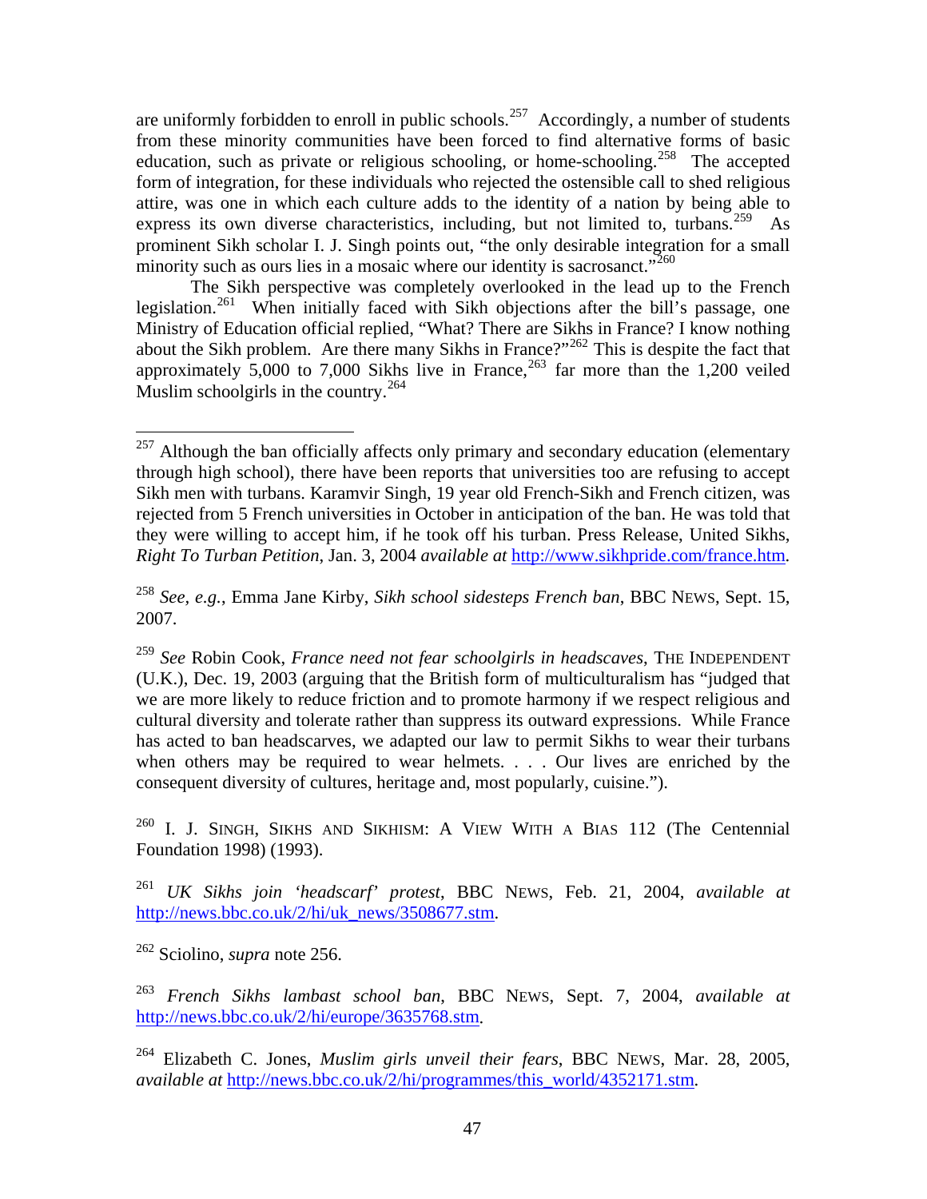are uniformly forbidden to enroll in public schools.[257] Accordingly, a number of students from these minority communities have been forced to find alternative forms of basic education, such as private or religious schooling, or home-schooling.[258] The accepted form of integration, for these individuals who rejected the ostensible call to shed religious attire, was one in which each culture adds to the identity of a nation by being able to express its own diverse characteristics, including, but not limited to, turbans.[259] As prominent Sikh scholar I. J. Singh points out, "the only desirable integration for a small minority such as ours lies in a mosaic where our identity is sacrosanct."[260]

The Sikh perspective was completely overlooked in the lead up to the French legislation.[261] When initially faced with Sikh objections after the bill's passage, one Ministry of Education official replied, "What? There are Sikhs in France? I know nothing about the Sikh problem. Are there many Sikhs in France?"[262] This is despite the fact that approximately 5,000 to 7,000 Sikhs live in France,[263] far more than the 1,200 veiled Muslim schoolgirls in the country.[264]

---

[257] Although the ban officially affects only primary and secondary education (elementary through high school), there have been reports that universities too are refusing to accept Sikh men with turbans. Karamvir Singh, 19 year old French-Sikh and French citizen, was rejected from 5 French universities in October in anticipation of the ban. He was told that they were willing to accept him, if he took off his turban. Press Release, United Sikhs, *Right To Turban Petition*, Jan. 3, 2004 *available at* http://www.sikhpride.com/france.htm.

[258] *See, e.g.*, Emma Jane Kirby, *Sikh school sidesteps French ban*, BBC NEWS, Sept. 15, 2007.

[259] *See* Robin Cook, *France need not fear schoolgirls in headscaves*, THE INDEPENDENT (U.K.), Dec. 19, 2003 (arguing that the British form of multiculturalism has "judged that we are more likely to reduce friction and to promote harmony if we respect religious and cultural diversity and tolerate rather than suppress its outward expressions. While France has acted to ban headscarves, we adapted our law to permit Sikhs to wear their turbans when others may be required to wear helmets. . . . Our lives are enriched by the consequent diversity of cultures, heritage and, most popularly, cuisine.").

[260] I. J. SINGH, SIKHS AND SIKHISM: A VIEW WITH A BIAS 112 (The Centennial Foundation 1998) (1993).

[261] *UK Sikhs join 'headscarf' protest*, BBC NEWS, Feb. 21, 2004, *available at* http://news.bbc.co.uk/2/hi/uk_news/3508677.stm.

[262] Sciolino, *supra* note 256.

[263] *French Sikhs lambast school ban*, BBC NEWS, Sept. 7, 2004, *available at* http://news.bbc.co.uk/2/hi/europe/3635768.stm.

[264] Elizabeth C. Jones, *Muslim girls unveil their fears*, BBC NEWS, Mar. 28, 2005, *available at* http://news.bbc.co.uk/2/hi/programmes/this_world/4352171.stm.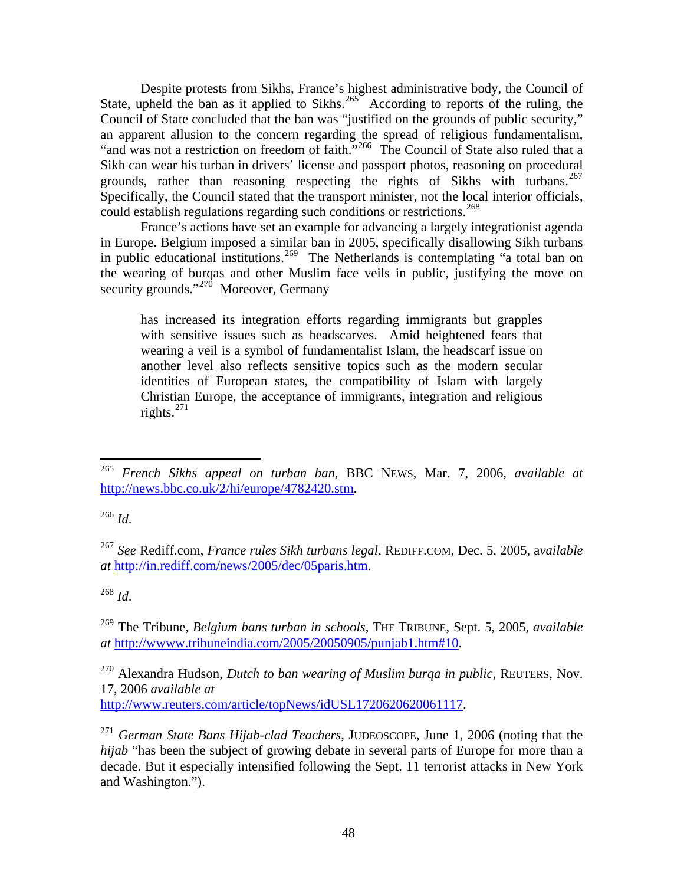Despite protests from Sikhs, France's highest administrative body, the Council of State, upheld the ban as it applied to Sikhs.[265] According to reports of the ruling, the Council of State concluded that the ban was "justified on the grounds of public security," an apparent allusion to the concern regarding the spread of religious fundamentalism, "and was not a restriction on freedom of faith."[266] The Council of State also ruled that a Sikh can wear his turban in drivers' license and passport photos, reasoning on procedural grounds, rather than reasoning respecting the rights of Sikhs with turbans.[267] Specifically, the Council stated that the transport minister, not the local interior officials, could establish regulations regarding such conditions or restrictions.[268]

France's actions have set an example for advancing a largely integrationist agenda in Europe. Belgium imposed a similar ban in 2005, specifically disallowing Sikh turbans in public educational institutions.[269] The Netherlands is contemplating "a total ban on the wearing of burqas and other Muslim face veils in public, justifying the move on security grounds."[270] Moreover, Germany

> has increased its integration efforts regarding immigrants but grapples with sensitive issues such as headscarves. Amid heightened fears that wearing a veil is a symbol of fundamentalist Islam, the headscarf issue on another level also reflects sensitive topics such as the modern secular identities of European states, the compatibility of Islam with largely Christian Europe, the acceptance of immigrants, integration and religious rights.[271]

---

[265] *French Sikhs appeal on turban ban*, BBC NEWS, Mar. 7, 2006, *available at* http://news.bbc.co.uk/2/hi/europe/4782420.stm.

[266] *Id*.

[267] *See* Rediff.com, *France rules Sikh turbans legal*, REDIFF.COM, Dec. 5, 2005, a*vailable at* http://in.rediff.com/news/2005/dec/05paris.htm.

[268] *Id*.

[269] The Tribune, *Belgium bans turban in schools*, THE TRIBUNE, Sept. 5, 2005, *available at* http://wwww.tribuneindia.com/2005/20050905/punjab1.htm#10.

[270] Alexandra Hudson, *Dutch to ban wearing of Muslim burqa in public*, REUTERS, Nov. 17, 2006 *available at* http://www.reuters.com/article/topNews/idUSL1720620620061117.

[271] *German State Bans Hijab-clad Teachers*, JUDEOSCOPE, June 1, 2006 (noting that the *hijab* "has been the subject of growing debate in several parts of Europe for more than a decade. But it especially intensified following the Sept. 11 terrorist attacks in New York and Washington.").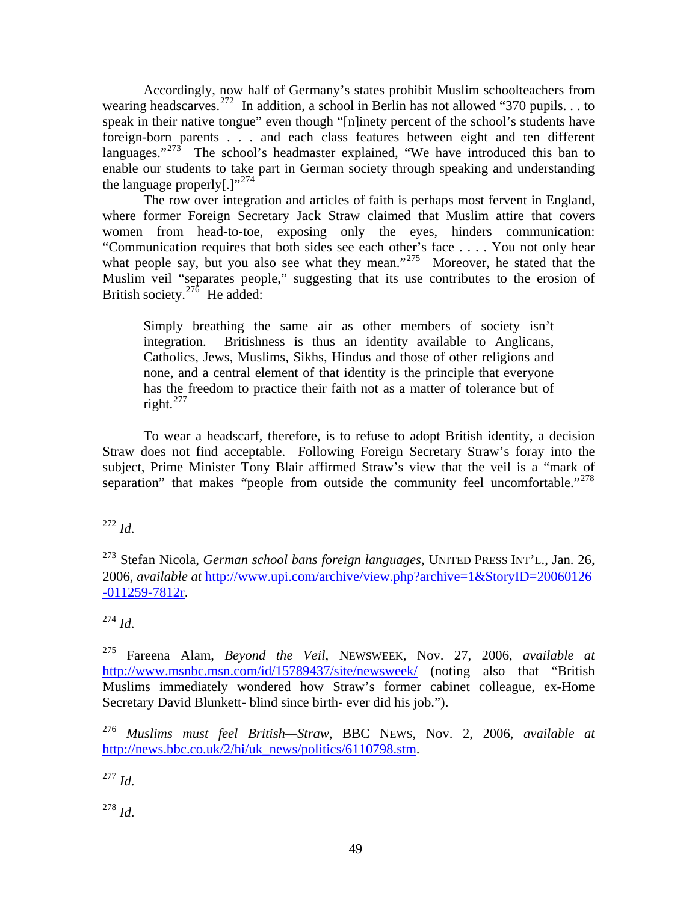Accordingly, now half of Germany's states prohibit Muslim schoolteachers from wearing headscarves.[272] In addition, a school in Berlin has not allowed "370 pupils. . . to speak in their native tongue" even though "[n]inety percent of the school's students have foreign-born parents . . . and each class features between eight and ten different languages."[273] The school's headmaster explained, "We have introduced this ban to enable our students to take part in German society through speaking and understanding the language properly[.]"[274]

The row over integration and articles of faith is perhaps most fervent in England, where former Foreign Secretary Jack Straw claimed that Muslim attire that covers women from head-to-toe, exposing only the eyes, hinders communication: "Communication requires that both sides see each other's face . . . . You not only hear what people say, but you also see what they mean."[275] Moreover, he stated that the Muslim veil "separates people," suggesting that its use contributes to the erosion of British society.[276] He added:

> Simply breathing the same air as other members of society isn't integration. Britishness is thus an identity available to Anglicans, Catholics, Jews, Muslims, Sikhs, Hindus and those of other religions and none, and a central element of that identity is the principle that everyone has the freedom to practice their faith not as a matter of tolerance but of right.[277]

To wear a headscarf, therefore, is to refuse to adopt British identity, a decision Straw does not find acceptable. Following Foreign Secretary Straw's foray into the subject, Prime Minister Tony Blair affirmed Straw's view that the veil is a "mark of separation" that makes "people from outside the community feel uncomfortable."[278]

---

[272] *Id.*

[273] Stefan Nicola, *German school bans foreign languages*, UNITED PRESS INT'L., Jan. 26, 2006, *available at* http://www.upi.com/archive/view.php?archive=1&StoryID=20060126-011259-7812r.

[274] *Id.*

[275] Fareena Alam, *Beyond the Veil*, NEWSWEEK, Nov. 27, 2006, *available at* http://www.msnbc.msn.com/id/15789437/site/newsweek/ (noting also that "British Muslims immediately wondered how Straw's former cabinet colleague, ex-Home Secretary David Blunkett- blind since birth- ever did his job.").

[276] *Muslims must feel British—Straw*, BBC NEWS, Nov. 2, 2006, *available at* http://news.bbc.co.uk/2/hi/uk_news/politics/6110798.stm.

[277] *Id.*

[278] *Id.*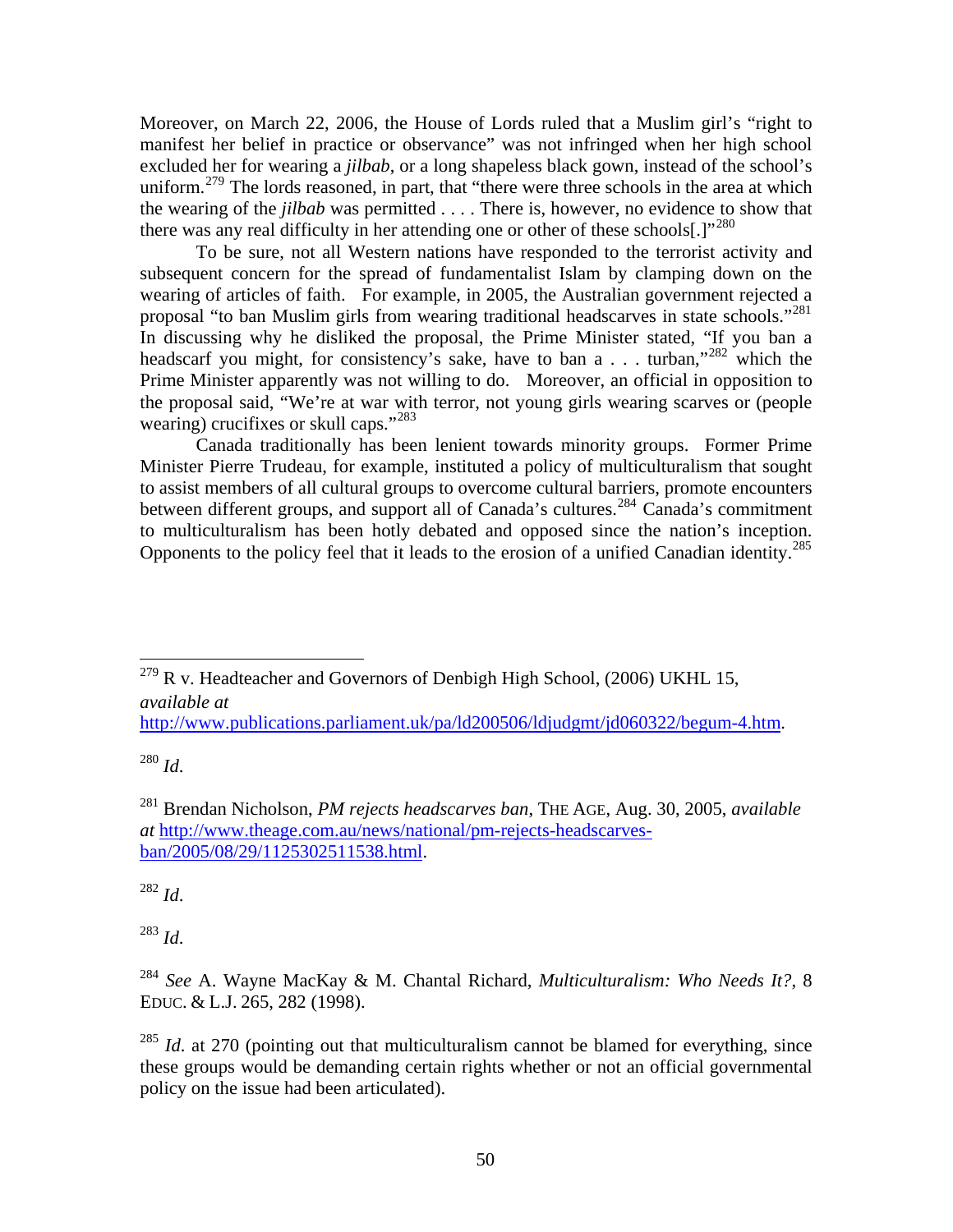Moreover, on March 22, 2006, the House of Lords ruled that a Muslim girl's "right to manifest her belief in practice or observance" was not infringed when her high school excluded her for wearing a *jilbab*, or a long shapeless black gown, instead of the school's uniform.[279] The lords reasoned, in part, that "there were three schools in the area at which the wearing of the *jilbab* was permitted . . . . There is, however, no evidence to show that there was any real difficulty in her attending one or other of these schools[.]"[280]

To be sure, not all Western nations have responded to the terrorist activity and subsequent concern for the spread of fundamentalist Islam by clamping down on the wearing of articles of faith. For example, in 2005, the Australian government rejected a proposal "to ban Muslim girls from wearing traditional headscarves in state schools."[281] In discussing why he disliked the proposal, the Prime Minister stated, "If you ban a headscarf you might, for consistency's sake, have to ban a . . . turban,"[282] which the Prime Minister apparently was not willing to do. Moreover, an official in opposition to the proposal said, "We're at war with terror, not young girls wearing scarves or (people wearing) crucifixes or skull caps."[283]

Canada traditionally has been lenient towards minority groups. Former Prime Minister Pierre Trudeau, for example, instituted a policy of multiculturalism that sought to assist members of all cultural groups to overcome cultural barriers, promote encounters between different groups, and support all of Canada's cultures.[284] Canada's commitment to multiculturalism has been hotly debated and opposed since the nation's inception. Opponents to the policy feel that it leads to the erosion of a unified Canadian identity.[285]

---

[279] R v. Headteacher and Governors of Denbigh High School, (2006) UKHL 15, *available at* http://www.publications.parliament.uk/pa/ld200506/ldjudgmt/jd060322/begum-4.htm.

[280] *Id*.

[281] Brendan Nicholson, *PM rejects headscarves ban*, THE AGE, Aug. 30, 2005, *available at* http://www.theage.com.au/news/national/pm-rejects-headscarves-ban/2005/08/29/1125302511538.html.

[282] *Id*.

[283] *Id*.

[284] *See* A. Wayne MacKay & M. Chantal Richard, *Multiculturalism: Who Needs It?*, 8 EDUC. & L.J. 265, 282 (1998).

[285] *Id*. at 270 (pointing out that multiculturalism cannot be blamed for everything, since these groups would be demanding certain rights whether or not an official governmental policy on the issue had been articulated).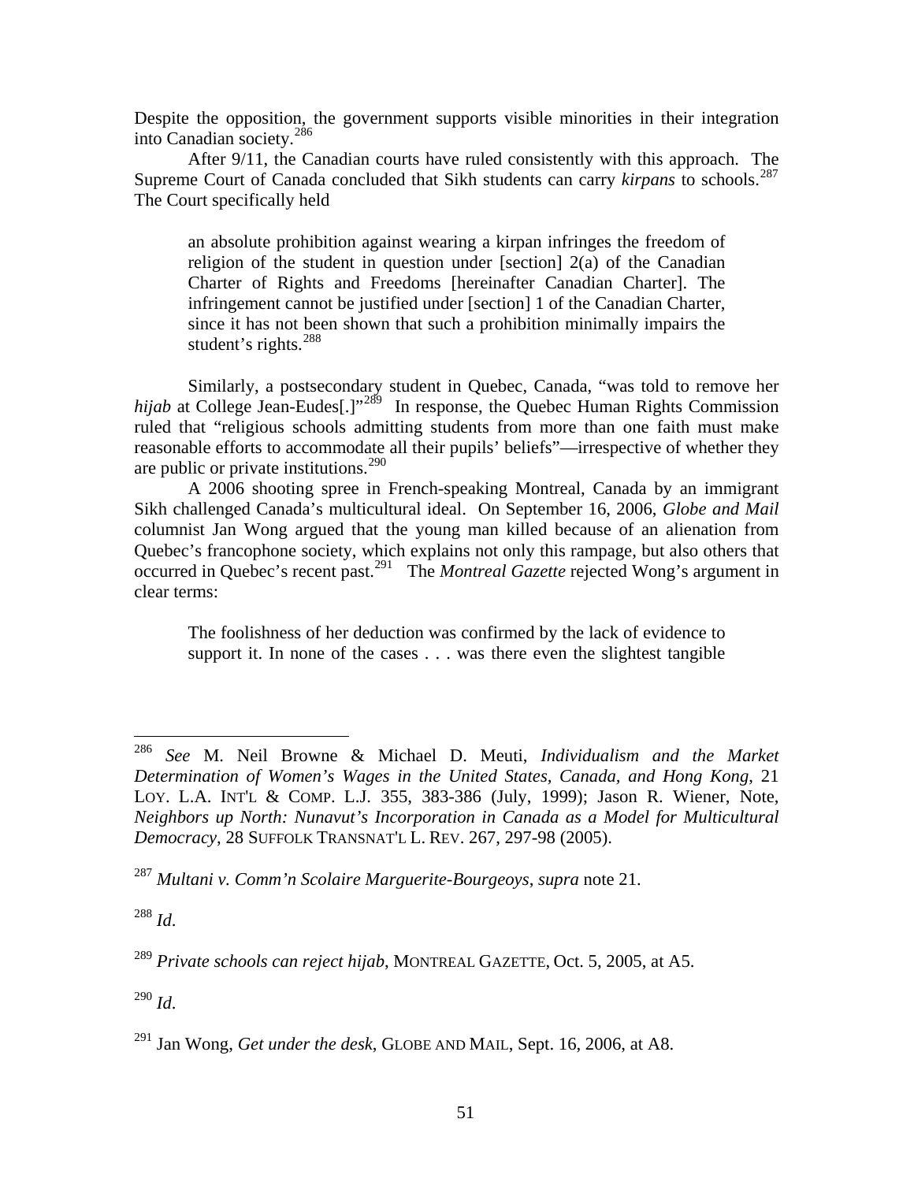Despite the opposition, the government supports visible minorities in their integration into Canadian society.[286]

After 9/11, the Canadian courts have ruled consistently with this approach. The Supreme Court of Canada concluded that Sikh students can carry *kirpans* to schools.[287] The Court specifically held

> an absolute prohibition against wearing a kirpan infringes the freedom of religion of the student in question under [section] 2(a) of the Canadian Charter of Rights and Freedoms [hereinafter Canadian Charter]. The infringement cannot be justified under [section] 1 of the Canadian Charter, since it has not been shown that such a prohibition minimally impairs the student's rights.[288]

Similarly, a postsecondary student in Quebec, Canada, "was told to remove her *hijab* at College Jean-Eudes[.]"[289] In response, the Quebec Human Rights Commission ruled that "religious schools admitting students from more than one faith must make reasonable efforts to accommodate all their pupils' beliefs"—irrespective of whether they are public or private institutions.[290]

A 2006 shooting spree in French-speaking Montreal, Canada by an immigrant Sikh challenged Canada's multicultural ideal. On September 16, 2006, *Globe and Mail* columnist Jan Wong argued that the young man killed because of an alienation from Quebec's francophone society, which explains not only this rampage, but also others that occurred in Quebec's recent past.[291] The *Montreal Gazette* rejected Wong's argument in clear terms:

> The foolishness of her deduction was confirmed by the lack of evidence to support it. In none of the cases . . . was there even the slightest tangible

---

[286] *See* M. Neil Browne & Michael D. Meuti, *Individualism and the Market Determination of Women's Wages in the United States, Canada, and Hong Kong*, 21 LOY. L.A. INT'L & COMP. L.J. 355, 383-386 (July, 1999); Jason R. Wiener, Note, *Neighbors up North: Nunavut's Incorporation in Canada as a Model for Multicultural Democracy*, 28 SUFFOLK TRANSNAT'L L. REV. 267, 297-98 (2005).

[287] *Multani v. Comm'n Scolaire Marguerite-Bourgeoys*, *supra* note 21.

[288] *Id*.

[289] *Private schools can reject hijab*, MONTREAL GAZETTE, Oct. 5, 2005, at A5.

[290] *Id*.

[291] Jan Wong, *Get under the desk*, GLOBE AND MAIL, Sept. 16, 2006, at A8.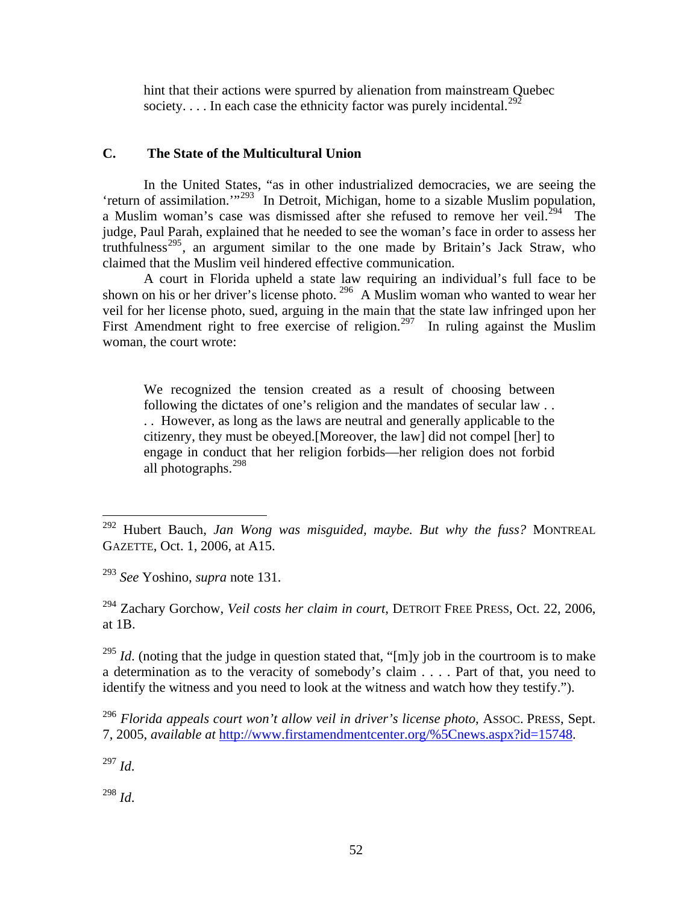> hint that their actions were spurred by alienation from mainstream Quebec society. . . . In each case the ethnicity factor was purely incidental.[292]

## C. The State of the Multicultural Union

In the United States, "as in other industrialized democracies, we are seeing the 'return of assimilation.'"[293] In Detroit, Michigan, home to a sizable Muslim population, a Muslim woman's case was dismissed after she refused to remove her veil.[294] The judge, Paul Parah, explained that he needed to see the woman's face in order to assess her truthfulness[295], an argument similar to the one made by Britain's Jack Straw, who claimed that the Muslim veil hindered effective communication.

A court in Florida upheld a state law requiring an individual's full face to be shown on his or her driver's license photo.[296] A Muslim woman who wanted to wear her veil for her license photo, sued, arguing in the main that the state law infringed upon her First Amendment right to free exercise of religion.[297] In ruling against the Muslim woman, the court wrote:

> We recognized the tension created as a result of choosing between following the dictates of one's religion and the mandates of secular law . . . . However, as long as the laws are neutral and generally applicable to the citizenry, they must be obeyed.[Moreover, the law] did not compel [her] to engage in conduct that her religion forbids—her religion does not forbid all photographs.[298]

---

[292] Hubert Bauch, *Jan Wong was misguided, maybe. But why the fuss?* MONTREAL GAZETTE, Oct. 1, 2006, at A15.

[293] *See* Yoshino, *supra* note 131.

[294] Zachary Gorchow, *Veil costs her claim in court*, DETROIT FREE PRESS, Oct. 22, 2006, at 1B.

[295] *Id*. (noting that the judge in question stated that, "[m]y job in the courtroom is to make a determination as to the veracity of somebody's claim . . . . Part of that, you need to identify the witness and you need to look at the witness and watch how they testify.").

[296] *Florida appeals court won't allow veil in driver's license photo*, ASSOC. PRESS, Sept. 7, 2005, *available at* http://www.firstamendmentcenter.org/%5Cnews.aspx?id=15748.

[297] *Id*.

[298] *Id*.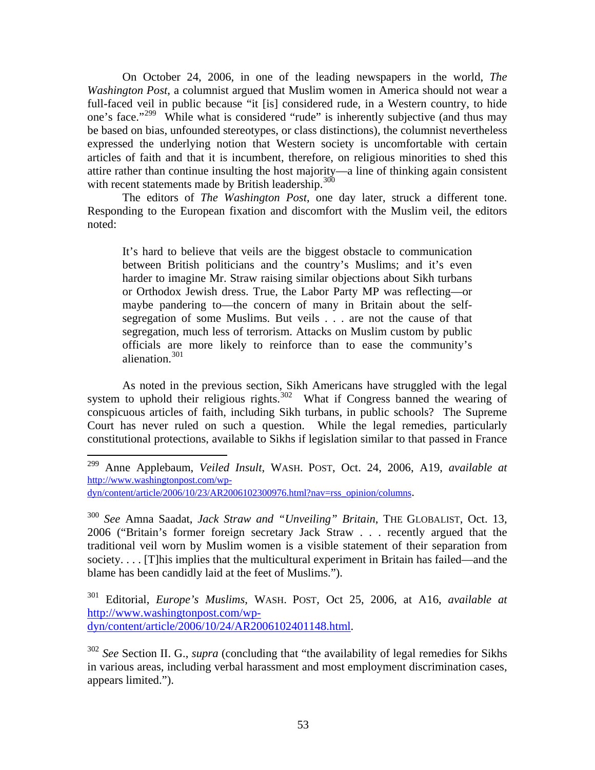On October 24, 2006, in one of the leading newspapers in the world, *The Washington Post*, a columnist argued that Muslim women in America should not wear a full-faced veil in public because "it [is] considered rude, in a Western country, to hide one's face."[299] While what is considered "rude" is inherently subjective (and thus may be based on bias, unfounded stereotypes, or class distinctions), the columnist nevertheless expressed the underlying notion that Western society is uncomfortable with certain articles of faith and that it is incumbent, therefore, on religious minorities to shed this attire rather than continue insulting the host majority—a line of thinking again consistent with recent statements made by British leadership.[300]

The editors of *The Washington Post*, one day later, struck a different tone. Responding to the European fixation and discomfort with the Muslim veil, the editors noted:

> It's hard to believe that veils are the biggest obstacle to communication between British politicians and the country's Muslims; and it's even harder to imagine Mr. Straw raising similar objections about Sikh turbans or Orthodox Jewish dress. True, the Labor Party MP was reflecting—or maybe pandering to—the concern of many in Britain about the self-segregation of some Muslims. But veils . . . are not the cause of that segregation, much less of terrorism. Attacks on Muslim custom by public officials are more likely to reinforce than to ease the community's alienation.[301]

As noted in the previous section, Sikh Americans have struggled with the legal system to uphold their religious rights.[302] What if Congress banned the wearing of conspicuous articles of faith, including Sikh turbans, in public schools? The Supreme Court has never ruled on such a question. While the legal remedies, particularly constitutional protections, available to Sikhs if legislation similar to that passed in France

---

[299] Anne Applebaum, *Veiled Insult*, WASH. POST, Oct. 24, 2006, A19, *available at* http://www.washingtonpost.com/wp-dyn/content/article/2006/10/23/AR2006102300976.html?nav=rss_opinion/columns.

[300] *See* Amna Saadat, *Jack Straw and "Unveiling" Britain*, THE GLOBALIST, Oct. 13, 2006 ("Britain's former foreign secretary Jack Straw . . . recently argued that the traditional veil worn by Muslim women is a visible statement of their separation from society. . . . [T]his implies that the multicultural experiment in Britain has failed—and the blame has been candidly laid at the feet of Muslims.").

[301] Editorial, *Europe's Muslims*, WASH. POST, Oct 25, 2006, at A16, *available at* http://www.washingtonpost.com/wp-dyn/content/article/2006/10/24/AR2006102401148.html.

[302] *See* Section II. G., *supra* (concluding that "the availability of legal remedies for Sikhs in various areas, including verbal harassment and most employment discrimination cases, appears limited.").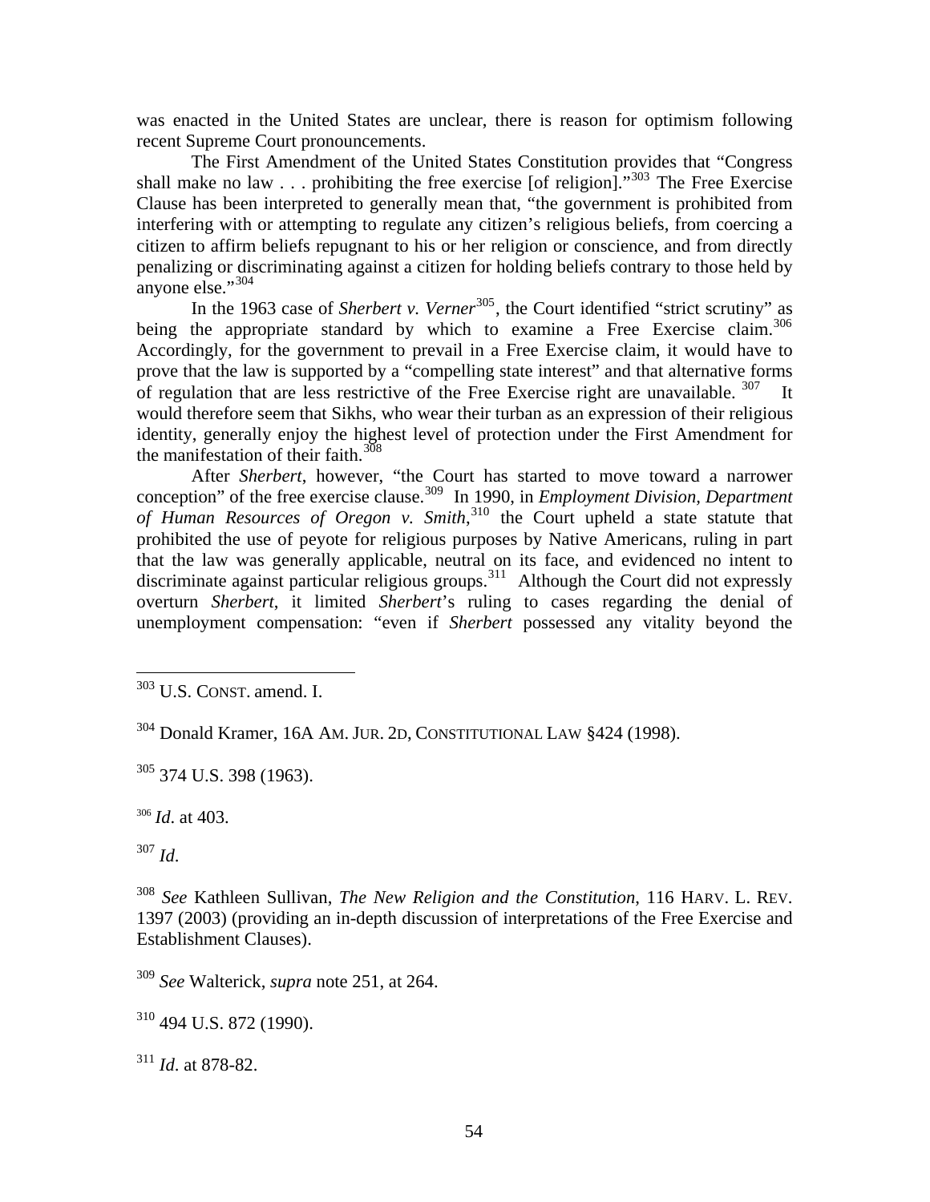was enacted in the United States are unclear, there is reason for optimism following recent Supreme Court pronouncements.

The First Amendment of the United States Constitution provides that "Congress shall make no law . . . prohibiting the free exercise [of religion]."[303] The Free Exercise Clause has been interpreted to generally mean that, "the government is prohibited from interfering with or attempting to regulate any citizen's religious beliefs, from coercing a citizen to affirm beliefs repugnant to his or her religion or conscience, and from directly penalizing or discriminating against a citizen for holding beliefs contrary to those held by anyone else."[304]

In the 1963 case of *Sherbert v. Verner*[305], the Court identified "strict scrutiny" as being the appropriate standard by which to examine a Free Exercise claim.[306] Accordingly, for the government to prevail in a Free Exercise claim, it would have to prove that the law is supported by a "compelling state interest" and that alternative forms of regulation that are less restrictive of the Free Exercise right are unavailable.[307] It would therefore seem that Sikhs, who wear their turban as an expression of their religious identity, generally enjoy the highest level of protection under the First Amendment for the manifestation of their faith.[308]

After *Sherbert*, however, "the Court has started to move toward a narrower conception" of the free exercise clause.[309] In 1990, in *Employment Division, Department of Human Resources of Oregon v. Smith*,[310] the Court upheld a state statute that prohibited the use of peyote for religious purposes by Native Americans, ruling in part that the law was generally applicable, neutral on its face, and evidenced no intent to discriminate against particular religious groups.[311] Although the Court did not expressly overturn *Sherbert*, it limited *Sherbert*'s ruling to cases regarding the denial of unemployment compensation: "even if *Sherbert* possessed any vitality beyond the

---

[303] U.S. CONST. amend. I.

[304] Donald Kramer, 16A AM. JUR. 2D, CONSTITUTIONAL LAW §424 (1998).

[305] 374 U.S. 398 (1963).

[306] *Id*. at 403.

[307] *Id*.

[308] *See* Kathleen Sullivan, *The New Religion and the Constitution*, 116 HARV. L. REV. 1397 (2003) (providing an in-depth discussion of interpretations of the Free Exercise and Establishment Clauses).

[309] *See* Walterick, *supra* note 251, at 264.

[310] 494 U.S. 872 (1990).

[311] *Id*. at 878-82.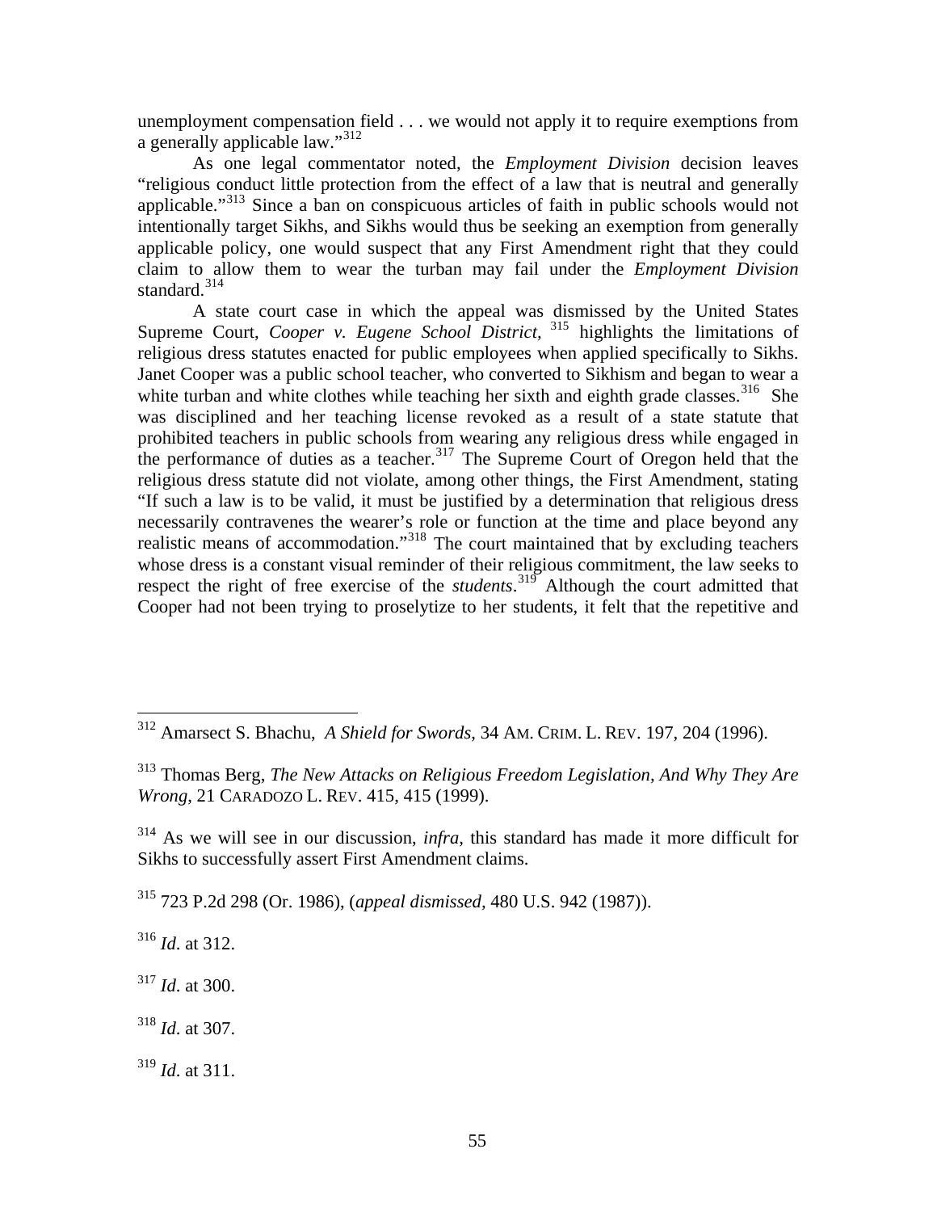unemployment compensation field . . . we would not apply it to require exemptions from a generally applicable law."[312]

As one legal commentator noted, the *Employment Division* decision leaves "religious conduct little protection from the effect of a law that is neutral and generally applicable."[313] Since a ban on conspicuous articles of faith in public schools would not intentionally target Sikhs, and Sikhs would thus be seeking an exemption from generally applicable policy, one would suspect that any First Amendment right that they could claim to allow them to wear the turban may fail under the *Employment Division* standard.[314]

A state court case in which the appeal was dismissed by the United States Supreme Court, *Cooper v. Eugene School District*, [315] highlights the limitations of religious dress statutes enacted for public employees when applied specifically to Sikhs. Janet Cooper was a public school teacher, who converted to Sikhism and began to wear a white turban and white clothes while teaching her sixth and eighth grade classes.[316] She was disciplined and her teaching license revoked as a result of a state statute that prohibited teachers in public schools from wearing any religious dress while engaged in the performance of duties as a teacher.[317] The Supreme Court of Oregon held that the religious dress statute did not violate, among other things, the First Amendment, stating "If such a law is to be valid, it must be justified by a determination that religious dress necessarily contravenes the wearer's role or function at the time and place beyond any realistic means of accommodation."[318] The court maintained that by excluding teachers whose dress is a constant visual reminder of their religious commitment, the law seeks to respect the right of free exercise of the *students*.[319] Although the court admitted that Cooper had not been trying to proselytize to her students, it felt that the repetitive and

---

[312] Amarsect S. Bhachu, *A Shield for Swords*, 34 AM. CRIM. L. REV. 197, 204 (1996).

[313] Thomas Berg, *The New Attacks on Religious Freedom Legislation, And Why They Are Wrong*, 21 CARADOZO L. REV. 415, 415 (1999).

[314] As we will see in our discussion, *infra*, this standard has made it more difficult for Sikhs to successfully assert First Amendment claims.

[315] 723 P.2d 298 (Or. 1986), (*appeal dismissed*, 480 U.S. 942 (1987)).

[316] *Id*. at 312.

[317] *Id*. at 300.

[318] *Id*. at 307.

[319] *Id*. at 311.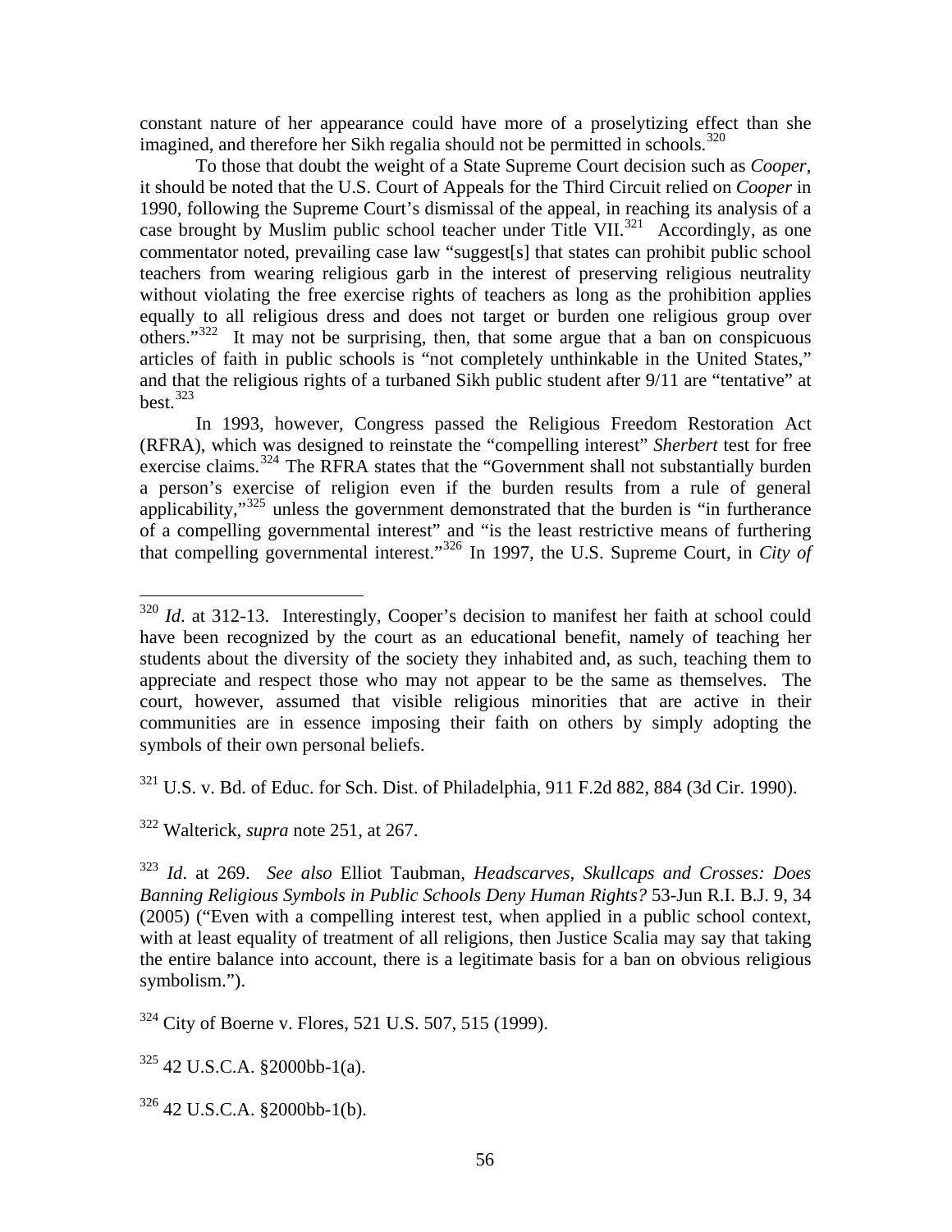constant nature of her appearance could have more of a proselytizing effect than she imagined, and therefore her Sikh regalia should not be permitted in schools.[320]

To those that doubt the weight of a State Supreme Court decision such as *Cooper*, it should be noted that the U.S. Court of Appeals for the Third Circuit relied on *Cooper* in 1990, following the Supreme Court's dismissal of the appeal, in reaching its analysis of a case brought by Muslim public school teacher under Title VII.[321] Accordingly, as one commentator noted, prevailing case law "suggest[s] that states can prohibit public school teachers from wearing religious garb in the interest of preserving religious neutrality without violating the free exercise rights of teachers as long as the prohibition applies equally to all religious dress and does not target or burden one religious group over others."[322] It may not be surprising, then, that some argue that a ban on conspicuous articles of faith in public schools is "not completely unthinkable in the United States," and that the religious rights of a turbaned Sikh public student after 9/11 are "tentative" at best.[323]

In 1993, however, Congress passed the Religious Freedom Restoration Act (RFRA), which was designed to reinstate the "compelling interest" *Sherbert* test for free exercise claims.[324] The RFRA states that the "Government shall not substantially burden a person's exercise of religion even if the burden results from a rule of general applicability,"[325] unless the government demonstrated that the burden is "in furtherance of a compelling governmental interest" and "is the least restrictive means of furthering that compelling governmental interest."[326] In 1997, the U.S. Supreme Court, in *City of*

---

[320] *Id*. at 312-13. Interestingly, Cooper's decision to manifest her faith at school could have been recognized by the court as an educational benefit, namely of teaching her students about the diversity of the society they inhabited and, as such, teaching them to appreciate and respect those who may not appear to be the same as themselves. The court, however, assumed that visible religious minorities that are active in their communities are in essence imposing their faith on others by simply adopting the symbols of their own personal beliefs.

[321] U.S. v. Bd. of Educ. for Sch. Dist. of Philadelphia, 911 F.2d 882, 884 (3d Cir. 1990).

[322] Walterick, *supra* note 251, at 267.

[323] *Id*. at 269. *See also* Elliot Taubman, *Headscarves, Skullcaps and Crosses: Does Banning Religious Symbols in Public Schools Deny Human Rights?* 53-Jun R.I. B.J. 9, 34 (2005) ("Even with a compelling interest test, when applied in a public school context, with at least equality of treatment of all religions, then Justice Scalia may say that taking the entire balance into account, there is a legitimate basis for a ban on obvious religious symbolism.").

[324] City of Boerne v. Flores, 521 U.S. 507, 515 (1999).

[325] 42 U.S.C.A. §2000bb-1(a).

[326] 42 U.S.C.A. §2000bb-1(b).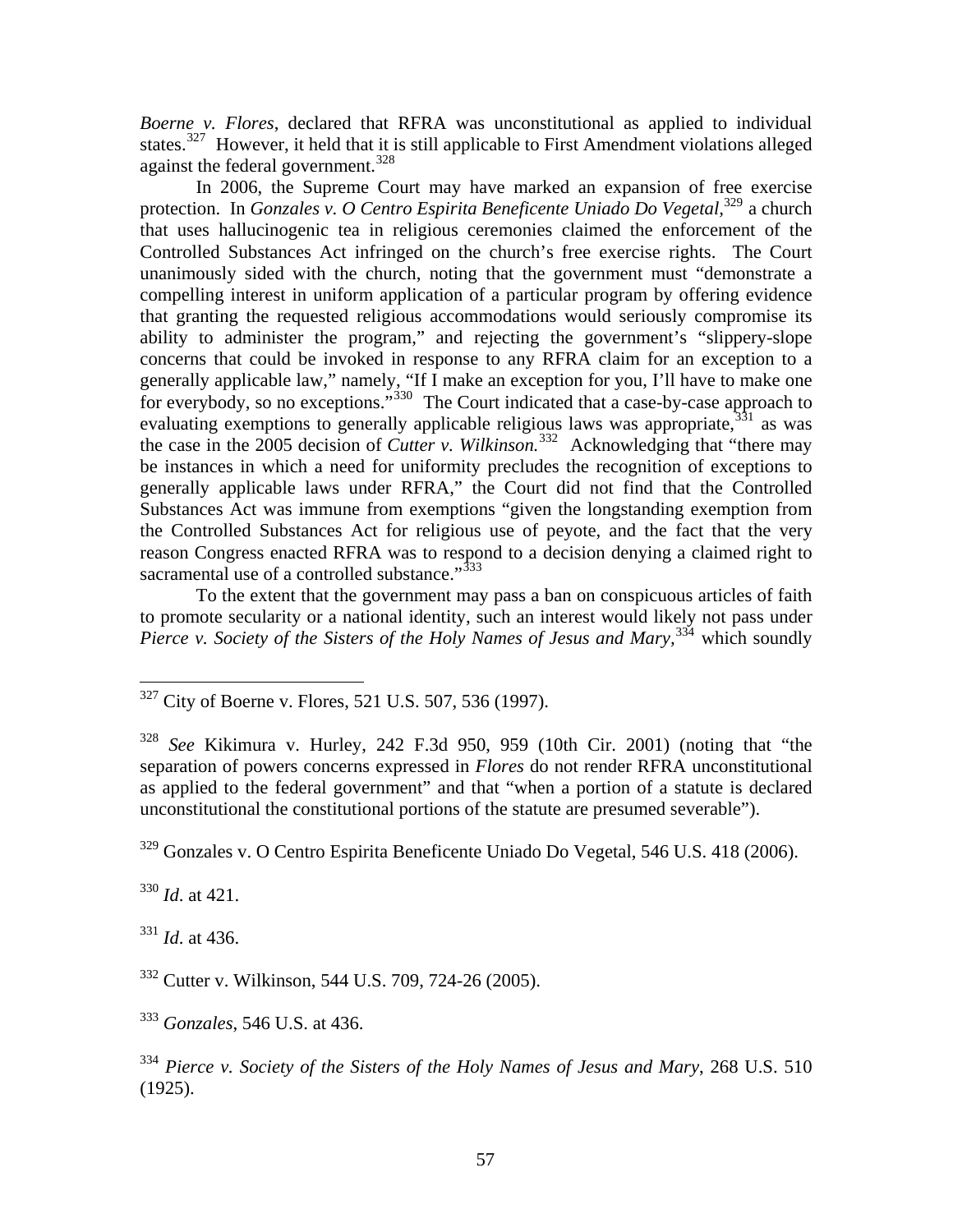*Boerne v. Flores*, declared that RFRA was unconstitutional as applied to individual states.[327] However, it held that it is still applicable to First Amendment violations alleged against the federal government.[328]

In 2006, the Supreme Court may have marked an expansion of free exercise protection. In *Gonzales v. O Centro Espirita Beneficente Uniado Do Vegetal*,[329] a church that uses hallucinogenic tea in religious ceremonies claimed the enforcement of the Controlled Substances Act infringed on the church's free exercise rights. The Court unanimously sided with the church, noting that the government must "demonstrate a compelling interest in uniform application of a particular program by offering evidence that granting the requested religious accommodations would seriously compromise its ability to administer the program," and rejecting the government's "slippery-slope concerns that could be invoked in response to any RFRA claim for an exception to a generally applicable law," namely, "If I make an exception for you, I'll have to make one for everybody, so no exceptions."[330] The Court indicated that a case-by-case approach to evaluating exemptions to generally applicable religious laws was appropriate,[331] as was the case in the 2005 decision of *Cutter v. Wilkinson.*[332] Acknowledging that "there may be instances in which a need for uniformity precludes the recognition of exceptions to generally applicable laws under RFRA," the Court did not find that the Controlled Substances Act was immune from exemptions "given the longstanding exemption from the Controlled Substances Act for religious use of peyote, and the fact that the very reason Congress enacted RFRA was to respond to a decision denying a claimed right to sacramental use of a controlled substance."[333]

To the extent that the government may pass a ban on conspicuous articles of faith to promote secularity or a national identity, such an interest would likely not pass under *Pierce v. Society of the Sisters of the Holy Names of Jesus and Mary*,[334] which soundly

---

[327] City of Boerne v. Flores, 521 U.S. 507, 536 (1997).

[328] *See* Kikimura v. Hurley, 242 F.3d 950, 959 (10th Cir. 2001) (noting that "the separation of powers concerns expressed in *Flores* do not render RFRA unconstitutional as applied to the federal government" and that "when a portion of a statute is declared unconstitutional the constitutional portions of the statute are presumed severable").

[329] Gonzales v. O Centro Espirita Beneficente Uniado Do Vegetal, 546 U.S. 418 (2006).

[330] *Id*. at 421.

[331] *Id*. at 436.

[332] Cutter v. Wilkinson, 544 U.S. 709, 724-26 (2005).

[333] *Gonzales*, 546 U.S. at 436.

[334] *Pierce v. Society of the Sisters of the Holy Names of Jesus and Mary*, 268 U.S. 510 (1925).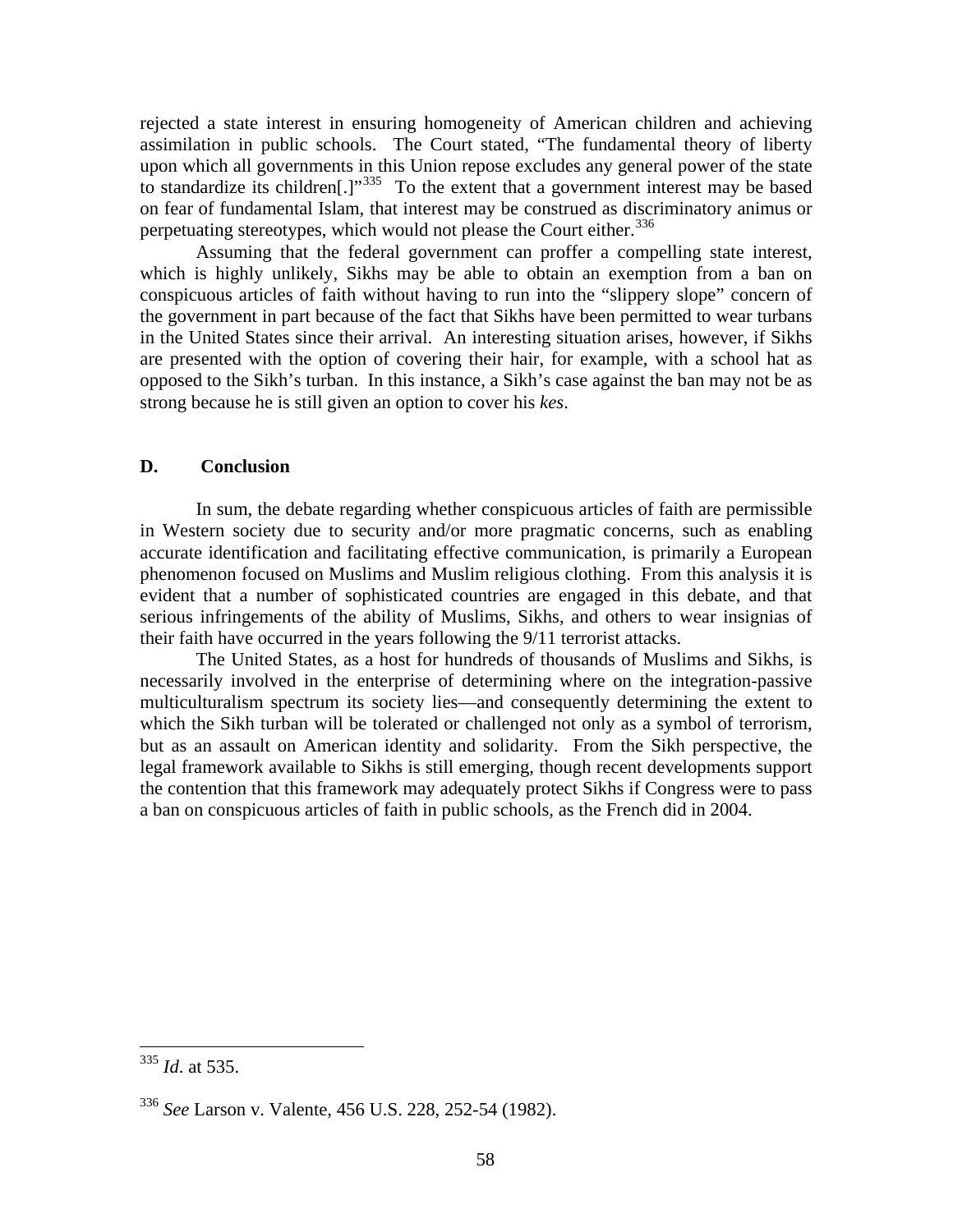rejected a state interest in ensuring homogeneity of American children and achieving assimilation in public schools. The Court stated, "The fundamental theory of liberty upon which all governments in this Union repose excludes any general power of the state to standardize its children[.]"[335] To the extent that a government interest may be based on fear of fundamental Islam, that interest may be construed as discriminatory animus or perpetuating stereotypes, which would not please the Court either.[336]

Assuming that the federal government can proffer a compelling state interest, which is highly unlikely, Sikhs may be able to obtain an exemption from a ban on conspicuous articles of faith without having to run into the "slippery slope" concern of the government in part because of the fact that Sikhs have been permitted to wear turbans in the United States since their arrival. An interesting situation arises, however, if Sikhs are presented with the option of covering their hair, for example, with a school hat as opposed to the Sikh's turban. In this instance, a Sikh's case against the ban may not be as strong because he is still given an option to cover his *kes*.

### D. Conclusion

In sum, the debate regarding whether conspicuous articles of faith are permissible in Western society due to security and/or more pragmatic concerns, such as enabling accurate identification and facilitating effective communication, is primarily a European phenomenon focused on Muslims and Muslim religious clothing. From this analysis it is evident that a number of sophisticated countries are engaged in this debate, and that serious infringements of the ability of Muslims, Sikhs, and others to wear insignias of their faith have occurred in the years following the 9/11 terrorist attacks.

The United States, as a host for hundreds of thousands of Muslims and Sikhs, is necessarily involved in the enterprise of determining where on the integration-passive multiculturalism spectrum its society lies—and consequently determining the extent to which the Sikh turban will be tolerated or challenged not only as a symbol of terrorism, but as an assault on American identity and solidarity. From the Sikh perspective, the legal framework available to Sikhs is still emerging, though recent developments support the contention that this framework may adequately protect Sikhs if Congress were to pass a ban on conspicuous articles of faith in public schools, as the French did in 2004.

---

[335] *Id*. at 535.

[336] *See* Larson v. Valente, 456 U.S. 228, 252-54 (1982).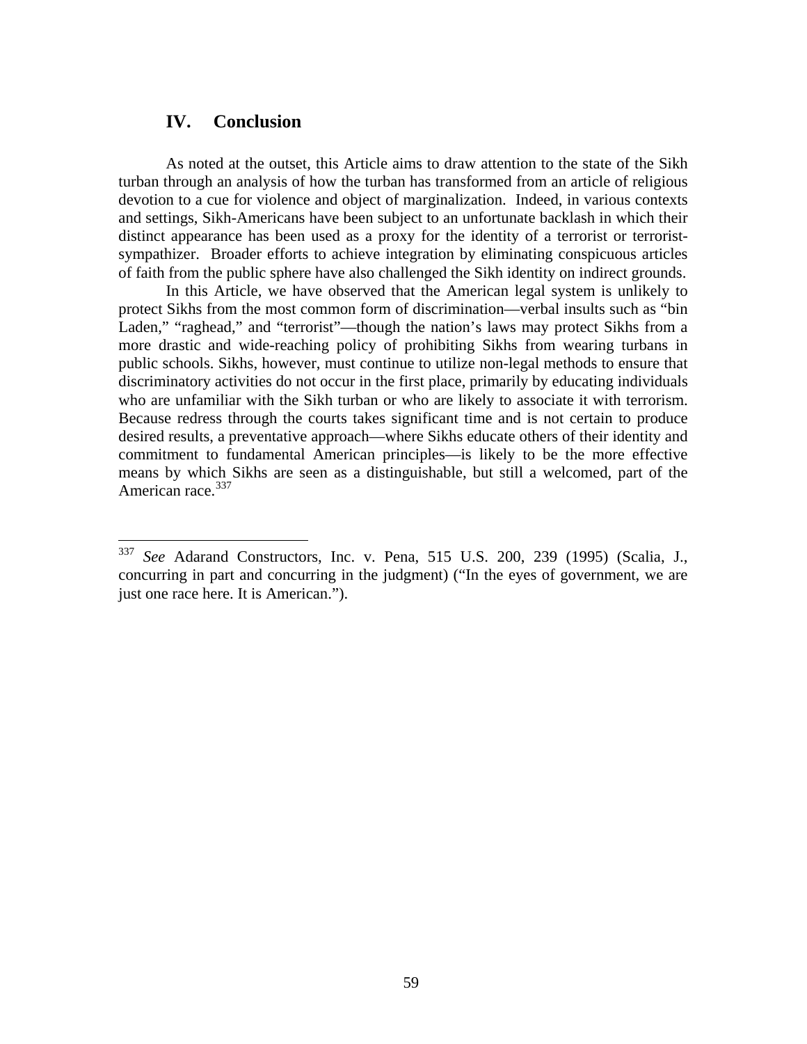## IV. Conclusion

As noted at the outset, this Article aims to draw attention to the state of the Sikh turban through an analysis of how the turban has transformed from an article of religious devotion to a cue for violence and object of marginalization. Indeed, in various contexts and settings, Sikh-Americans have been subject to an unfortunate backlash in which their distinct appearance has been used as a proxy for the identity of a terrorist or terrorist-sympathizer. Broader efforts to achieve integration by eliminating conspicuous articles of faith from the public sphere have also challenged the Sikh identity on indirect grounds.

In this Article, we have observed that the American legal system is unlikely to protect Sikhs from the most common form of discrimination—verbal insults such as "bin Laden," "raghead," and "terrorist"—though the nation's laws may protect Sikhs from a more drastic and wide-reaching policy of prohibiting Sikhs from wearing turbans in public schools. Sikhs, however, must continue to utilize non-legal methods to ensure that discriminatory activities do not occur in the first place, primarily by educating individuals who are unfamiliar with the Sikh turban or who are likely to associate it with terrorism. Because redress through the courts takes significant time and is not certain to produce desired results, a preventative approach—where Sikhs educate others of their identity and commitment to fundamental American principles—is likely to be the more effective means by which Sikhs are seen as a distinguishable, but still a welcomed, part of the American race.[337]

---

[337] *See* Adarand Constructors, Inc. v. Pena, 515 U.S. 200, 239 (1995) (Scalia, J., concurring in part and concurring in the judgment) ("In the eyes of government, we are just one race here. It is American.").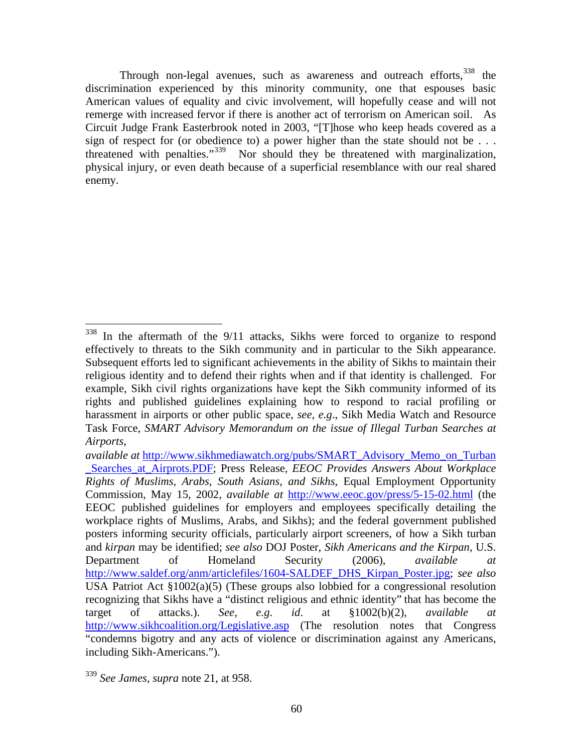Through non-legal avenues, such as awareness and outreach efforts,[338] the discrimination experienced by this minority community, one that espouses basic American values of equality and civic involvement, will hopefully cease and will not remerge with increased fervor if there is another act of terrorism on American soil. As Circuit Judge Frank Easterbrook noted in 2003, "[T]hose who keep heads covered as a sign of respect for (or obedience to) a power higher than the state should not be . . . threatened with penalties."[339] Nor should they be threatened with marginalization, physical injury, or even death because of a superficial resemblance with our real shared enemy.

---

[338] In the aftermath of the 9/11 attacks, Sikhs were forced to organize to respond effectively to threats to the Sikh community and in particular to the Sikh appearance. Subsequent efforts led to significant achievements in the ability of Sikhs to maintain their religious identity and to defend their rights when and if that identity is challenged. For example, Sikh civil rights organizations have kept the Sikh community informed of its rights and published guidelines explaining how to respond to racial profiling or harassment in airports or other public space, *see, e.g*., Sikh Media Watch and Resource Task Force, *SMART Advisory Memorandum on the issue of Illegal Turban Searches at Airports*,

*available at* http://www.sikhmediawatch.org/pubs/SMART_Advisory_Memo_on_Turban_Searches_at_Airprots.PDF; Press Release, *EEOC Provides Answers About Workplace Rights of Muslims, Arabs, South Asians, and Sikhs*, Equal Employment Opportunity Commission, May 15, 2002, *available at* http://www.eeoc.gov/press/5-15-02.html (the EEOC published guidelines for employers and employees specifically detailing the workplace rights of Muslims, Arabs, and Sikhs); and the federal government published posters informing security officials, particularly airport screeners, of how a Sikh turban and *kirpan* may be identified; *see also* DOJ Poster, *Sikh Americans and the Kirpan*, U.S. Department of Homeland Security (2006), *available at* http://www.saldef.org/anm/articlefiles/1604-SALDEF_DHS_Kirpan_Poster.jpg; *see also* USA Patriot Act §1002(a)(5) (These groups also lobbied for a congressional resolution recognizing that Sikhs have a "distinct religious and ethnic identity" that has become the target of attacks.). *See, e.g*. *id*. at §1002(b)(2), *available at* http://www.sikhcoalition.org/Legislative.asp (The resolution notes that Congress "condemns bigotry and any acts of violence or discrimination against any Americans, including Sikh-Americans.").

[339] *See James*, *supra* note 21, at 958.